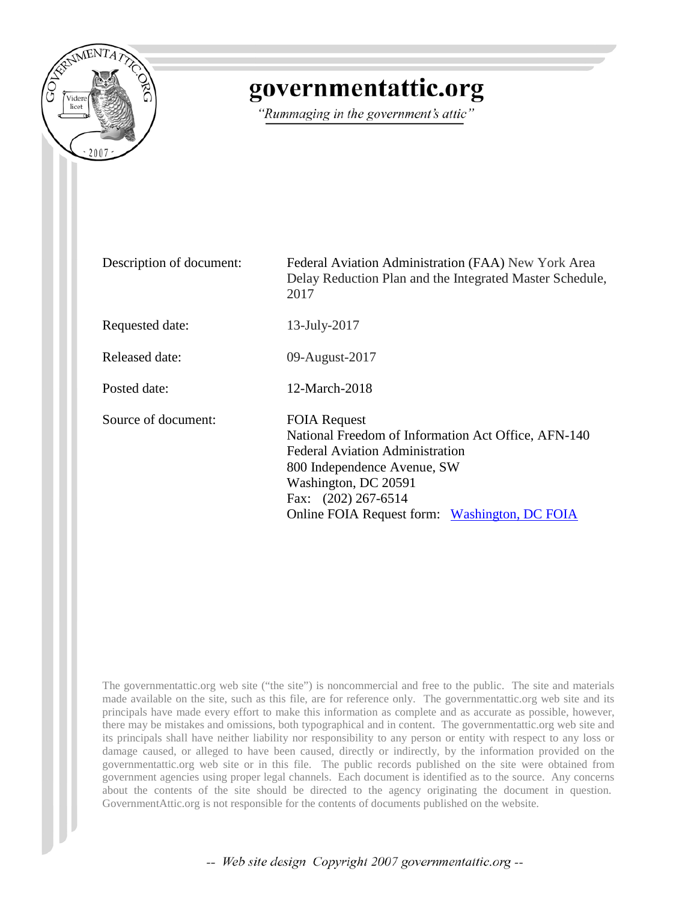# governmentattic.org

*"Rummaging in the government's attic"*

| | |
|---|---|
| Description of document: | Federal Aviation Administration (FAA) New York Area Delay Reduction Plan and the Integrated Master Schedule, 2017 |
| Requested date: | 13-July-2017 |
| Released date: | 09-August-2017 |
| Posted date: | 12-March-2018 |
| Source of document: | FOIA Request<br>National Freedom of Information Act Office, AFN-140<br>Federal Aviation Administration<br>800 Independence Avenue, SW<br>Washington, DC 20591<br>Fax: (202) 267-6514<br>Online FOIA Request form: Washington, DC FOIA |

The governmentattic.org web site ("the site") is noncommercial and free to the public. The site and materials made available on the site, such as this file, are for reference only. The governmentattic.org web site and its principals have made every effort to make this information as complete and as accurate as possible, however, there may be mistakes and omissions, both typographical and in content. The governmentattic.org web site and its principals shall have neither liability nor responsibility to any person or entity with respect to any loss or damage caused, or alleged to have been caused, directly or indirectly, by the information provided on the governmentattic.org web site or in this file. The public records published on the site were obtained from government agencies using proper legal channels. Each document is identified as to the source. Any concerns about the contents of the site should be directed to the agency originating the document in question. GovernmentAttic.org is not responsible for the contents of documents published on the website.

-- Web site design Copyright 2007 governmentattic.org --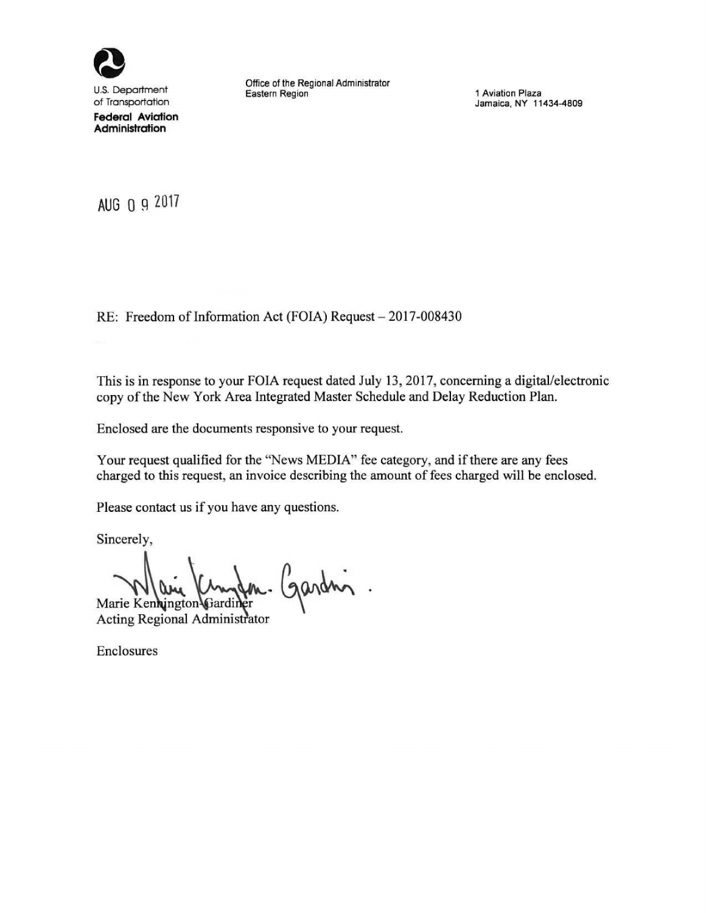U.S. Department of Transportation
**Federal Aviation Administration**

Office of the Regional Administrator
Eastern Region

1 Aviation Plaza
Jamaica, NY 11434-4809

AUG 09 2017

RE: Freedom of Information Act (FOIA) Request – 2017-008430

This is in response to your FOIA request dated July 13, 2017, concerning a digital/electronic copy of the New York Area Integrated Master Schedule and Delay Reduction Plan.

Enclosed are the documents responsive to your request.

Your request qualified for the "News MEDIA" fee category, and if there are any fees charged to this request, an invoice describing the amount of fees charged will be enclosed.

Please contact us if you have any questions.

Sincerely,

Marie Kennington-Gardiner
Acting Regional Administrator

Enclosures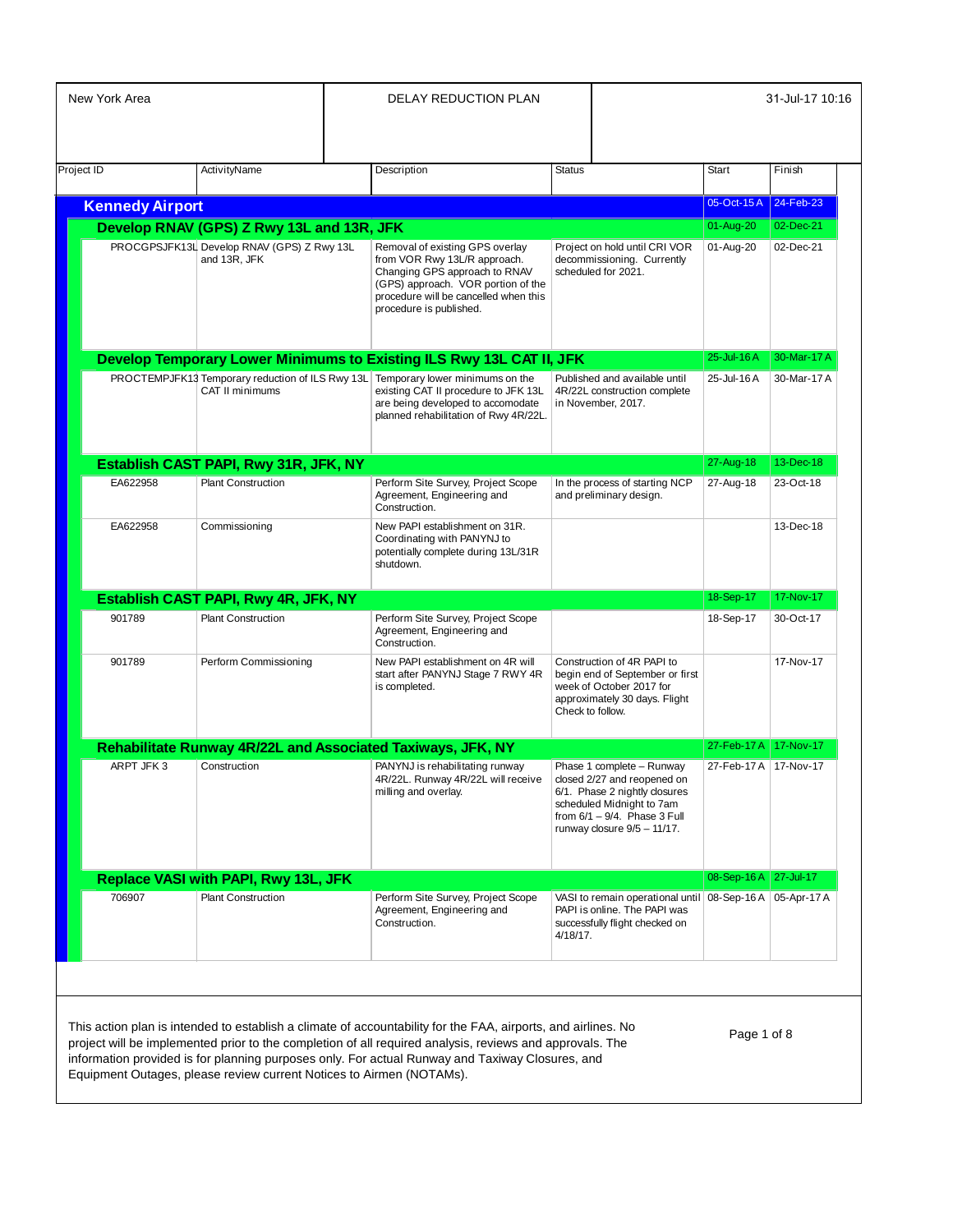| New York Area | DELAY REDUCTION PLAN | 31-Jul-17 10:16 |
|---|---|---|

| Project ID | ActivityName | Description | Status | Start | Finish |
|---|---|---|---|---|---|
| **Kennedy Airport** | | | | 05-Oct-15 A | 24-Feb-23 |
| **Develop RNAV (GPS) Z Rwy 13L and 13R, JFK** | | | | 01-Aug-20 | 02-Dec-21 |
| PROCGPSJFK13L | Develop RNAV (GPS) Z Rwy 13L and 13R, JFK | Removal of existing GPS overlay from VOR Rwy 13L/R approach. Changing GPS approach to RNAV (GPS) approach. VOR portion of the procedure will be cancelled when this procedure is published. | Project on hold until CRI VOR decommissioning. Currently scheduled for 2021. | 01-Aug-20 | 02-Dec-21 |
| **Develop Temporary Lower Minimums to Existing ILS Rwy 13L CAT II, JFK** | | | | 25-Jul-16 A | 30-Mar-17 A |
| PROCTEMPJFK13 | Temporary reduction of ILS Rwy 13L CAT II minimums | Temporary lower minimums on the existing CAT II procedure to JFK 13L are being developed to accomodate planned rehabilitation of Rwy 4R/22L. | Published and available until 4R/22L construction complete in November, 2017. | 25-Jul-16 A | 30-Mar-17 A |
| **Establish CAST PAPI, Rwy 31R, JFK, NY** | | | | 27-Aug-18 | 13-Dec-18 |
| EA622958 | Plant Construction | Perform Site Survey, Project Scope Agreement, Engineering and Construction. | In the process of starting NCP and preliminary design. | 27-Aug-18 | 23-Oct-18 |
| EA622958 | Commissioning | New PAPI establishment on 31R. Coordinating with PANYNJ to potentially complete during 13L/31R shutdown. | | | 13-Dec-18 |
| **Establish CAST PAPI, Rwy 4R, JFK, NY** | | | | 18-Sep-17 | 17-Nov-17 |
| 901789 | Plant Construction | Perform Site Survey, Project Scope Agreement, Engineering and Construction. | | 18-Sep-17 | 30-Oct-17 |
| 901789 | Perform Commissioning | New PAPI establishment on 4R will start after PANYNJ Stage 7 RWY 4R is completed. | Construction of 4R PAPI to begin end of September or first week of October 2017 for approximately 30 days. Flight Check to follow. | | 17-Nov-17 |
| **Rehabilitate Runway 4R/22L and Associated Taxiways, JFK, NY** | | | | 27-Feb-17 A | 17-Nov-17 |
| ARPT JFK 3 | Construction | PANYNJ is rehabilitating runway 4R/22L. Runway 4R/22L will receive milling and overlay. | Phase 1 complete – Runway closed 2/27 and reopened on 6/1. Phase 2 nightly closures scheduled Midnight to 7am from 6/1 – 9/4. Phase 3 Full runway closure 9/5 – 11/17. | 27-Feb-17 A | 17-Nov-17 |
| **Replace VASI with PAPI, Rwy 13L, JFK** | | | | 08-Sep-16 A | 27-Jul-17 |
| 706907 | Plant Construction | Perform Site Survey, Project Scope Agreement, Engineering and Construction. | VASI to remain operational until PAPI is online. The PAPI was successfully flight checked on 4/18/17. | 08-Sep-16 A | 05-Apr-17 A |

This action plan is intended to establish a climate of accountability for the FAA, airports, and airlines. No project will be implemented prior to the completion of all required analysis, reviews and approvals. The information provided is for planning purposes only. For actual Runway and Taxiway Closures, and Equipment Outages, please review current Notices to Airmen (NOTAMs).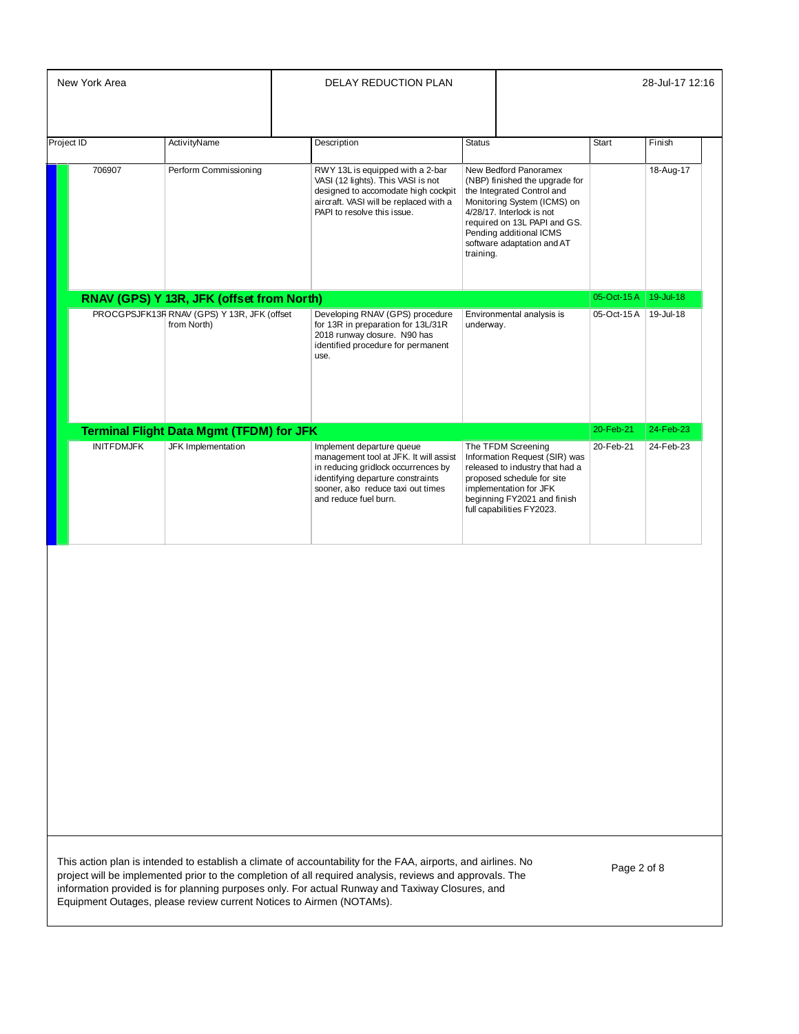| Project ID | ActivityName | Description | Status | Start | Finish |
|---|---|---|---|---|---|
| 706907 | Perform Commissioning | RWY 13L is equipped with a 2-bar VASI (12 lights). This VASI is not designed to accomodate high cockpit aircraft. VASI will be replaced with a PAPI to resolve this issue. | New Bedford Panoramex (NBP) finished the upgrade for the Integrated Control and Monitoring System (ICMS) on 4/28/17. Interlock is not required on 13L PAPI and GS. Pending additional ICMS software adaptation and AT training. | | 18-Aug-17 |
| **RNAV (GPS) Y 13R, JFK (offset from North)** | | | | 05-Oct-15 A | 19-Jul-18 |
| PROCGPSJFK13R | RNAV (GPS) Y 13R, JFK (offset from North) | Developing RNAV (GPS) procedure for 13R in preparation for 13L/31R 2018 runway closure. N90 has identified procedure for permanent use. | Environmental analysis is underway. | 05-Oct-15 A | 19-Jul-18 |
| **Terminal Flight Data Mgmt (TFDM) for JFK** | | | | 20-Feb-21 | 24-Feb-23 |
| INITFDMJFK | JFK Implementation | Implement departure queue management tool at JFK. It will assist in reducing gridlock occurrences by identifying departure constraints sooner, also reduce taxi out times and reduce fuel burn. | The TFDM Screening Information Request (SIR) was released to industry that had a proposed schedule for site implementation for JFK beginning FY2021 and finish full capabilities FY2023. | 20-Feb-21 | 24-Feb-23 |

This action plan is intended to establish a climate of accountability for the FAA, airports, and airlines. No project will be implemented prior to the completion of all required analysis, reviews and approvals. The information provided is for planning purposes only. For actual Runway and Taxiway Closures, and Equipment Outages, please review current Notices to Airmen (NOTAMs).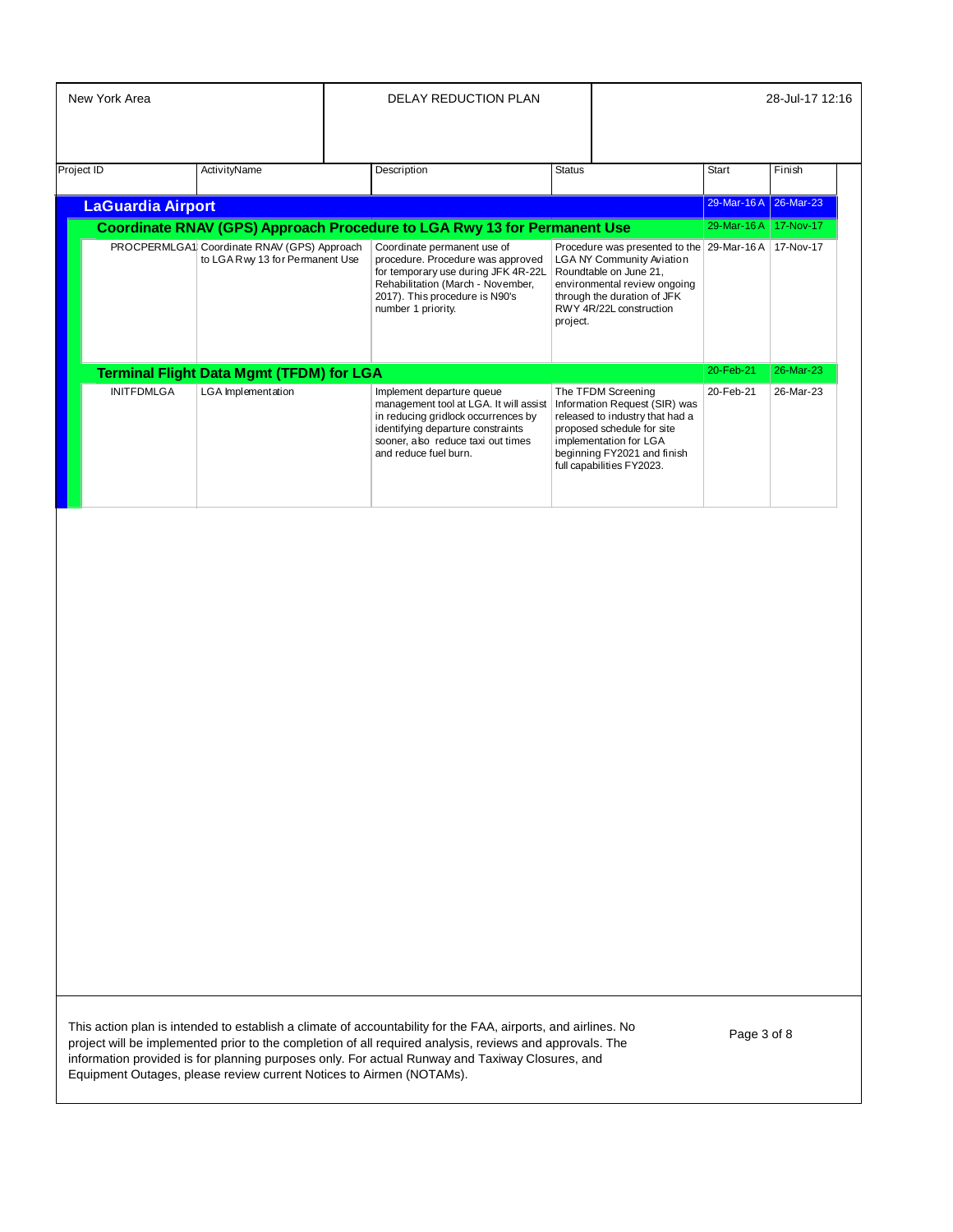| New York Area | DELAY REDUCTION PLAN | 28-Jul-17 12:16 |
|---|---|---|

| Project ID | ActivityName | Description | Status | Start | Finish |
|---|---|---|---|---|---|
| **LaGuardia Airport** | | | | 29-Mar-16 A | 26-Mar-23 |
| **Coordinate RNAV (GPS) Approach Procedure to LGA Rwy 13 for Permanent Use** | | | | 29-Mar-16 A | 17-Nov-17 |
| PROCPERMLGA1 | Coordinate RNAV (GPS) Approach to LGA Rwy 13 for Permanent Use | Coordinate permanent use of procedure. Procedure was approved for temporary use during JFK 4R-22L Rehabilitation (March - November, 2017). This procedure is N90's number 1 priority. | Procedure was presented to the LGA NY Community Aviation Roundtable on June 21, environmental review ongoing through the duration of JFK RWY 4R/22L construction project. | 29-Mar-16 A | 17-Nov-17 |
| **Terminal Flight Data Mgmt (TFDM) for LGA** | | | | 20-Feb-21 | 26-Mar-23 |
| INITFDMLGA | LGA Implementation | Implement departure queue management tool at LGA. It will assist in reducing gridlock occurrences by identifying departure constraints sooner, also reduce taxi out times and reduce fuel burn. | The TFDM Screening Information Request (SIR) was released to industry that had a proposed schedule for site implementation for LGA beginning FY2021 and finish full capabilities FY2023. | 20-Feb-21 | 26-Mar-23 |

This action plan is intended to establish a climate of accountability for the FAA, airports, and airlines. No project will be implemented prior to the completion of all required analysis, reviews and approvals. The information provided is for planning purposes only. For actual Runway and Taxiway Closures, and Equipment Outages, please review current Notices to Airmen (NOTAMs).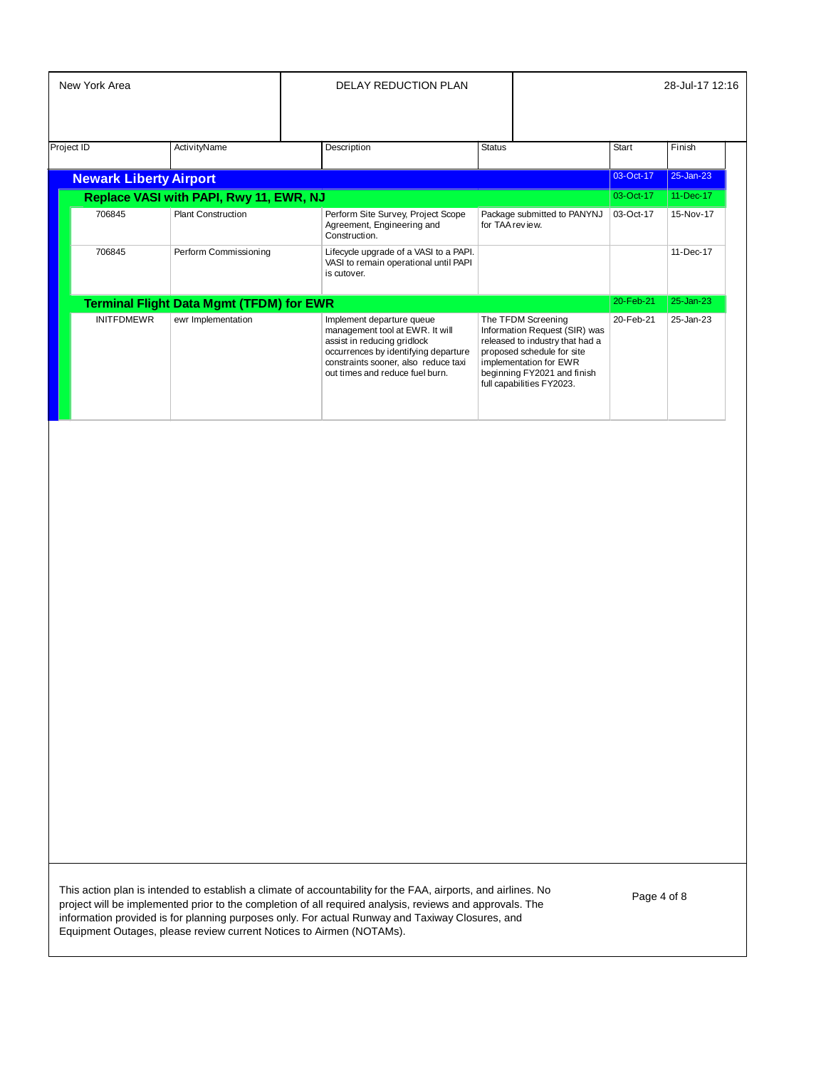New York Area — DELAY REDUCTION PLAN — 28-Jul-17 12:16

| Project ID | ActivityName | Description | Status | Start | Finish |
|---|---|---|---|---|---|
| **Newark Liberty Airport** | | | | 03-Oct-17 | 25-Jan-23 |
| **Replace VASI with PAPI, Rwy 11, EWR, NJ** | | | | 03-Oct-17 | 11-Dec-17 |
| 706845 | Plant Construction | Perform Site Survey, Project Scope Agreement, Engineering and Construction. | Package submitted to PANYNJ for TAA review. | 03-Oct-17 | 15-Nov-17 |
| 706845 | Perform Commissioning | Lifecycle upgrade of a VASI to a PAPI. VASI to remain operational until PAPI is cutover. | | | 11-Dec-17 |
| **Terminal Flight Data Mgmt (TFDM) for EWR** | | | | 20-Feb-21 | 25-Jan-23 |
| INITFDMEWR | ewr Implementation | Implement departure queue management tool at EWR. It will assist in reducing gridlock occurrences by identifying departure constraints sooner, also reduce taxi out times and reduce fuel burn. | The TFDM Screening Information Request (SIR) was released to industry that had a proposed schedule for site implementation for EWR beginning FY2021 and finish full capabilities FY2023. | 20-Feb-21 | 25-Jan-23 |

This action plan is intended to establish a climate of accountability for the FAA, airports, and airlines. No project will be implemented prior to the completion of all required analysis, reviews and approvals. The information provided is for planning purposes only. For actual Runway and Taxiway Closures, and Equipment Outages, please review current Notices to Airmen (NOTAMs).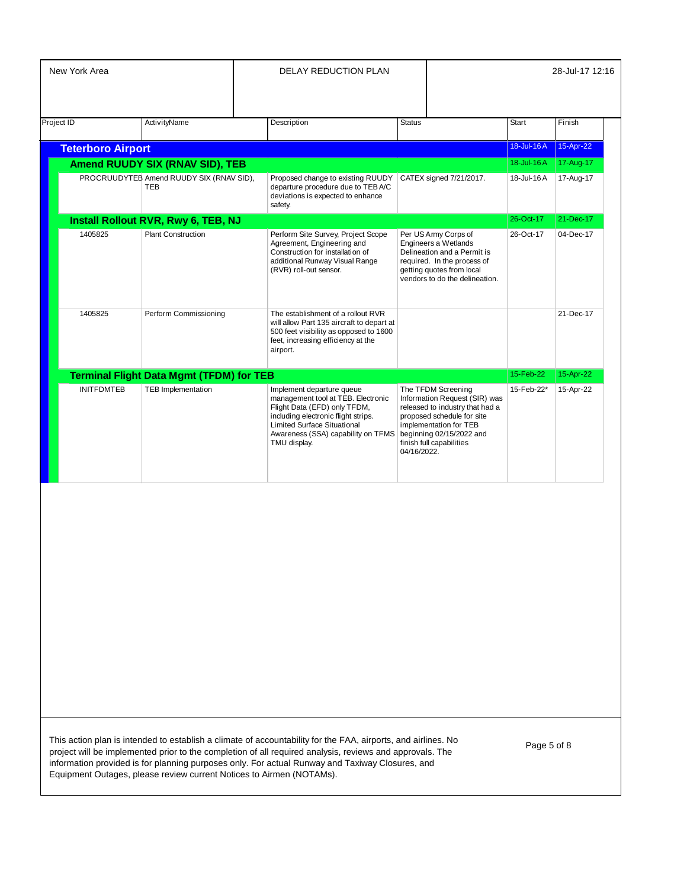New York Area | DELAY REDUCTION PLAN | 28-Jul-17 12:16

| Project ID | ActivityName | Description | Status | Start | Finish |
|---|---|---|---|---|---|
| **Teterboro Airport** | | | | 18-Jul-16 A | 15-Apr-22 |
| **Amend RUUDY SIX (RNAV SID), TEB** | | | | 18-Jul-16 A | 17-Aug-17 |
| PROCRUUDYTEB | Amend RUUDY SIX (RNAV SID), TEB | Proposed change to existing RUUDY departure procedure due to TEB A/C deviations is expected to enhance safety. | CATEX signed 7/21/2017. | 18-Jul-16 A | 17-Aug-17 |
| **Install Rollout RVR, Rwy 6, TEB, NJ** | | | | 26-Oct-17 | 21-Dec-17 |
| 1405825 | Plant Construction | Perform Site Survey, Project Scope Agreement, Engineering and Construction for installation of additional Runway Visual Range (RVR) roll-out sensor. | Per US Army Corps of Engineers a Wetlands Delineation and a Permit is required. In the process of getting quotes from local vendors to do the delineation. | 26-Oct-17 | 04-Dec-17 |
| 1405825 | Perform Commissioning | The establishment of a rollout RVR will allow Part 135 aircraft to depart at 500 feet visibility as opposed to 1600 feet, increasing efficiency at the airport. | | | 21-Dec-17 |
| **Terminal Flight Data Mgmt (TFDM) for TEB** | | | | 15-Feb-22 | 15-Apr-22 |
| INITFDMTEB | TEB Implementation | Implement departure queue management tool at TEB. Electronic Flight Data (EFD) only TFDM, including electronic flight strips. Limited Surface Situational Awareness (SSA) capability on TFMS TMU display. | The TFDM Screening Information Request (SIR) was released to industry that had a proposed schedule for site implementation for TEB beginning 02/15/2022 and finish full capabilities 04/16/2022. | 15-Feb-22* | 15-Apr-22 |

This action plan is intended to establish a climate of accountability for the FAA, airports, and airlines. No project will be implemented prior to the completion of all required analysis, reviews and approvals. The information provided is for planning purposes only. For actual Runway and Taxiway Closures, and Equipment Outages, please review current Notices to Airmen (NOTAMs).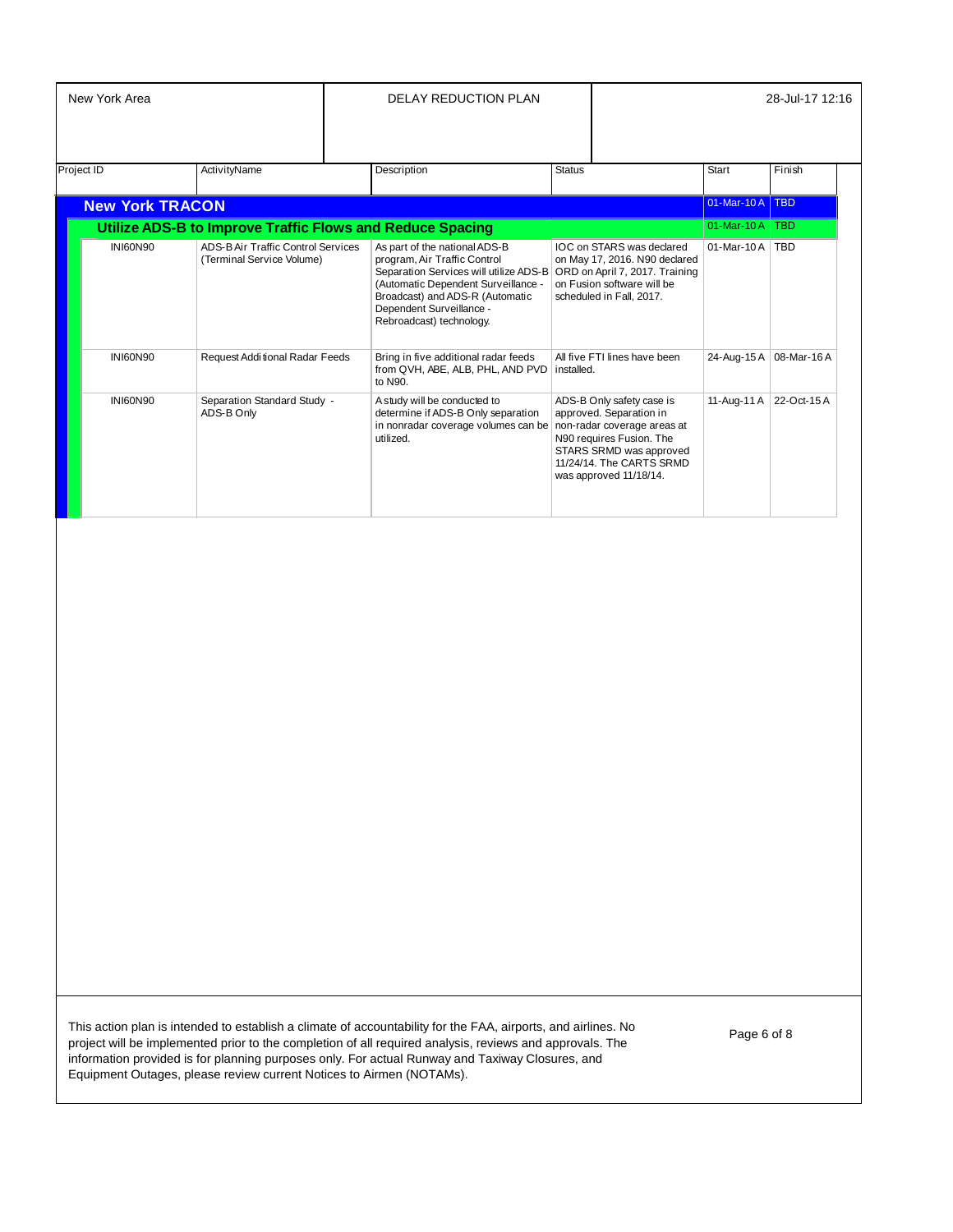New York Area — DELAY REDUCTION PLAN — 28-Jul-17 12:16

| Project ID | ActivityName | Description | Status | Start | Finish |
|---|---|---|---|---|---|
| **New York TRACON** | | | | 01-Mar-10 A | TBD |
| **Utilize ADS-B to Improve Traffic Flows and Reduce Spacing** | | | | 01-Mar-10 A | TBD |
| INI60N90 | ADS-B Air Traffic Control Services (Terminal Service Volume) | As part of the national ADS-B program, Air Traffic Control Separation Services will utilize ADS-B (Automatic Dependent Surveillance - Broadcast) and ADS-R (Automatic Dependent Surveillance - Rebroadcast) technology. | IOC on STARS was declared on May 17, 2016. N90 declared ORD on April 7, 2017. Training on Fusion software will be scheduled in Fall, 2017. | 01-Mar-10 A | TBD |
| INI60N90 | Request Additional Radar Feeds | Bring in five additional radar feeds from QVH, ABE, ALB, PHL, AND PVD to N90. | All five FTI lines have been installed. | 24-Aug-15 A | 08-Mar-16 A |
| INI60N90 | Separation Standard Study - ADS-B Only | A study will be conducted to determine if ADS-B Only separation in nonradar coverage volumes can be utilized. | ADS-B Only safety case is approved. Separation in non-radar coverage areas at N90 requires Fusion. The STARS SRMD was approved 11/24/14. The CARTS SRMD was approved 11/18/14. | 11-Aug-11 A | 22-Oct-15 A |

This action plan is intended to establish a climate of accountability for the FAA, airports, and airlines. No project will be implemented prior to the completion of all required analysis, reviews and approvals. The information provided is for planning purposes only. For actual Runway and Taxiway Closures, and Equipment Outages, please review current Notices to Airmen (NOTAMs).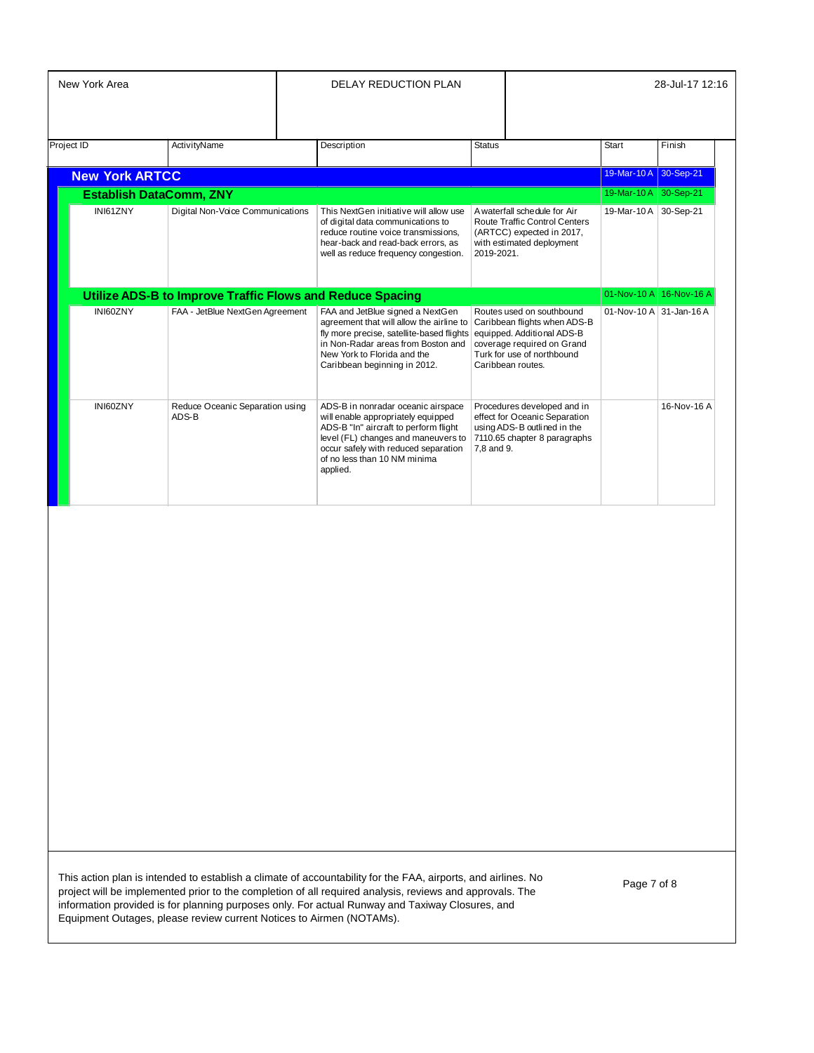| Project ID | ActivityName | Description | Status | Start | Finish |
|---|---|---|---|---|---|
| **New York ARTCC** | | | | 19-Mar-10 A | 30-Sep-21 |
| **Establish DataComm, ZNY** | | | | 19-Mar-10 A | 30-Sep-21 |
| INI61ZNY | Digital Non-Voice Communications | This NextGen initiative will allow use of digital data communications to reduce routine voice transmissions, hear-back and read-back errors, as well as reduce frequency congestion. | A waterfall schedule for Air Route Traffic Control Centers (ARTCC) expected in 2017, with estimated deployment 2019-2021. | 19-Mar-10 A | 30-Sep-21 |
| **Utilize ADS-B to Improve Traffic Flows and Reduce Spacing** | | | | 01-Nov-10 A | 16-Nov-16 A |
| INI60ZNY | FAA - JetBlue NextGen Agreement | FAA and JetBlue signed a NextGen agreement that will allow the airline to fly more precise, satellite-based flights in Non-Radar areas from Boston and New York to Florida and the Caribbean beginning in 2012. | Routes used on southbound Caribbean flights when ADS-B equipped. Additional ADS-B coverage required on Grand Turk for use of northbound Caribbean routes. | 01-Nov-10 A | 31-Jan-16 A |
| INI60ZNY | Reduce Oceanic Separation using ADS-B | ADS-B in nonradar oceanic airspace will enable appropriately equipped ADS-B "In" aircraft to perform flight level (FL) changes and maneuvers to occur safely with reduced separation of no less than 10 NM minima applied. | Procedures developed and in effect for Oceanic Separation using ADS-B outlined in the 7110.65 chapter 8 paragraphs 7,8 and 9. | | 16-Nov-16 A |

This action plan is intended to establish a climate of accountability for the FAA, airports, and airlines. No project will be implemented prior to the completion of all required analysis, reviews and approvals. The information provided is for planning purposes only. For actual Runway and Taxiway Closures, and Equipment Outages, please review current Notices to Airmen (NOTAMs).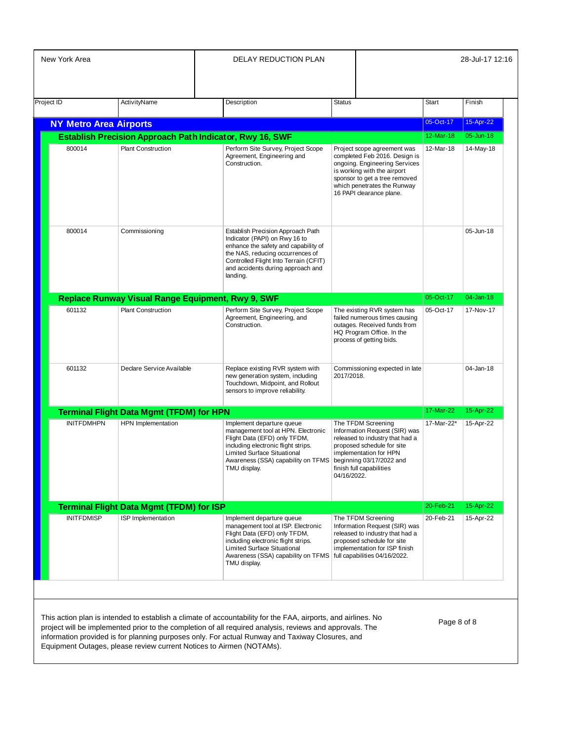New York Area | DELAY REDUCTION PLAN | 28-Jul-17 12:16

| Project ID | ActivityName | Description | Status | Start | Finish |
|---|---|---|---|---|---|
| **NY Metro Area Airports** | | | | 05-Oct-17 | 15-Apr-22 |
| **Establish Precision Approach Path Indicator, Rwy 16, SWF** | | | | 12-Mar-18 | 05-Jun-18 |
| 800014 | Plant Construction | Perform Site Survey, Project Scope Agreement, Engineering and Construction. | Project scope agreement was completed Feb 2016. Design is ongoing. Engineering Services is working with the airport sponsor to get a tree removed which penetrates the Runway 16 PAPI clearance plane. | 12-Mar-18 | 14-May-18 |
| 800014 | Commissioning | Establish Precision Approach Path Indicator (PAPI) on Rwy 16 to enhance the safety and capability of the NAS, reducing occurrences of Controlled Flight Into Terrain (CFIT) and accidents during approach and landing. | | | 05-Jun-18 |
| **Replace Runway Visual Range Equipment, Rwy 9, SWF** | | | | 05-Oct-17 | 04-Jan-18 |
| 601132 | Plant Construction | Perform Site Survey, Project Scope Agreement, Engineering, and Construction. | The existing RVR system has failed numerous times causing outages. Received funds from HQ Program Office. In the process of getting bids. | 05-Oct-17 | 17-Nov-17 |
| 601132 | Declare Service Available | Replace existing RVR system with new generation system, including Touchdown, Midpoint, and Rollout sensors to improve reliability. | Commissioning expected in late 2017/2018. | | 04-Jan-18 |
| **Terminal Flight Data Mgmt (TFDM) for HPN** | | | | 17-Mar-22 | 15-Apr-22 |
| INITFDMHPN | HPN Implementation | Implement departure queue management tool at HPN. Electronic Flight Data (EFD) only TFDM, including electronic flight strips. Limited Surface Situational Awareness (SSA) capability on TFMS TMU display. | The TFDM Screening Information Request (SIR) was released to industry that had a proposed schedule for site implementation for HPN beginning 03/17/2022 and finish full capabilities 04/16/2022. | 17-Mar-22* | 15-Apr-22 |
| **Terminal Flight Data Mgmt (TFDM) for ISP** | | | | 20-Feb-21 | 15-Apr-22 |
| INITFDMISP | ISP Implementation | Implement departure queue management tool at ISP. Electronic Flight Data (EFD) only TFDM, including electronic flight strips. Limited Surface Situational Awareness (SSA) capability on TFMS TMU display. | The TFDM Screening Information Request (SIR) was released to industry that had a proposed schedule for site implementation for ISP finish full capabilities 04/16/2022. | 20-Feb-21 | 15-Apr-22 |

This action plan is intended to establish a climate of accountability for the FAA, airports, and airlines. No project will be implemented prior to the completion of all required analysis, reviews and approvals. The information provided is for planning purposes only. For actual Runway and Taxiway Closures, and Equipment Outages, please review current Notices to Airmen (NOTAMs).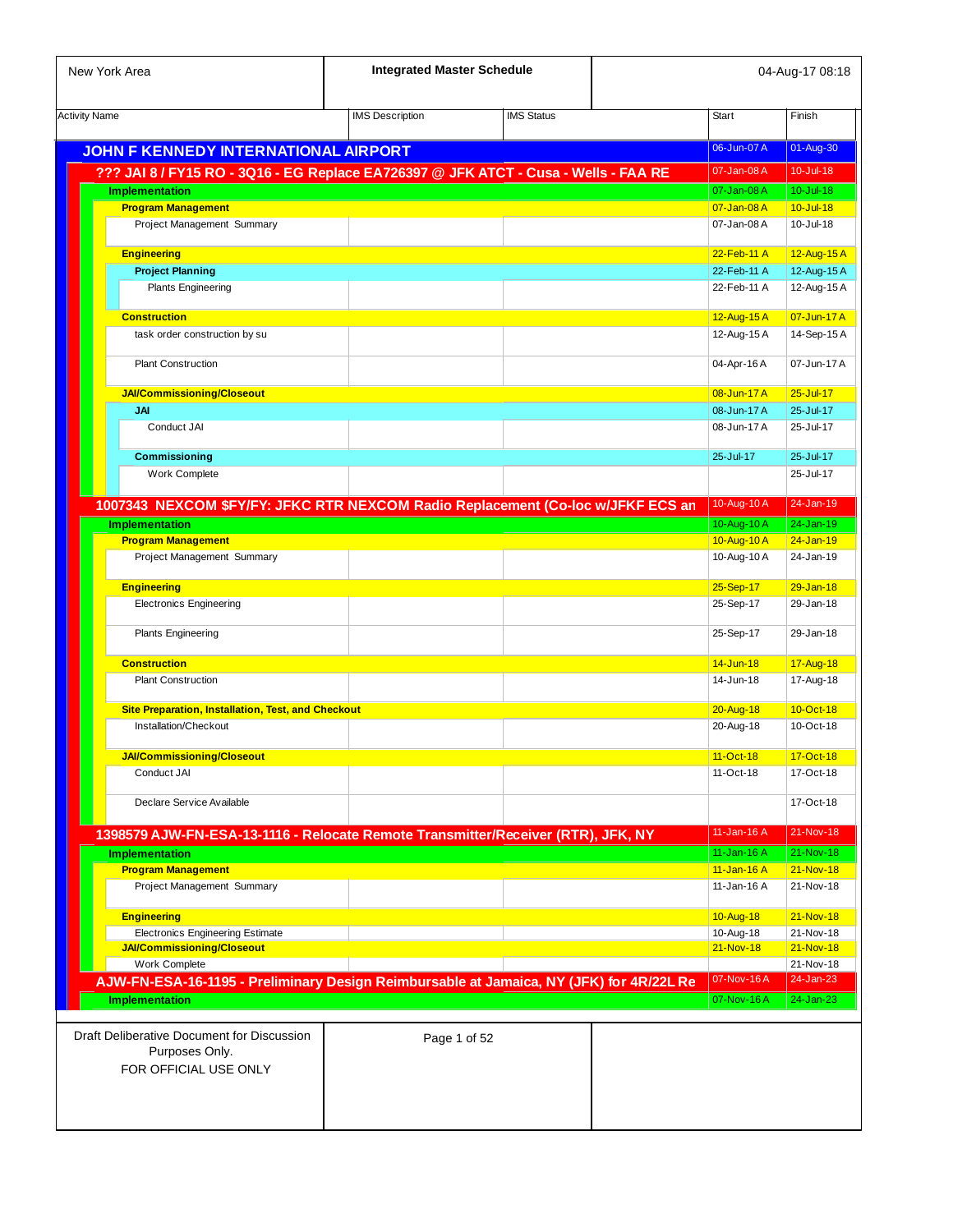| Activity Name | IMS Description | IMS Status | Start | Finish |
|---|---|---|---|---|
| **JOHN F KENNEDY INTERNATIONAL AIRPORT** | | | 06-Jun-07 A | 01-Aug-30 |
| **??? JAI 8 / FY15 RO - 3Q16 - EG Replace EA726397 @ JFK ATCT - Cusa - Wells - FAA RE** | | | 07-Jan-08 A | 10-Jul-18 |
| **Implementation** | | | 07-Jan-08 A | 10-Jul-18 |
| **Program Management** | | | 07-Jan-08 A | 10-Jul-18 |
| Project Management Summary | | | 07-Jan-08 A | 10-Jul-18 |
| **Engineering** | | | 22-Feb-11 A | 12-Aug-15 A |
| **Project Planning** | | | 22-Feb-11 A | 12-Aug-15 A |
| Plants Engineering | | | 22-Feb-11 A | 12-Aug-15 A |
| **Construction** | | | 12-Aug-15 A | 07-Jun-17 A |
| task order construction by su | | | 12-Aug-15 A | 14-Sep-15 A |
| Plant Construction | | | 04-Apr-16 A | 07-Jun-17 A |
| **JAI/Commissioning/Closeout** | | | 08-Jun-17 A | 25-Jul-17 |
| **JAI** | | | 08-Jun-17 A | 25-Jul-17 |
| Conduct JAI | | | 08-Jun-17 A | 25-Jul-17 |
| **Commissioning** | | | 25-Jul-17 | 25-Jul-17 |
| Work Complete | | | | 25-Jul-17 |
| **1007343 NEXCOM $FY/FY: JFKC RTR NEXCOM Radio Replacement (Co-loc w/JFKF ECS an** | | | 10-Aug-10 A | 24-Jan-19 |
| **Implementation** | | | 10-Aug-10 A | 24-Jan-19 |
| **Program Management** | | | 10-Aug-10 A | 24-Jan-19 |
| Project Management Summary | | | 10-Aug-10 A | 24-Jan-19 |
| **Engineering** | | | 25-Sep-17 | 29-Jan-18 |
| Electronics Engineering | | | 25-Sep-17 | 29-Jan-18 |
| Plants Engineering | | | 25-Sep-17 | 29-Jan-18 |
| **Construction** | | | 14-Jun-18 | 17-Aug-18 |
| Plant Construction | | | 14-Jun-18 | 17-Aug-18 |
| **Site Preparation, Installation, Test, and Checkout** | | | 20-Aug-18 | 10-Oct-18 |
| Installation/Checkout | | | 20-Aug-18 | 10-Oct-18 |
| **JAI/Commissioning/Closeout** | | | 11-Oct-18 | 17-Oct-18 |
| Conduct JAI | | | 11-Oct-18 | 17-Oct-18 |
| Declare Service Available | | | | 17-Oct-18 |
| **1398579 AJW-FN-ESA-13-1116 - Relocate Remote Transmitter/Receiver (RTR), JFK, NY** | | | 11-Jan-16 A | 21-Nov-18 |
| **Implementation** | | | 11-Jan-16 A | 21-Nov-18 |
| **Program Management** | | | 11-Jan-16 A | 21-Nov-18 |
| Project Management Summary | | | 11-Jan-16 A | 21-Nov-18 |
| **Engineering** | | | 10-Aug-18 | 21-Nov-18 |
| Electronics Engineering Estimate | | | 10-Aug-18 | 21-Nov-18 |
| **JAI/Commissioning/Closeout** | | | 21-Nov-18 | 21-Nov-18 |
| Work Complete | | | | 21-Nov-18 |
| **AJW-FN-ESA-16-1195 - Preliminary Design Reimbursable at Jamaica, NY (JFK) for 4R/22L Re** | | | 07-Nov-16 A | 24-Jan-23 |
| **Implementation** | | | 07-Nov-16 A | 24-Jan-23 |

Draft Deliberative Document for Discussion Purposes Only.
FOR OFFICIAL USE ONLY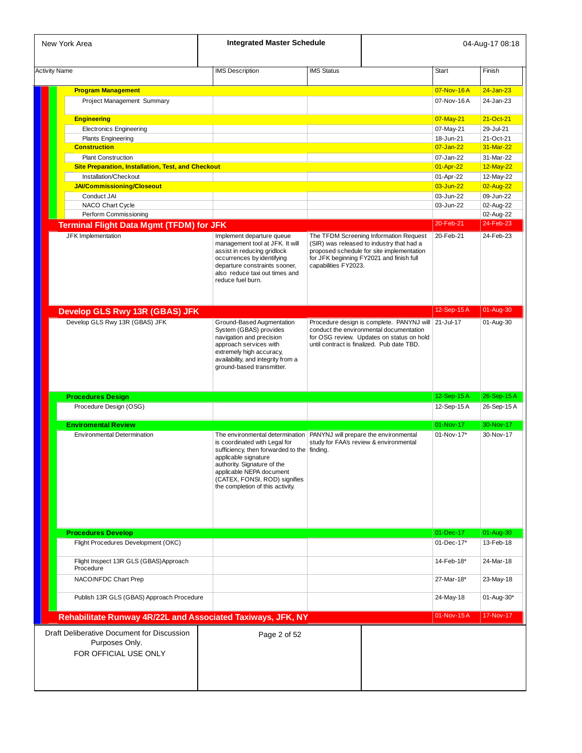New York Area

**Integrated Master Schedule**

04-Aug-17 08:18

| Activity Name | IMS Description | IMS Status | Start | Finish |
|---|---|---|---|---|
| **Program Management** | | | 07-Nov-16 A | 24-Jan-23 |
| Project Management Summary | | | 07-Nov-16 A | 24-Jan-23 |
| **Engineering** | | | 07-May-21 | 21-Oct-21 |
| Electronics Engineering | | | 07-May-21 | 29-Jul-21 |
| Plants Engineering | | | 18-Jun-21 | 21-Oct-21 |
| **Construction** | | | 07-Jan-22 | 31-Mar-22 |
| Plant Construction | | | 07-Jan-22 | 31-Mar-22 |
| **Site Preparation, Installation, Test, and Checkout** | | | 01-Apr-22 | 12-May-22 |
| Installation/Checkout | | | 01-Apr-22 | 12-May-22 |
| **JAI/Commissioning/Closeout** | | | 03-Jun-22 | 02-Aug-22 |
| Conduct JAI | | | 03-Jun-22 | 09-Jun-22 |
| NACO Chart Cycle | | | 03-Jun-22 | 02-Aug-22 |
| Perform Commissioning | | | | 02-Aug-22 |
| **Terminal Flight Data Mgmt (TFDM) for JFK** | | | 20-Feb-21 | 24-Feb-23 |
| JFK Implementation | Implement departure queue management tool at JFK. It will assist in reducing gridlock occurrences by identifying departure constraints sooner, also reduce taxi out times and reduce fuel burn. | The TFDM Screening Information Request (SIR) was released to industry that had a proposed schedule for site implementation for JFK beginning FY2021 and finish full capabilities FY2023. | 20-Feb-21 | 24-Feb-23 |
| **Develop GLS Rwy 13R (GBAS) JFK** | | | 12-Sep-15 A | 01-Aug-30 |
| Develop GLS Rwy 13R (GBAS) JFK | Ground-Based Augmentation System (GBAS) provides navigation and precision approach services with extremely high accuracy, availability, and integrity from a ground-based transmitter. | Procedure design is complete. PANYNJ will conduct the environmental documentation for OSG review. Updates on status on hold until contract is finalized. Pub date TBD. | 21-Jul-17 | 01-Aug-30 |
| **Procedures Design** | | | 12-Sep-15 A | 26-Sep-15 A |
| Procedure Design (OSG) | | | 12-Sep-15 A | 26-Sep-15 A |
| **Enviromental Review** | | | 01-Nov-17 | 30-Nov-17 |
| Environmental Determination | The environmental determination is coordinated with Legal for sufficiency, then forwarded to the applicable signature authority. Signature of the applicable NEPA document (CATEX, FONSI, ROD) signifies the completion of this activity. | PANYNJ will prepare the environmental study for FAA's review & environmental finding. | 01-Nov-17* | 30-Nov-17 |
| **Procedures Develop** | | | 01-Dec-17 | 01-Aug-30 |
| Flight Procedures Development (OKC) | | | 01-Dec-17* | 13-Feb-18 |
| Flight Inspect 13R GLS (GBAS)Approach Procedure | | | 14-Feb-18* | 24-Mar-18 |
| NACO/NFDC Chart Prep | | | 27-Mar-18* | 23-May-18 |
| Publish 13R GLS (GBAS) Approach Procedure | | | 24-May-18 | 01-Aug-30* |
| **Rehabilitate Runway 4R/22L and Associated Taxiways, JFK, NY** | | | 01-Nov-15 A | 17-Nov-17 |

Draft Deliberative Document for Discussion Purposes Only.
FOR OFFICIAL USE ONLY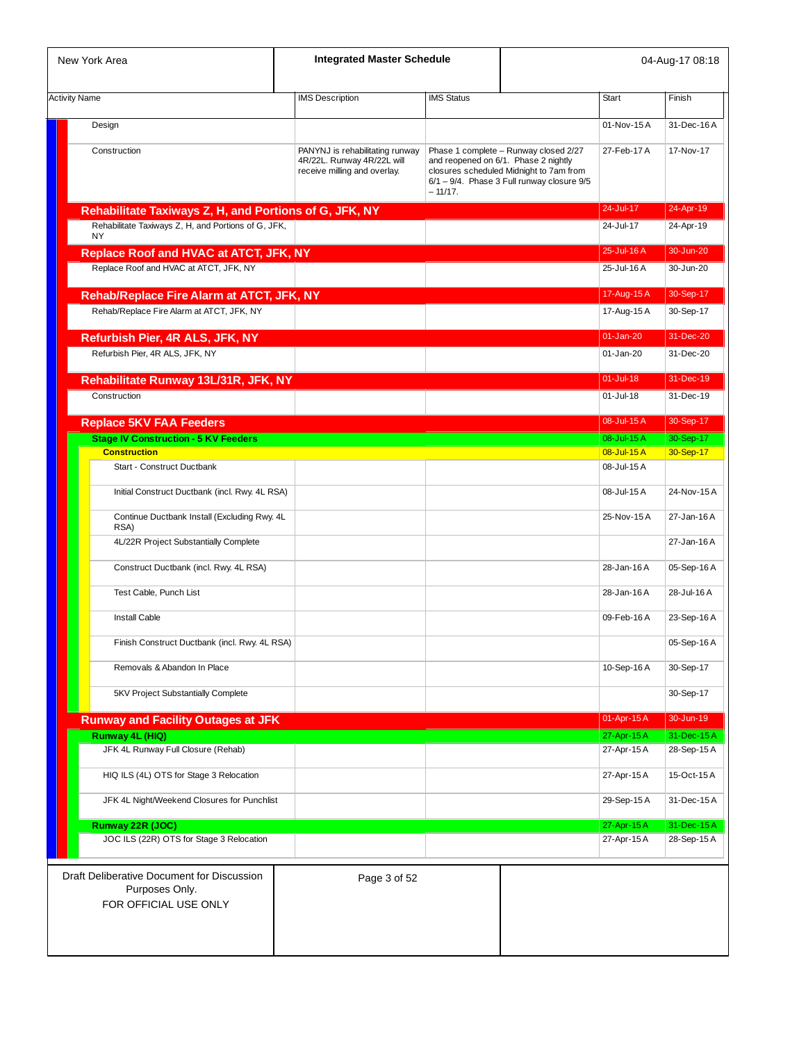| Activity Name | IMS Description | IMS Status | Start | Finish |
|---|---|---|---|---|
| Design | | | 01-Nov-15 A | 31-Dec-16 A |
| Construction | PANYNJ is rehabilitating runway 4R/22L. Runway 4R/22L will receive milling and overlay. | Phase 1 complete – Runway closed 2/27 and reopened on 6/1. Phase 2 nightly closures scheduled Midnight to 7am from 6/1 – 9/4. Phase 3 Full runway closure 9/5 – 11/17. | 27-Feb-17 A | 17-Nov-17 |
| **Rehabilitate Taxiways Z, H, and Portions of G, JFK, NY** | | | 24-Jul-17 | 24-Apr-19 |
| Rehabilitate Taxiways Z, H, and Portions of G, JFK, NY | | | 24-Jul-17 | 24-Apr-19 |
| **Replace Roof and HVAC at ATCT, JFK, NY** | | | 25-Jul-16 A | 30-Jun-20 |
| Replace Roof and HVAC at ATCT, JFK, NY | | | 25-Jul-16 A | 30-Jun-20 |
| **Rehab/Replace Fire Alarm at ATCT, JFK, NY** | | | 17-Aug-15 A | 30-Sep-17 |
| Rehab/Replace Fire Alarm at ATCT, JFK, NY | | | 17-Aug-15 A | 30-Sep-17 |
| **Refurbish Pier, 4R ALS, JFK, NY** | | | 01-Jan-20 | 31-Dec-20 |
| Refurbish Pier, 4R ALS, JFK, NY | | | 01-Jan-20 | 31-Dec-20 |
| **Rehabilitate Runway 13L/31R, JFK, NY** | | | 01-Jul-18 | 31-Dec-19 |
| Construction | | | 01-Jul-18 | 31-Dec-19 |
| **Replace 5KV FAA Feeders** | | | 08-Jul-15 A | 30-Sep-17 |
| **Stage IV Construction - 5 KV Feeders** | | | 08-Jul-15 A | 30-Sep-17 |
| **Construction** | | | 08-Jul-15 A | 30-Sep-17 |
| Start - Construct Ductbank | | | 08-Jul-15 A | |
| Initial Construct Ductbank (incl. Rwy. 4L RSA) | | | 08-Jul-15 A | 24-Nov-15 A |
| Continue Ductbank Install (Excluding Rwy. 4L RSA) | | | 25-Nov-15 A | 27-Jan-16 A |
| 4L/22R Project Substantially Complete | | | | 27-Jan-16 A |
| Construct Ductbank (incl. Rwy. 4L RSA) | | | 28-Jan-16 A | 05-Sep-16 A |
| Test Cable, Punch List | | | 28-Jan-16 A | 28-Jul-16 A |
| Install Cable | | | 09-Feb-16 A | 23-Sep-16 A |
| Finish Construct Ductbank (incl. Rwy. 4L RSA) | | | | 05-Sep-16 A |
| Removals & Abandon In Place | | | 10-Sep-16 A | 30-Sep-17 |
| 5KV Project Substantially Complete | | | | 30-Sep-17 |
| **Runway and Facility Outages at JFK** | | | 01-Apr-15 A | 30-Jun-19 |
| **Runway 4L (HIQ)** | | | 27-Apr-15 A | 31-Dec-15 A |
| JFK 4L Runway Full Closure (Rehab) | | | 27-Apr-15 A | 28-Sep-15 A |
| HIQ ILS (4L) OTS for Stage 3 Relocation | | | 27-Apr-15 A | 15-Oct-15 A |
| JFK 4L Night/Weekend Closures for Punchlist | | | 29-Sep-15 A | 31-Dec-15 A |
| **Runway 22R (JOC)** | | | 27-Apr-15 A | 31-Dec-15 A |
| JOC ILS (22R) OTS for Stage 3 Relocation | | | 27-Apr-15 A | 28-Sep-15 A |

Draft Deliberative Document for Discussion Purposes Only.
FOR OFFICIAL USE ONLY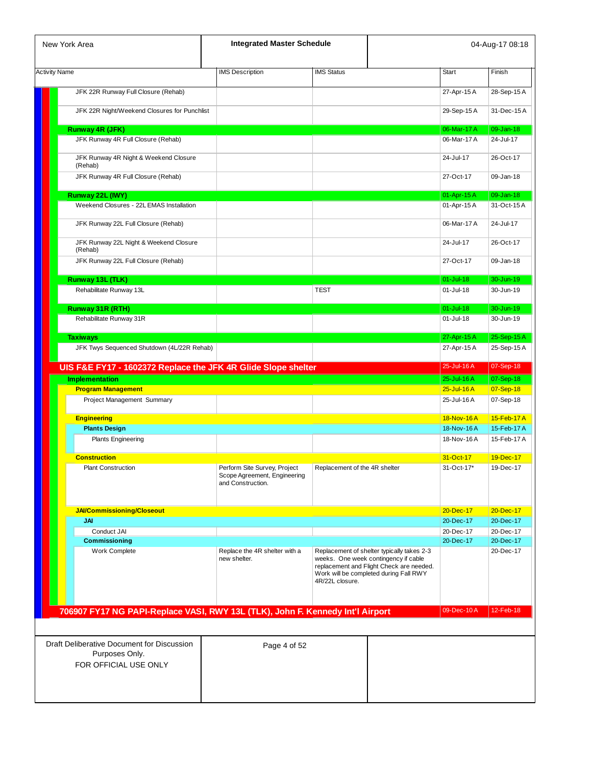| Activity Name | IMS Description | IMS Status | Start | Finish |
|---|---|---|---|---|
| JFK 22R Runway Full Closure (Rehab) | | | 27-Apr-15 A | 28-Sep-15 A |
| JFK 22R Night/Weekend Closures for Punchlist | | | 29-Sep-15 A | 31-Dec-15 A |
| **Runway 4R (JFK)** | | | 06-Mar-17 A | 09-Jan-18 |
| JFK Runway 4R Full Closure (Rehab) | | | 06-Mar-17 A | 24-Jul-17 |
| JFK Runway 4R Night & Weekend Closure (Rehab) | | | 24-Jul-17 | 26-Oct-17 |
| JFK Runway 4R Full Closure (Rehab) | | | 27-Oct-17 | 09-Jan-18 |
| **Runway 22L (IWY)** | | | 01-Apr-15 A | 09-Jan-18 |
| Weekend Closures - 22L EMAS Installation | | | 01-Apr-15 A | 31-Oct-15 A |
| JFK Runway 22L Full Closure (Rehab) | | | 06-Mar-17 A | 24-Jul-17 |
| JFK Runway 22L Night & Weekend Closure (Rehab) | | | 24-Jul-17 | 26-Oct-17 |
| JFK Runway 22L Full Closure (Rehab) | | | 27-Oct-17 | 09-Jan-18 |
| **Runway 13L (TLK)** | | | 01-Jul-18 | 30-Jun-19 |
| Rehabilitate Runway 13L | | TEST | 01-Jul-18 | 30-Jun-19 |
| **Runway 31R (RTH)** | | | 01-Jul-18 | 30-Jun-19 |
| Rehabilitate Runway 31R | | | 01-Jul-18 | 30-Jun-19 |
| **Taxiways** | | | 27-Apr-15 A | 25-Sep-15 A |
| JFK Twys Sequenced Shutdown (4L/22R Rehab) | | | 27-Apr-15 A | 25-Sep-15 A |
| **UIS F&E FY17 - 1602372 Replace the JFK 4R Glide Slope shelter** | | | 25-Jul-16 A | 07-Sep-18 |
| **Implementation** | | | 25-Jul-16 A | 07-Sep-18 |
| **Program Management** | | | 25-Jul-16 A | 07-Sep-18 |
| Project Management Summary | | | 25-Jul-16 A | 07-Sep-18 |
| **Engineering** | | | 18-Nov-16 A | 15-Feb-17 A |
| **Plants Design** | | | 18-Nov-16 A | 15-Feb-17 A |
| Plants Engineering | | | 18-Nov-16 A | 15-Feb-17 A |
| **Construction** | | | 31-Oct-17 | 19-Dec-17 |
| Plant Construction | Perform Site Survey, Project Scope Agreement, Engineering and Construction. | Replacement of the 4R shelter | 31-Oct-17* | 19-Dec-17 |
| **JAI/Commissioning/Closeout** | | | 20-Dec-17 | 20-Dec-17 |
| **JAI** | | | 20-Dec-17 | 20-Dec-17 |
| Conduct JAI | | | 20-Dec-17 | 20-Dec-17 |
| **Commissioning** | | | 20-Dec-17 | 20-Dec-17 |
| Work Complete | Replace the 4R shelter with a new shelter. | Replacement of shelter typically takes 2-3 weeks. One week contingency if cable replacement and Flight Check are needed. Work will be completed during Fall RWY 4R/22L closure. | | 20-Dec-17 |
| **706907 FY17 NG PAPI-Replace VASI, RWY 13L (TLK), John F. Kennedy Int'l Airport** | | | 09-Dec-10 A | 12-Feb-18 |

Draft Deliberative Document for Discussion Purposes Only.
FOR OFFICIAL USE ONLY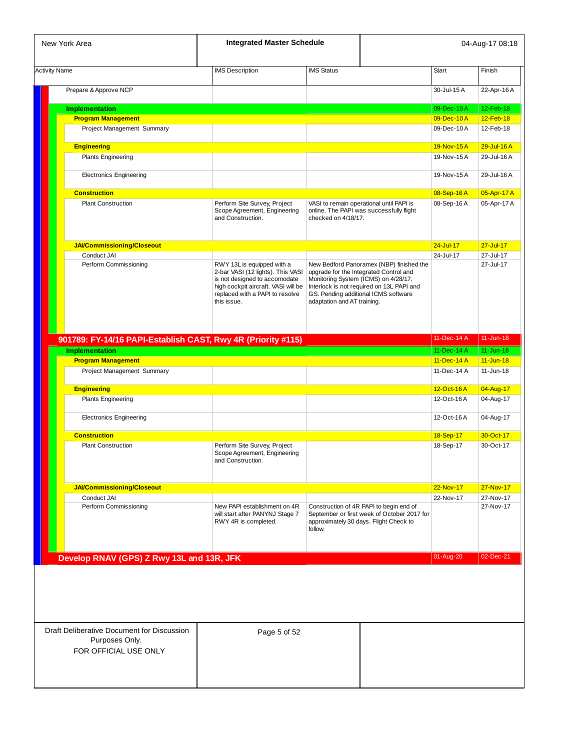| Activity Name | IMS Description | IMS Status | Start | Finish |
|---|---|---|---|---|
| Prepare & Approve NCP | | | 30-Jul-15 A | 22-Apr-16 A |
| **Implementation** | | | 09-Dec-10 A | 12-Feb-18 |
| **Program Management** | | | 09-Dec-10 A | 12-Feb-18 |
| Project Management Summary | | | 09-Dec-10 A | 12-Feb-18 |
| **Engineering** | | | 19-Nov-15 A | 29-Jul-16 A |
| Plants Engineering | | | 19-Nov-15 A | 29-Jul-16 A |
| Electronics Engineering | | | 19-Nov-15 A | 29-Jul-16 A |
| **Construction** | | | 08-Sep-16 A | 05-Apr-17 A |
| Plant Construction | Perform Site Survey, Project Scope Agreement, Engineering and Construction. | VASI to remain operational until PAPI is online. The PAPI was successfully flight checked on 4/18/17. | 08-Sep-16 A | 05-Apr-17 A |
| **JAI/Commissioning/Closeout** | | | 24-Jul-17 | 27-Jul-17 |
| Conduct JAI | | | 24-Jul-17 | 27-Jul-17 |
| Perform Commissioning | RWY 13L is equipped with a 2-bar VASI (12 lights). This VASI is not designed to accomodate high cockpit aircraft. VASI will be replaced with a PAPI to resolve this issue. | New Bedford Panoramex (NBP) finished the upgrade for the Integrated Control and Monitoring System (ICMS) on 4/28/17. Interlock is not required on 13L PAPI and GS. Pending additional ICMS software adaptation and AT training. | | 27-Jul-17 |
| **901789: FY-14/16 PAPI-Establish CAST, Rwy 4R (Priority #115)** | | | 11-Dec-14 A | 11-Jun-18 |
| **Implementation** | | | 11-Dec-14 A | 11-Jun-18 |
| **Program Management** | | | 11-Dec-14 A | 11-Jun-18 |
| Project Management Summary | | | 11-Dec-14 A | 11-Jun-18 |
| **Engineering** | | | 12-Oct-16 A | 04-Aug-17 |
| Plants Engineering | | | 12-Oct-16 A | 04-Aug-17 |
| Electronics Engineering | | | 12-Oct-16 A | 04-Aug-17 |
| **Construction** | | | 18-Sep-17 | 30-Oct-17 |
| Plant Construction | Perform Site Survey, Project Scope Agreement, Engineering and Construction. | | 18-Sep-17 | 30-Oct-17 |
| **JAI/Commissioning/Closeout** | | | 22-Nov-17 | 27-Nov-17 |
| Conduct JAI | | | 22-Nov-17 | 27-Nov-17 |
| Perform Commissioning | New PAPI establishment on 4R will start after PANYNJ Stage 7 RWY 4R is completed. | Construction of 4R PAPI to begin end of September or first week of October 2017 for approximately 30 days. Flight Check to follow. | | 27-Nov-17 |
| **Develop RNAV (GPS) Z Rwy 13L and 13R, JFK** | | | 01-Aug-20 | 02-Dec-21 |

Draft Deliberative Document for Discussion Purposes Only.
FOR OFFICIAL USE ONLY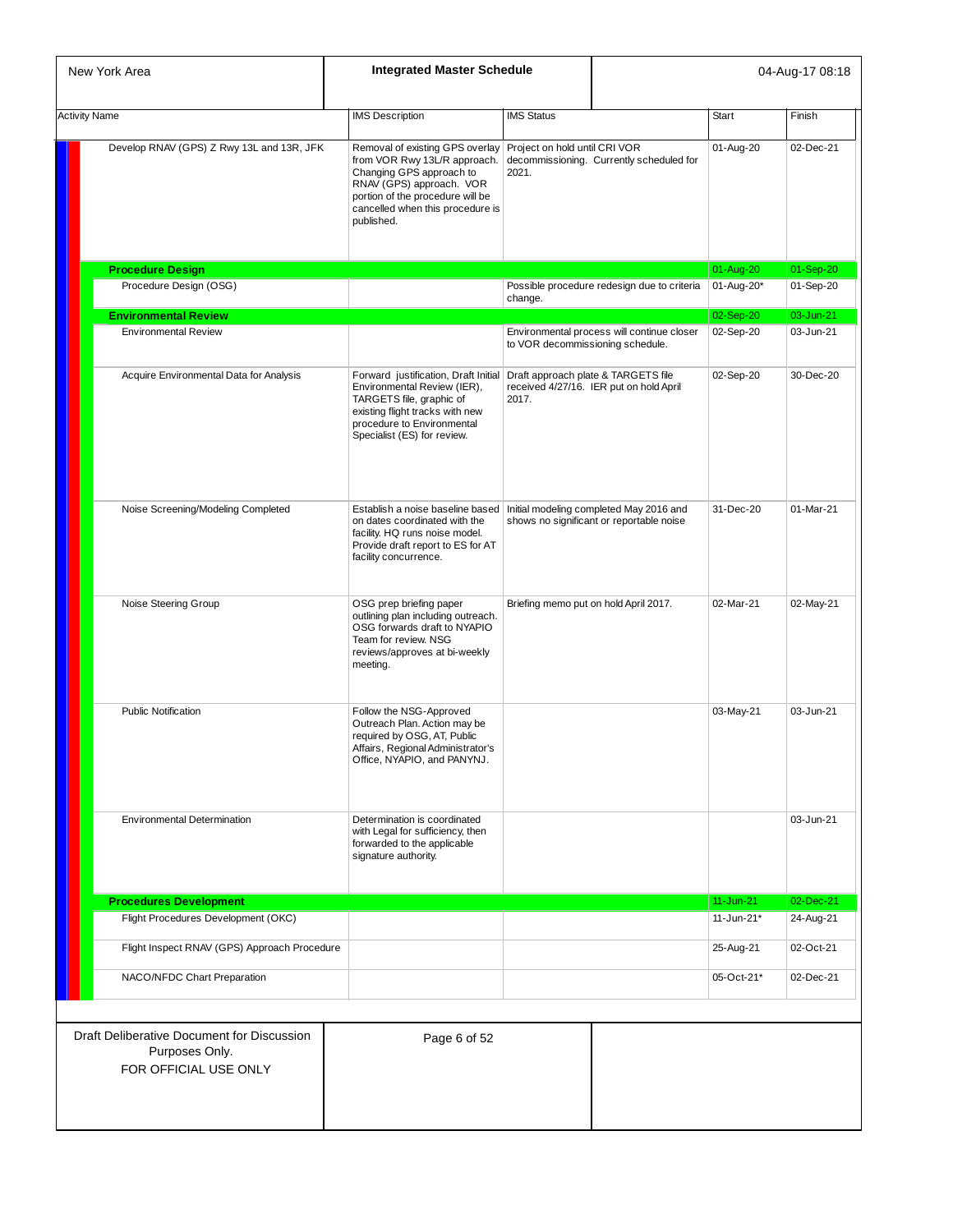| Activity Name | IMS Description | IMS Status | Start | Finish |
|---|---|---|---|---|
| Develop RNAV (GPS) Z Rwy 13L and 13R, JFK | Removal of existing GPS overlay from VOR Rwy 13L/R approach. Changing GPS approach to RNAV (GPS) approach. VOR portion of the procedure will be cancelled when this procedure is published. | Project on hold until CRI VOR decommissioning. Currently scheduled for 2021. | 01-Aug-20 | 02-Dec-21 |
| **Procedure Design** | | | 01-Aug-20 | 01-Sep-20 |
| Procedure Design (OSG) | | Possible procedure redesign due to criteria change. | 01-Aug-20* | 01-Sep-20 |
| **Environmental Review** | | | 02-Sep-20 | 03-Jun-21 |
| Environmental Review | | Environmental process will continue closer to VOR decommissioning schedule. | 02-Sep-20 | 03-Jun-21 |
| Acquire Environmental Data for Analysis | Forward justification, Draft Initial Environmental Review (IER), TARGETS file, graphic of existing flight tracks with new procedure to Environmental Specialist (ES) for review. | Draft approach plate & TARGETS file received 4/27/16. IER put on hold April 2017. | 02-Sep-20 | 30-Dec-20 |
| Noise Screening/Modeling Completed | Establish a noise baseline based on dates coordinated with the facility. HQ runs noise model. Provide draft report to ES for AT facility concurrence. | Initial modeling completed May 2016 and shows no significant or reportable noise | 31-Dec-20 | 01-Mar-21 |
| Noise Steering Group | OSG prep briefing paper outlining plan including outreach. OSG forwards draft to NYAPIO Team for review. NSG reviews/approves at bi-weekly meeting. | Briefing memo put on hold April 2017. | 02-Mar-21 | 02-May-21 |
| Public Notification | Follow the NSG-Approved Outreach Plan. Action may be required by OSG, AT, Public Affairs, Regional Administrator's Office, NYAPIO, and PANYNJ. | | 03-May-21 | 03-Jun-21 |
| Environmental Determination | Determination is coordinated with Legal for sufficiency, then forwarded to the applicable signature authority. | | | 03-Jun-21 |
| **Procedures Development** | | | 11-Jun-21 | 02-Dec-21 |
| Flight Procedures Development (OKC) | | | 11-Jun-21* | 24-Aug-21 |
| Flight Inspect RNAV (GPS) Approach Procedure | | | 25-Aug-21 | 02-Oct-21 |
| NACO/NFDC Chart Preparation | | | 05-Oct-21* | 02-Dec-21 |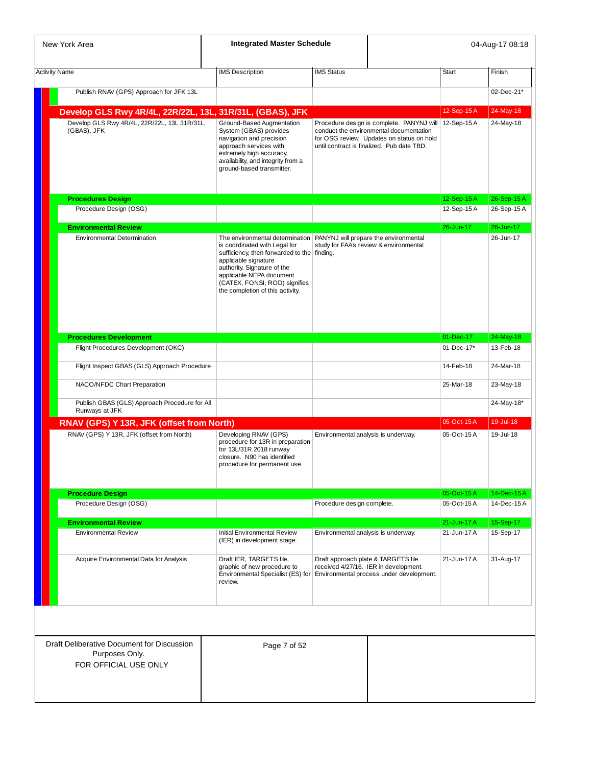| Activity Name | IMS Description | IMS Status | Start | Finish |
|---|---|---|---|---|
| Publish RNAV (GPS) Approach for JFK 13L | | | | 02-Dec-21* |
| **Develop GLS Rwy 4R/4L, 22R/22L, 13L, 31R/31L, (GBAS), JFK** | | | 12-Sep-15 A | 24-May-18 |
| Develop GLS Rwy 4R/4L, 22R/22L, 13L 31R/31L, (GBAS), JFK | Ground-Based Augmentation System (GBAS) provides navigation and precision approach services with extremely high accuracy, availability, and integrity from a ground-based transmitter. | Procedure design is complete. PANYNJ will conduct the environmental documentation for OSG review. Updates on status on hold until contract is finalized. Pub date TBD. | 12-Sep-15 A | 24-May-18 |
| **Procedures Design** | | | 12-Sep-15 A | 26-Sep-15 A |
| Procedure Design (OSG) | | | 12-Sep-15 A | 26-Sep-15 A |
| **Environmental Review** | | | 26-Jun-17 | 26-Jun-17 |
| Environmental Determination | The environmental determination is coordinated with Legal for sufficiency, then forwarded to the applicable signature authority. Signature of the applicable NEPA document (CATEX, FONSI, ROD) signifies the completion of this activity. | PANYNJ will prepare the environmental study for FAA's review & environmental finding. | | 26-Jun-17 |
| **Procedures Development** | | | 01-Dec-17 | 24-May-18 |
| Flight Procedures Development (OKC) | | | 01-Dec-17* | 13-Feb-18 |
| Flight Inspect GBAS (GLS) Approach Procedure | | | 14-Feb-18 | 24-Mar-18 |
| NACO/NFDC Chart Preparation | | | 25-Mar-18 | 23-May-18 |
| Publish GBAS (GLS) Approach Procedure for All Runways at JFK | | | | 24-May-18* |
| **RNAV (GPS) Y 13R, JFK (offset from North)** | | | 05-Oct-15 A | 19-Jul-18 |
| RNAV (GPS) Y 13R, JFK (offset from North) | Developing RNAV (GPS) procedure for 13R in preparation for 13L/31R 2018 runway closure. N90 has identified procedure for permanent use. | Environmental analysis is underway. | 05-Oct-15 A | 19-Jul-18 |
| **Procedure Design** | | | 05-Oct-15 A | 14-Dec-15 A |
| Procedure Design (OSG) | | Procedure design complete. | 05-Oct-15 A | 14-Dec-15 A |
| **Environmental Review** | | | 21-Jun-17 A | 15-Sep-17 |
| Environmental Review | Initial Environmental Review (IER) in development stage. | Environmental analysis is underway. | 21-Jun-17 A | 15-Sep-17 |
| Acquire Environmental Data for Analysis | Draft IER, TARGETS file, graphic of new procedure to Environmental Specialist (ES) for review. | Draft approach plate & TARGETS file received 4/27/16. IER in development. Environmental process under development. | 21-Jun-17 A | 31-Aug-17 |

Draft Deliberative Document for Discussion Purposes Only.
FOR OFFICIAL USE ONLY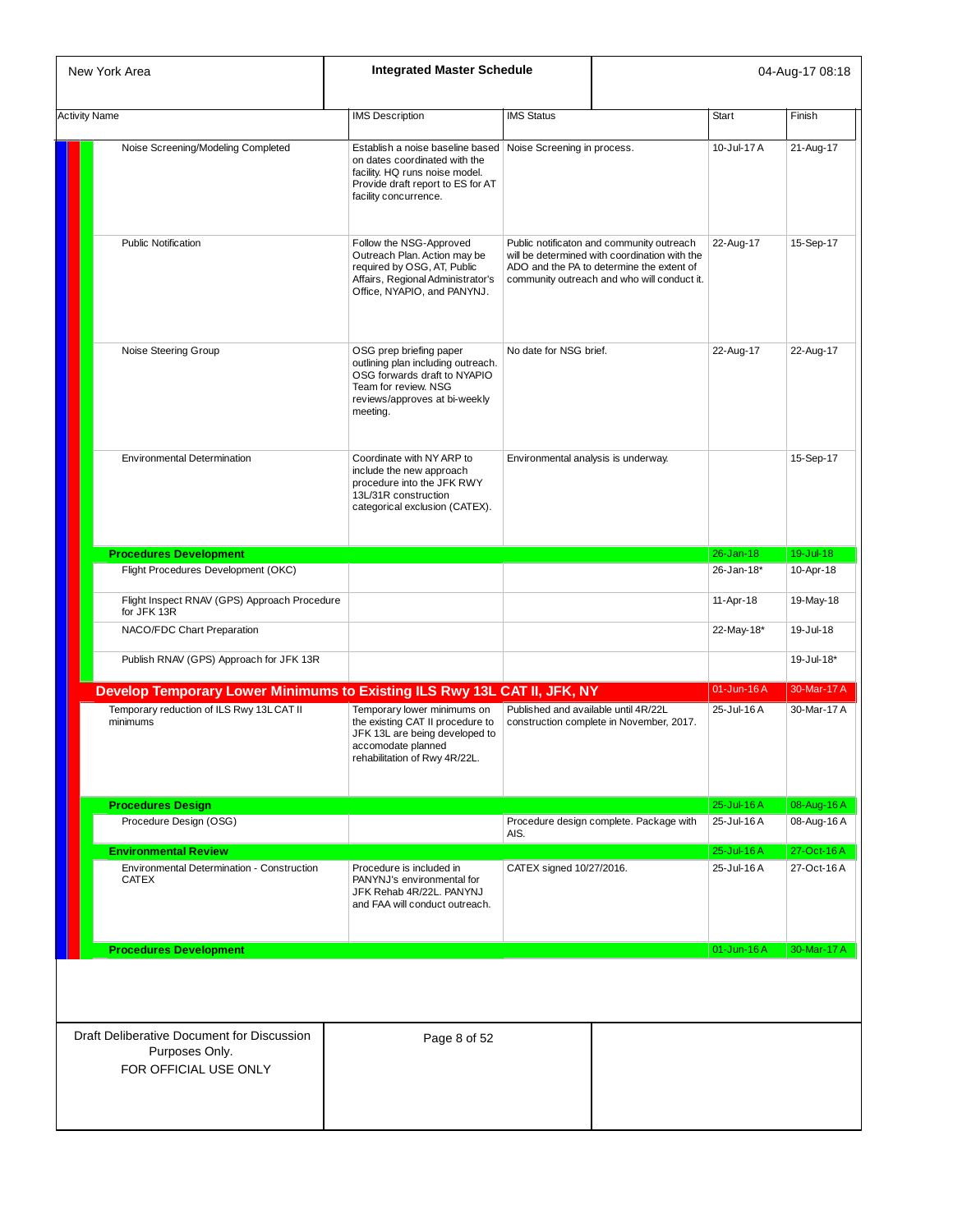| Activity Name | IMS Description | IMS Status | Start | Finish |
|---|---|---|---|---|
| Noise Screening/Modeling Completed | Establish a noise baseline based on dates coordinated with the facility. HQ runs noise model. Provide draft report to ES for AT facility concurrence. | Noise Screening in process. | 10-Jul-17 A | 21-Aug-17 |
| Public Notification | Follow the NSG-Approved Outreach Plan. Action may be required by OSG, AT, Public Affairs, Regional Administrator's Office, NYAPIO, and PANYNJ. | Public notificaton and community outreach will be determined with coordination with the ADO and the PA to determine the extent of community outreach and who will conduct it. | 22-Aug-17 | 15-Sep-17 |
| Noise Steering Group | OSG prep briefing paper outlining plan including outreach. OSG forwards draft to NYAPIO Team for review. NSG reviews/approves at bi-weekly meeting. | No date for NSG brief. | 22-Aug-17 | 22-Aug-17 |
| Environmental Determination | Coordinate with NY ARP to include the new approach procedure into the JFK RWY 13L/31R construction categorical exclusion (CATEX). | Environmental analysis is underway. | | 15-Sep-17 |
| **Procedures Development** | | | 26-Jan-18 | 19-Jul-18 |
| Flight Procedures Development (OKC) | | | 26-Jan-18* | 10-Apr-18 |
| Flight Inspect RNAV (GPS) Approach Procedure for JFK 13R | | | 11-Apr-18 | 19-May-18 |
| NACO/FDC Chart Preparation | | | 22-May-18* | 19-Jul-18 |
| Publish RNAV (GPS) Approach for JFK 13R | | | | 19-Jul-18* |
| **Develop Temporary Lower Minimums to Existing ILS Rwy 13L CAT II, JFK, NY** | | | 01-Jun-16 A | 30-Mar-17 A |
| Temporary reduction of ILS Rwy 13L CAT II minimums | Temporary lower minimums on the existing CAT II procedure to JFK 13L are being developed to accomodate planned rehabilitation of Rwy 4R/22L. | Published and available until 4R/22L construction complete in November, 2017. | 25-Jul-16 A | 30-Mar-17 A |
| **Procedures Design** | | | 25-Jul-16 A | 08-Aug-16 A |
| Procedure Design (OSG) | | Procedure design complete. Package with AIS. | 25-Jul-16 A | 08-Aug-16 A |
| **Environmental Review** | | | 25-Jul-16 A | 27-Oct-16 A |
| Environmental Determination - Construction CATEX | Procedure is included in PANYNJ's environmental for JFK Rehab 4R/22L. PANYNJ and FAA will conduct outreach. | CATEX signed 10/27/2016. | 25-Jul-16 A | 27-Oct-16 A |
| **Procedures Development** | | | 01-Jun-16 A | 30-Mar-17 A |

Draft Deliberative Document for Discussion Purposes Only.
FOR OFFICIAL USE ONLY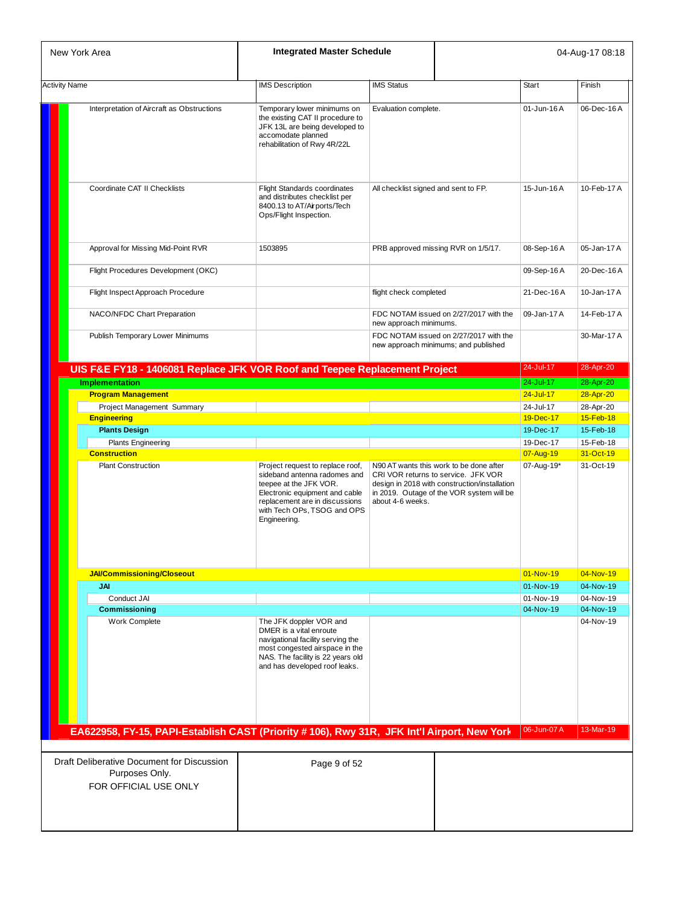| Activity Name | IMS Description | IMS Status | Start | Finish |
|---|---|---|---|---|
| Interpretation of Aircraft as Obstructions | Temporary lower minimums on the existing CAT II procedure to JFK 13L are being developed to accomodate planned rehabilitation of Rwy 4R/22L | Evaluation complete. | 01-Jun-16 A | 06-Dec-16 A |
| Coordinate CAT II Checklists | Flight Standards coordinates and distributes checklist per 8400.13 to AT/Airports/Tech Ops/Flight Inspection. | All checklist signed and sent to FP. | 15-Jun-16 A | 10-Feb-17 A |
| Approval for Missing Mid-Point RVR | 1503895 | PRB approved missing RVR on 1/5/17. | 08-Sep-16 A | 05-Jan-17 A |
| Flight Procedures Development (OKC) | | | 09-Sep-16 A | 20-Dec-16 A |
| Flight Inspect Approach Procedure | | flight check completed | 21-Dec-16 A | 10-Jan-17 A |
| NACO/NFDC Chart Preparation | | FDC NOTAM issued on 2/27/2017 with the new approach minimums. | 09-Jan-17 A | 14-Feb-17 A |
| Publish Temporary Lower Minimums | | FDC NOTAM issued on 2/27/2017 with the new approach minimums; and published | | 30-Mar-17 A |
| **UIS F&E FY18 - 1406081 Replace JFK VOR Roof and Teepee Replacement Project** | | | 24-Jul-17 | 28-Apr-20 |
| **Implementation** | | | 24-Jul-17 | 28-Apr-20 |
| **Program Management** | | | 24-Jul-17 | 28-Apr-20 |
| Project Management Summary | | | 24-Jul-17 | 28-Apr-20 |
| **Engineering** | | | 19-Dec-17 | 15-Feb-18 |
| **Plants Design** | | | 19-Dec-17 | 15-Feb-18 |
| Plants Engineering | | | 19-Dec-17 | 15-Feb-18 |
| **Construction** | | | 07-Aug-19 | 31-Oct-19 |
| Plant Construction | Project request to replace roof, sideband antenna radomes and teepee at the JFK VOR. Electronic equipment and cable replacement are in discussions with Tech OPs, TSOG and OPS Engineering. | N90 AT wants this work to be done after CRI VOR returns to service. JFK VOR design in 2018 with construction/installation in 2019. Outage of the VOR system will be about 4-6 weeks. | 07-Aug-19* | 31-Oct-19 |
| **JAI/Commissioning/Closeout** | | | 01-Nov-19 | 04-Nov-19 |
| **JAI** | | | 01-Nov-19 | 04-Nov-19 |
| Conduct JAI | | | 01-Nov-19 | 04-Nov-19 |
| **Commissioning** | | | 04-Nov-19 | 04-Nov-19 |
| Work Complete | The JFK doppler VOR and DMER is a vital enroute navigational facility serving the most congested airspace in the NAS. The facility is 22 years old and has developed roof leaks. | | | 04-Nov-19 |
| **EA622958, FY-15, PAPI-Establish CAST (Priority # 106), Rwy 31R, JFK Int'l Airport, New York** | | | 06-Jun-07 A | 13-Mar-19 |

Draft Deliberative Document for Discussion Purposes Only.
FOR OFFICIAL USE ONLY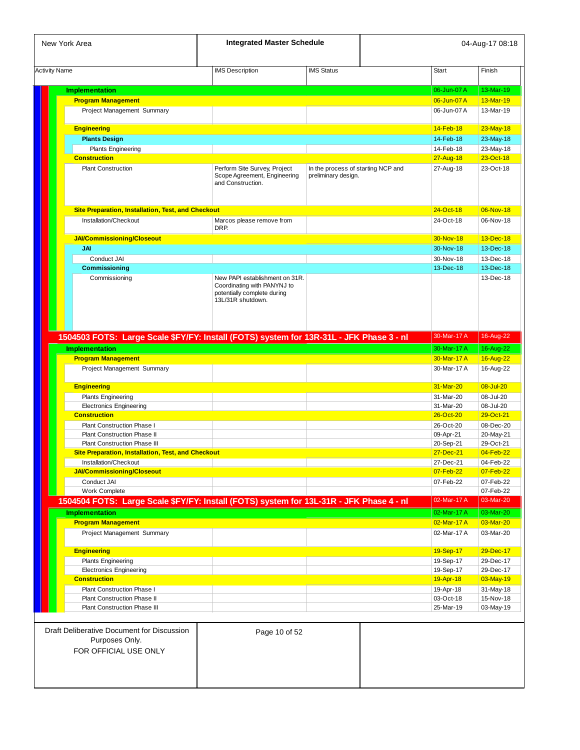New York Area

**Integrated Master Schedule**

04-Aug-17 08:18

| Activity Name | IMS Description | IMS Status | Start | Finish |
|---|---|---|---|---|
| **Implementation** | | | 06-Jun-07 A | 13-Mar-19 |
| **Program Management** | | | 06-Jun-07 A | 13-Mar-19 |
| Project Management Summary | | | 06-Jun-07 A | 13-Mar-19 |
| **Engineering** | | | 14-Feb-18 | 23-May-18 |
| **Plants Design** | | | 14-Feb-18 | 23-May-18 |
| Plants Engineering | | | 14-Feb-18 | 23-May-18 |
| **Construction** | | | 27-Aug-18 | 23-Oct-18 |
| Plant Construction | Perform Site Survey, Project Scope Agreement, Engineering and Construction. | In the process of starting NCP and preliminary design. | 27-Aug-18 | 23-Oct-18 |
| **Site Preparation, Installation, Test, and Checkout** | | | 24-Oct-18 | 06-Nov-18 |
| Installation/Checkout | Marcos please remove from DRP. | | 24-Oct-18 | 06-Nov-18 |
| **JAI/Commissioning/Closeout** | | | 30-Nov-18 | 13-Dec-18 |
| **JAI** | | | 30-Nov-18 | 13-Dec-18 |
| Conduct JAI | | | 30-Nov-18 | 13-Dec-18 |
| **Commissioning** | | | 13-Dec-18 | 13-Dec-18 |
| Commissioning | New PAPI establishment on 31R. Coordinating with PANYNJ to potentially complete during 13L/31R shutdown. | | | 13-Dec-18 |
| **1504503 FOTS: Large Scale $FY/FY: Install (FOTS) system for 13R-31L - JFK Phase 3 - nl** | | | 30-Mar-17 A | 16-Aug-22 |
| **Implementation** | | | 30-Mar-17 A | 16-Aug-22 |
| **Program Management** | | | 30-Mar-17 A | 16-Aug-22 |
| Project Management Summary | | | 30-Mar-17 A | 16-Aug-22 |
| **Engineering** | | | 31-Mar-20 | 08-Jul-20 |
| Plants Engineering | | | 31-Mar-20 | 08-Jul-20 |
| Electronics Engineering | | | 31-Mar-20 | 08-Jul-20 |
| **Construction** | | | 26-Oct-20 | 29-Oct-21 |
| Plant Construction Phase I | | | 26-Oct-20 | 08-Dec-20 |
| Plant Construction Phase II | | | 09-Apr-21 | 20-May-21 |
| Plant Construction Phase III | | | 20-Sep-21 | 29-Oct-21 |
| **Site Preparation, Installation, Test, and Checkout** | | | 27-Dec-21 | 04-Feb-22 |
| Installation/Checkout | | | 27-Dec-21 | 04-Feb-22 |
| **JAI/Commissioning/Closeout** | | | 07-Feb-22 | 07-Feb-22 |
| Conduct JAI | | | 07-Feb-22 | 07-Feb-22 |
| Work Complete | | | | 07-Feb-22 |
| **1504504 FOTS: Large Scale $FY/FY: Install (FOTS) system for 13L-31R - JFK Phase 4 - nl** | | | 02-Mar-17 A | 03-Mar-20 |
| **Implementation** | | | 02-Mar-17 A | 03-Mar-20 |
| **Program Management** | | | 02-Mar-17 A | 03-Mar-20 |
| Project Management Summary | | | 02-Mar-17 A | 03-Mar-20 |
| **Engineering** | | | 19-Sep-17 | 29-Dec-17 |
| Plants Engineering | | | 19-Sep-17 | 29-Dec-17 |
| Electronics Engineering | | | 19-Sep-17 | 29-Dec-17 |
| **Construction** | | | 19-Apr-18 | 03-May-19 |
| Plant Construction Phase I | | | 19-Apr-18 | 31-May-18 |
| Plant Construction Phase II | | | 03-Oct-18 | 15-Nov-18 |
| Plant Construction Phase III | | | 25-Mar-19 | 03-May-19 |

Draft Deliberative Document for Discussion Purposes Only.
FOR OFFICIAL USE ONLY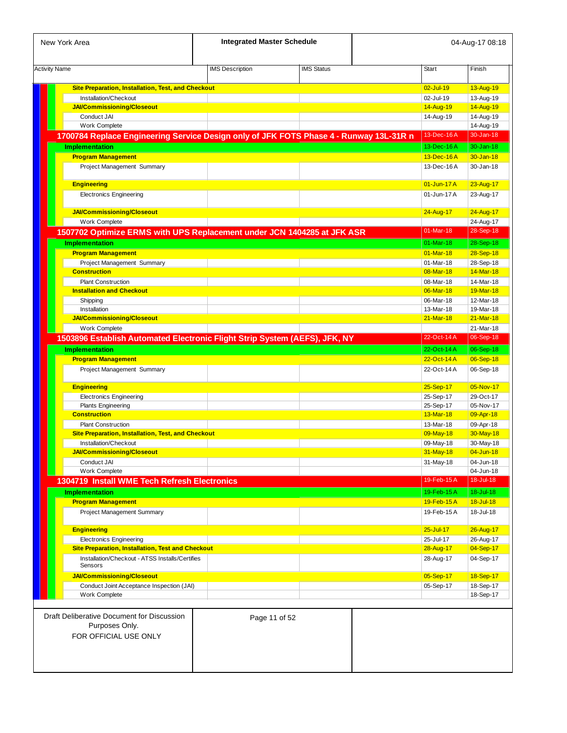| New York Area | Integrated Master Schedule | | 04-Aug-17 08:18 | |
|---|---|---|---|---|
| **Activity Name** | **IMS Description** | **IMS Status** | **Start** | **Finish** |
| **Site Preparation, Installation, Test, and Checkout** | | | 02-Jul-19 | 13-Aug-19 |
| Installation/Checkout | | | 02-Jul-19 | 13-Aug-19 |
| **JAI/Commissioning/Closeout** | | | 14-Aug-19 | 14-Aug-19 |
| Conduct JAI | | | 14-Aug-19 | 14-Aug-19 |
| Work Complete | | | | 14-Aug-19 |
| **1700784 Replace Engineering Service Design only of JFK FOTS Phase 4 - Runway 13L-31R n** | | | 13-Dec-16 A | 30-Jan-18 |
| **Implementation** | | | 13-Dec-16 A | 30-Jan-18 |
| **Program Management** | | | 13-Dec-16 A | 30-Jan-18 |
| Project Management Summary | | | 13-Dec-16 A | 30-Jan-18 |
| **Engineering** | | | 01-Jun-17 A | 23-Aug-17 |
| Electronics Engineering | | | 01-Jun-17 A | 23-Aug-17 |
| **JAI/Commissioning/Closeout** | | | 24-Aug-17 | 24-Aug-17 |
| Work Complete | | | | 24-Aug-17 |
| **1507702 Optimize ERMS with UPS Replacement under JCN 1404285 at JFK ASR** | | | 01-Mar-18 | 28-Sep-18 |
| **Implementation** | | | 01-Mar-18 | 28-Sep-18 |
| **Program Management** | | | 01-Mar-18 | 28-Sep-18 |
| Project Management Summary | | | 01-Mar-18 | 28-Sep-18 |
| **Construction** | | | 08-Mar-18 | 14-Mar-18 |
| Plant Construction | | | 08-Mar-18 | 14-Mar-18 |
| **Installation and Checkout** | | | 06-Mar-18 | 19-Mar-18 |
| Shipping | | | 06-Mar-18 | 12-Mar-18 |
| Installation | | | 13-Mar-18 | 19-Mar-18 |
| **JAI/Commissioning/Closeout** | | | 21-Mar-18 | 21-Mar-18 |
| Work Complete | | | | 21-Mar-18 |
| **1503896 Establish Automated Electronic Flight Strip System (AEFS), JFK, NY** | | | 22-Oct-14 A | 06-Sep-18 |
| **Implementation** | | | 22-Oct-14 A | 06-Sep-18 |
| **Program Management** | | | 22-Oct-14 A | 06-Sep-18 |
| Project Management Summary | | | 22-Oct-14 A | 06-Sep-18 |
| **Engineering** | | | 25-Sep-17 | 05-Nov-17 |
| Electronics Engineering | | | 25-Sep-17 | 29-Oct-17 |
| Plants Engineering | | | 25-Sep-17 | 05-Nov-17 |
| **Construction** | | | 13-Mar-18 | 09-Apr-18 |
| Plant Construction | | | 13-Mar-18 | 09-Apr-18 |
| **Site Preparation, Installation, Test, and Checkout** | | | 09-May-18 | 30-May-18 |
| Installation/Checkout | | | 09-May-18 | 30-May-18 |
| **JAI/Commissioning/Closeout** | | | 31-May-18 | 04-Jun-18 |
| Conduct JAI | | | 31-May-18 | 04-Jun-18 |
| Work Complete | | | | 04-Jun-18 |
| **1304719 Install WME Tech Refresh Electronics** | | | 19-Feb-15 A | 18-Jul-18 |
| **Implementation** | | | 19-Feb-15 A | 18-Jul-18 |
| **Program Management** | | | 19-Feb-15 A | 18-Jul-18 |
| Project Management Summary | | | 19-Feb-15 A | 18-Jul-18 |
| **Engineering** | | | 25-Jul-17 | 26-Aug-17 |
| Electronics Engineering | | | 25-Jul-17 | 26-Aug-17 |
| **Site Preparation, Installation, Test and Checkout** | | | 28-Aug-17 | 04-Sep-17 |
| Installation/Checkout - ATSS Installs/Certifies Sensors | | | 28-Aug-17 | 04-Sep-17 |
| **JAI/Commissioning/Closeout** | | | 05-Sep-17 | 18-Sep-17 |
| Conduct Joint Acceptance Inspection (JAI) | | | 05-Sep-17 | 18-Sep-17 |
| Work Complete | | | | 18-Sep-17 |

Draft Deliberative Document for Discussion Purposes Only.
FOR OFFICIAL USE ONLY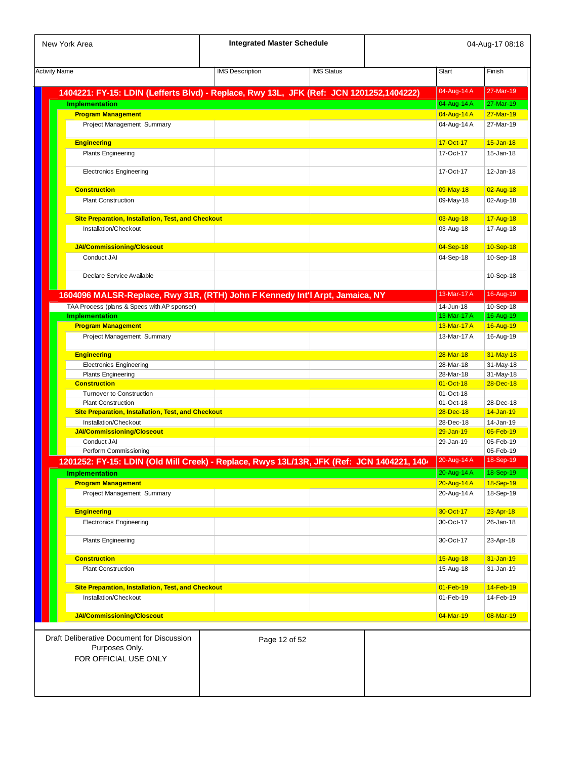| Activity Name | IMS Description | IMS Status | Start | Finish |
|---|---|---|---|---|
| **1404221: FY-15: LDIN (Lefferts Blvd) - Replace, Rwy 13L, JFK (Ref: JCN 1201252,1404222)** | | | 04-Aug-14 A | 27-Mar-19 |
| **Implementation** | | | 04-Aug-14 A | 27-Mar-19 |
| **Program Management** | | | 04-Aug-14 A | 27-Mar-19 |
| Project Management Summary | | | 04-Aug-14 A | 27-Mar-19 |
| **Engineering** | | | 17-Oct-17 | 15-Jan-18 |
| Plants Engineering | | | 17-Oct-17 | 15-Jan-18 |
| Electronics Engineering | | | 17-Oct-17 | 12-Jan-18 |
| **Construction** | | | 09-May-18 | 02-Aug-18 |
| Plant Construction | | | 09-May-18 | 02-Aug-18 |
| **Site Preparation, Installation, Test, and Checkout** | | | 03-Aug-18 | 17-Aug-18 |
| Installation/Checkout | | | 03-Aug-18 | 17-Aug-18 |
| **JAI/Commissioning/Closeout** | | | 04-Sep-18 | 10-Sep-18 |
| Conduct JAI | | | 04-Sep-18 | 10-Sep-18 |
| Declare Service Available | | | | 10-Sep-18 |
| **1604096 MALSR-Replace, Rwy 31R, (RTH) John F Kennedy Int'l Arpt, Jamaica, NY** | | | 13-Mar-17 A | 16-Aug-19 |
| TAA Process (plans & Specs with AP sponser) | | | 14-Jun-18 | 10-Sep-18 |
| **Implementation** | | | 13-Mar-17 A | 16-Aug-19 |
| **Program Management** | | | 13-Mar-17 A | 16-Aug-19 |
| Project Management Summary | | | 13-Mar-17 A | 16-Aug-19 |
| **Engineering** | | | 28-Mar-18 | 31-May-18 |
| Electronics Engineering | | | 28-Mar-18 | 31-May-18 |
| Plants Engineering | | | 28-Mar-18 | 31-May-18 |
| **Construction** | | | 01-Oct-18 | 28-Dec-18 |
| Turnover to Construction | | | 01-Oct-18 | |
| Plant Construction | | | 01-Oct-18 | 28-Dec-18 |
| **Site Preparation, Installation, Test, and Checkout** | | | 28-Dec-18 | 14-Jan-19 |
| Installation/Checkout | | | 28-Dec-18 | 14-Jan-19 |
| **JAI/Commissioning/Closeout** | | | 29-Jan-19 | 05-Feb-19 |
| Conduct JAI | | | 29-Jan-19 | 05-Feb-19 |
| Perform Commissioning | | | | 05-Feb-19 |
| **1201252: FY-15: LDIN (Old Mill Creek) - Replace, Rwys 13L/13R, JFK (Ref: JCN 1404221, 140** | | | 20-Aug-14 A | 18-Sep-19 |
| **Implementation** | | | 20-Aug-14 A | 18-Sep-19 |
| **Program Management** | | | 20-Aug-14 A | 18-Sep-19 |
| Project Management Summary | | | 20-Aug-14 A | 18-Sep-19 |
| **Engineering** | | | 30-Oct-17 | 23-Apr-18 |
| Electronics Engineering | | | 30-Oct-17 | 26-Jan-18 |
| Plants Engineering | | | 30-Oct-17 | 23-Apr-18 |
| **Construction** | | | 15-Aug-18 | 31-Jan-19 |
| Plant Construction | | | 15-Aug-18 | 31-Jan-19 |
| **Site Preparation, Installation, Test, and Checkout** | | | 01-Feb-19 | 14-Feb-19 |
| Installation/Checkout | | | 01-Feb-19 | 14-Feb-19 |
| **JAI/Commissioning/Closeout** | | | 04-Mar-19 | 08-Mar-19 |

Draft Deliberative Document for Discussion Purposes Only.
FOR OFFICIAL USE ONLY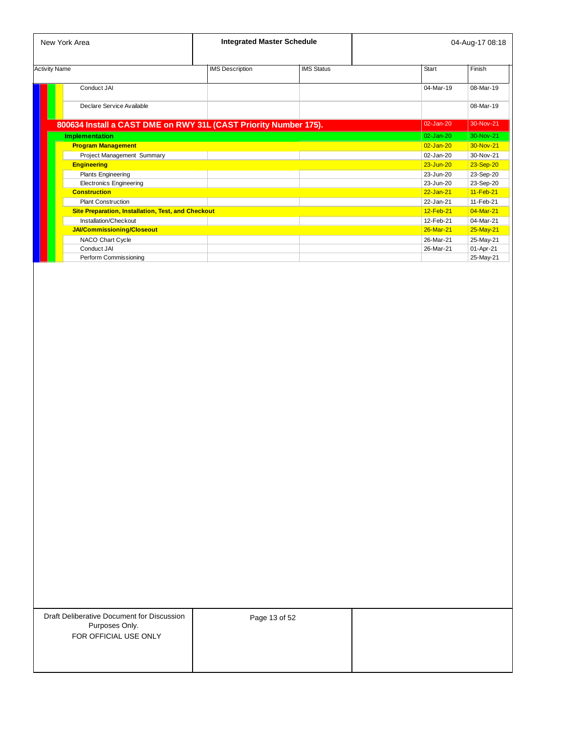| Activity Name | IMS Description | IMS Status | Start | Finish |
|---|---|---|---|---|
| Conduct JAI | | | 04-Mar-19 | 08-Mar-19 |
| Declare Service Available | | | | 08-Mar-19 |
| **800634 Install a CAST DME on RWY 31L (CAST Priority Number 175).** | | | 02-Jan-20 | 30-Nov-21 |
| **Implementation** | | | 02-Jan-20 | 30-Nov-21 |
| **Program Management** | | | 02-Jan-20 | 30-Nov-21 |
| Project Management Summary | | | 02-Jan-20 | 30-Nov-21 |
| **Engineering** | | | 23-Jun-20 | 23-Sep-20 |
| Plants Engineering | | | 23-Jun-20 | 23-Sep-20 |
| Electronics Engineering | | | 23-Jun-20 | 23-Sep-20 |
| **Construction** | | | 22-Jan-21 | 11-Feb-21 |
| Plant Construction | | | 22-Jan-21 | 11-Feb-21 |
| **Site Preparation, Installation, Test, and Checkout** | | | 12-Feb-21 | 04-Mar-21 |
| Installation/Checkout | | | 12-Feb-21 | 04-Mar-21 |
| **JAI/Commissioning/Closeout** | | | 26-Mar-21 | 25-May-21 |
| NACO Chart Cycle | | | 26-Mar-21 | 25-May-21 |
| Conduct JAI | | | 26-Mar-21 | 01-Apr-21 |
| Perform Commissioning | | | | 25-May-21 |

Draft Deliberative Document for Discussion Purposes Only.
FOR OFFICIAL USE ONLY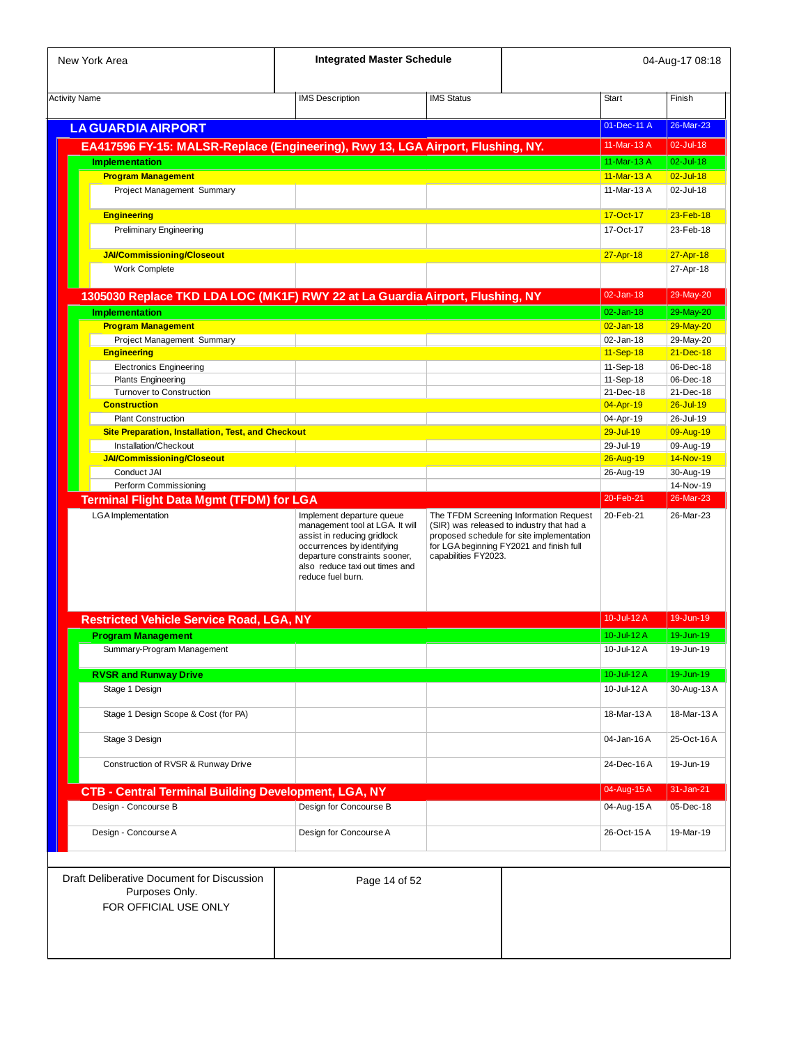| Activity Name | IMS Description | IMS Status | Start | Finish |
|---|---|---|---|---|
| **LA GUARDIA AIRPORT** | | | 01-Dec-11 A | 26-Mar-23 |
| **EA417596 FY-15: MALSR-Replace (Engineering), Rwy 13, LGA Airport, Flushing, NY.** | | | 11-Mar-13 A | 02-Jul-18 |
| **Implementation** | | | 11-Mar-13 A | 02-Jul-18 |
| **Program Management** | | | 11-Mar-13 A | 02-Jul-18 |
| Project Management Summary | | | 11-Mar-13 A | 02-Jul-18 |
| **Engineering** | | | 17-Oct-17 | 23-Feb-18 |
| Preliminary Engineering | | | 17-Oct-17 | 23-Feb-18 |
| **JAI/Commissioning/Closeout** | | | 27-Apr-18 | 27-Apr-18 |
| Work Complete | | | | 27-Apr-18 |
| **1305030 Replace TKD LDA LOC (MK1F) RWY 22 at La Guardia Airport, Flushing, NY** | | | 02-Jan-18 | 29-May-20 |
| **Implementation** | | | 02-Jan-18 | 29-May-20 |
| **Program Management** | | | 02-Jan-18 | 29-May-20 |
| Project Management Summary | | | 02-Jan-18 | 29-May-20 |
| **Engineering** | | | 11-Sep-18 | 21-Dec-18 |
| Electronics Engineering | | | 11-Sep-18 | 06-Dec-18 |
| Plants Engineering | | | 11-Sep-18 | 06-Dec-18 |
| Turnover to Construction | | | 21-Dec-18 | 21-Dec-18 |
| **Construction** | | | 04-Apr-19 | 26-Jul-19 |
| Plant Construction | | | 04-Apr-19 | 26-Jul-19 |
| **Site Preparation, Installation, Test, and Checkout** | | | 29-Jul-19 | 09-Aug-19 |
| Installation/Checkout | | | 29-Jul-19 | 09-Aug-19 |
| **JAI/Commissioning/Closeout** | | | 26-Aug-19 | 14-Nov-19 |
| Conduct JAI | | | 26-Aug-19 | 30-Aug-19 |
| Perform Commissioning | | | | 14-Nov-19 |
| **Terminal Flight Data Mgmt (TFDM) for LGA** | | | 20-Feb-21 | 26-Mar-23 |
| LGA Implementation | Implement departure queue management tool at LGA. It will assist in reducing gridlock occurrences by identifying departure constraints sooner, also reduce taxi out times and reduce fuel burn. | The TFDM Screening Information Request (SIR) was released to industry that had a proposed schedule for site implementation for LGA beginning FY2021 and finish full capabilities FY2023. | 20-Feb-21 | 26-Mar-23 |
| **Restricted Vehicle Service Road, LGA, NY** | | | 10-Jul-12 A | 19-Jun-19 |
| **Program Management** | | | 10-Jul-12 A | 19-Jun-19 |
| Summary-Program Management | | | 10-Jul-12 A | 19-Jun-19 |
| **RVSR and Runway Drive** | | | 10-Jul-12 A | 19-Jun-19 |
| Stage 1 Design | | | 10-Jul-12 A | 30-Aug-13 A |
| Stage 1 Design Scope & Cost (for PA) | | | 18-Mar-13 A | 18-Mar-13 A |
| Stage 3 Design | | | 04-Jan-16 A | 25-Oct-16 A |
| Construction of RVSR & Runway Drive | | | 24-Dec-16 A | 19-Jun-19 |
| **CTB - Central Terminal Building Development, LGA, NY** | | | 04-Aug-15 A | 31-Jan-21 |
| Design - Concourse B | Design for Concourse B | | 04-Aug-15 A | 05-Dec-18 |
| Design - Concourse A | Design for Concourse A | | 26-Oct-15 A | 19-Mar-19 |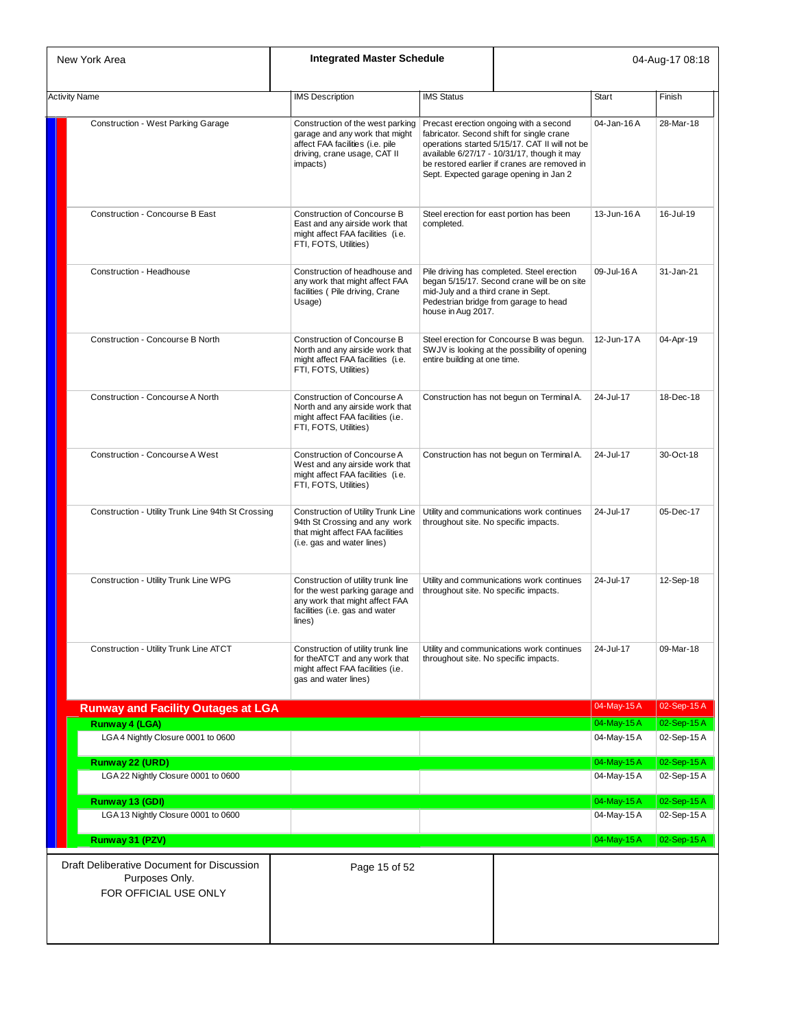| Activity Name | IMS Description | IMS Status | Start | Finish |
|---|---|---|---|---|
| Construction - West Parking Garage | Construction of the west parking garage and any work that might affect FAA facilities (i.e. pile driving, crane usage, CAT II impacts) | Precast erection ongoing with a second fabricator. Second shift for single crane operations started 5/15/17. CAT II will not be available 6/27/17 - 10/31/17, though it may be restored earlier if cranes are removed in Sept. Expected garage opening in Jan 2 | 04-Jan-16 A | 28-Mar-18 |
| Construction - Concourse B East | Construction of Concourse B East and any airside work that might affect FAA facilities (i.e. FTI, FOTS, Utilities) | Steel erection for east portion has been completed. | 13-Jun-16 A | 16-Jul-19 |
| Construction - Headhouse | Construction of headhouse and any work that might affect FAA facilities ( Pile driving, Crane Usage) | Pile driving has completed. Steel erection began 5/15/17. Second crane will be on site mid-July and a third crane in Sept. Pedestrian bridge from garage to head house in Aug 2017. | 09-Jul-16 A | 31-Jan-21 |
| Construction - Concourse B North | Construction of Concourse B North and any airside work that might affect FAA facilities (i.e. FTI, FOTS, Utilities) | Steel erection for Concourse B was begun. SWJV is looking at the possibility of opening entire building at one time. | 12-Jun-17 A | 04-Apr-19 |
| Construction - Concourse A North | Construction of Concourse A North and any airside work that might affect FAA facilities (i.e. FTI, FOTS, Utilities) | Construction has not begun on Terminal A. | 24-Jul-17 | 18-Dec-18 |
| Construction - Concourse A West | Construction of Concourse A West and any airside work that might affect FAA facilities (i.e. FTI, FOTS, Utilities) | Construction has not begun on Terminal A. | 24-Jul-17 | 30-Oct-18 |
| Construction - Utility Trunk Line 94th St Crossing | Construction of Utility Trunk Line 94th St Crossing and any work that might affect FAA facilities (i.e. gas and water lines) | Utility and communications work continues throughout site. No specific impacts. | 24-Jul-17 | 05-Dec-17 |
| Construction - Utility Trunk Line WPG | Construction of utility trunk line for the west parking garage and any work that might affect FAA facilities (i.e. gas and water lines) | Utility and communications work continues throughout site. No specific impacts. | 24-Jul-17 | 12-Sep-18 |
| Construction - Utility Trunk Line ATCT | Construction of utility trunk line for theATCT and any work that might affect FAA facilities (i.e. gas and water lines) | Utility and communications work continues throughout site. No specific impacts. | 24-Jul-17 | 09-Mar-18 |
| **Runway and Facility Outages at LGA** | | | 04-May-15 A | 02-Sep-15 A |
| **Runway 4 (LGA)** | | | 04-May-15 A | 02-Sep-15 A |
| LGA 4 Nightly Closure 0001 to 0600 | | | 04-May-15 A | 02-Sep-15 A |
| **Runway 22 (URD)** | | | 04-May-15 A | 02-Sep-15 A |
| LGA 22 Nightly Closure 0001 to 0600 | | | 04-May-15 A | 02-Sep-15 A |
| **Runway 13 (GDI)** | | | 04-May-15 A | 02-Sep-15 A |
| LGA 13 Nightly Closure 0001 to 0600 | | | 04-May-15 A | 02-Sep-15 A |
| **Runway 31 (PZV)** | | | 04-May-15 A | 02-Sep-15 A |

Draft Deliberative Document for Discussion Purposes Only.
FOR OFFICIAL USE ONLY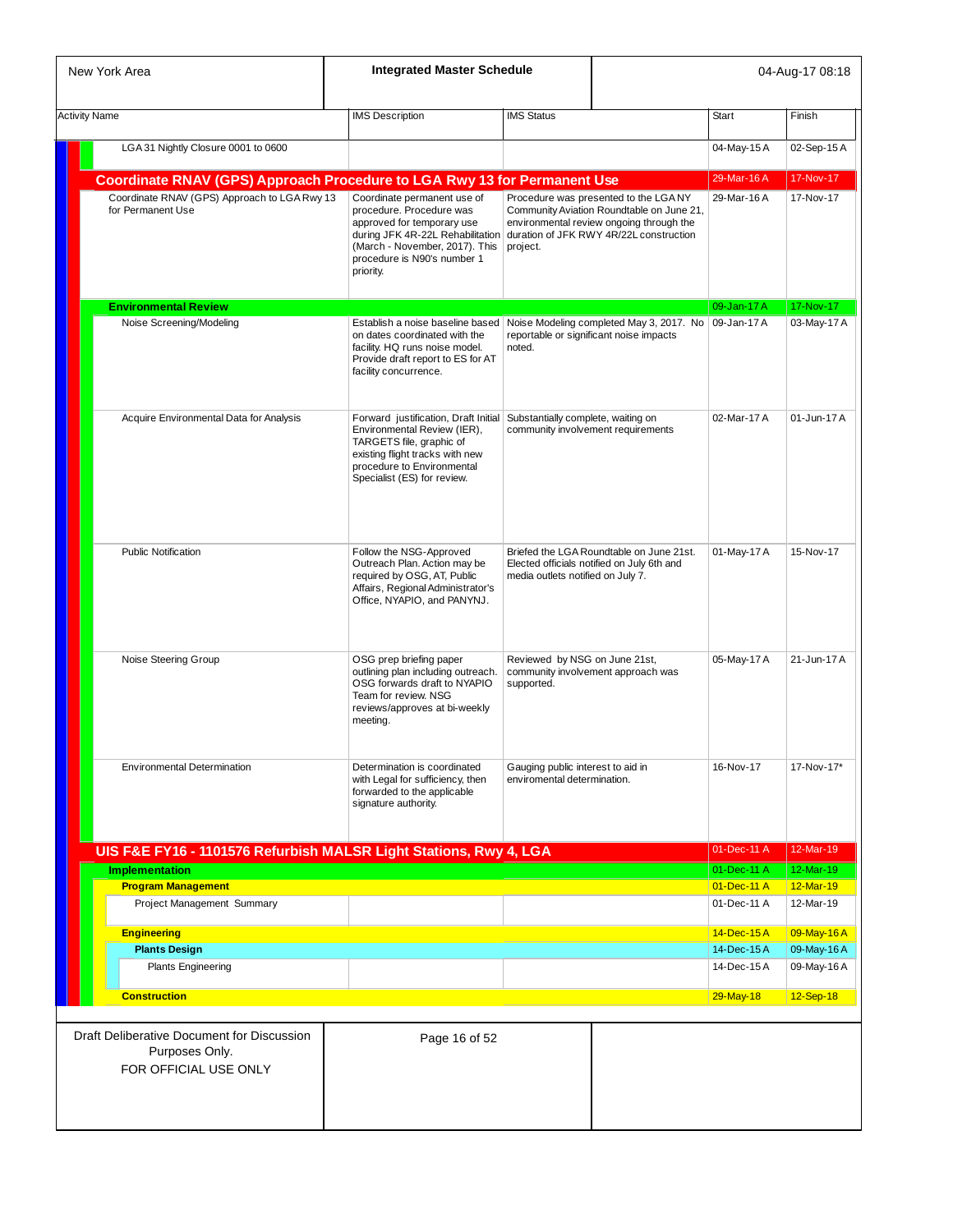| Activity Name | IMS Description | IMS Status | Start | Finish |
|---|---|---|---|---|
| LGA 31 Nightly Closure 0001 to 0600 | | | 04-May-15 A | 02-Sep-15 A |
| **Coordinate RNAV (GPS) Approach Procedure to LGA Rwy 13 for Permanent Use** | | | 29-Mar-16 A | 17-Nov-17 |
| Coordinate RNAV (GPS) Approach to LGA Rwy 13 for Permanent Use | Coordinate permanent use of procedure. Procedure was approved for temporary use during JFK 4R-22L Rehabilitation (March - November, 2017). This procedure is N90's number 1 priority. | Procedure was presented to the LGA NY Community Aviation Roundtable on June 21, environmental review ongoing through the duration of JFK RWY 4R/22L construction project. | 29-Mar-16 A | 17-Nov-17 |
| **Environmental Review** | | | 09-Jan-17 A | 17-Nov-17 |
| Noise Screening/Modeling | Establish a noise baseline based on dates coordinated with the facility. HQ runs noise model. Provide draft report to ES for AT facility concurrence. | Noise Modeling completed May 3, 2017. No reportable or significant noise impacts noted. | 09-Jan-17 A | 03-May-17 A |
| Acquire Environmental Data for Analysis | Forward justification, Draft Initial Environmental Review (IER), TARGETS file, graphic of existing flight tracks with new procedure to Environmental Specialist (ES) for review. | Substantially complete, waiting on community involvement requirements | 02-Mar-17 A | 01-Jun-17 A |
| Public Notification | Follow the NSG-Approved Outreach Plan. Action may be required by OSG, AT, Public Affairs, Regional Administrator's Office, NYAPIO, and PANYNJ. | Briefed the LGA Roundtable on June 21st. Elected officials notified on July 6th and media outlets notified on July 7. | 01-May-17 A | 15-Nov-17 |
| Noise Steering Group | OSG prep briefing paper outlining plan including outreach. OSG forwards draft to NYAPIO Team for review. NSG reviews/approves at bi-weekly meeting. | Reviewed by NSG on June 21st, community involvement approach was supported. | 05-May-17 A | 21-Jun-17 A |
| Environmental Determination | Determination is coordinated with Legal for sufficiency, then forwarded to the applicable signature authority. | Gauging public interest to aid in enviromental determination. | 16-Nov-17 | 17-Nov-17* |
| **UIS F&E FY16 - 1101576 Refurbish MALSR Light Stations, Rwy 4, LGA** | | | 01-Dec-11 A | 12-Mar-19 |
| **Implementation** | | | 01-Dec-11 A | 12-Mar-19 |
| **Program Management** | | | 01-Dec-11 A | 12-Mar-19 |
| Project Management Summary | | | 01-Dec-11 A | 12-Mar-19 |
| **Engineering** | | | 14-Dec-15 A | 09-May-16 A |
| **Plants Design** | | | 14-Dec-15 A | 09-May-16 A |
| Plants Engineering | | | 14-Dec-15 A | 09-May-16 A |
| **Construction** | | | 29-May-18 | 12-Sep-18 |

Draft Deliberative Document for Discussion Purposes Only.
FOR OFFICIAL USE ONLY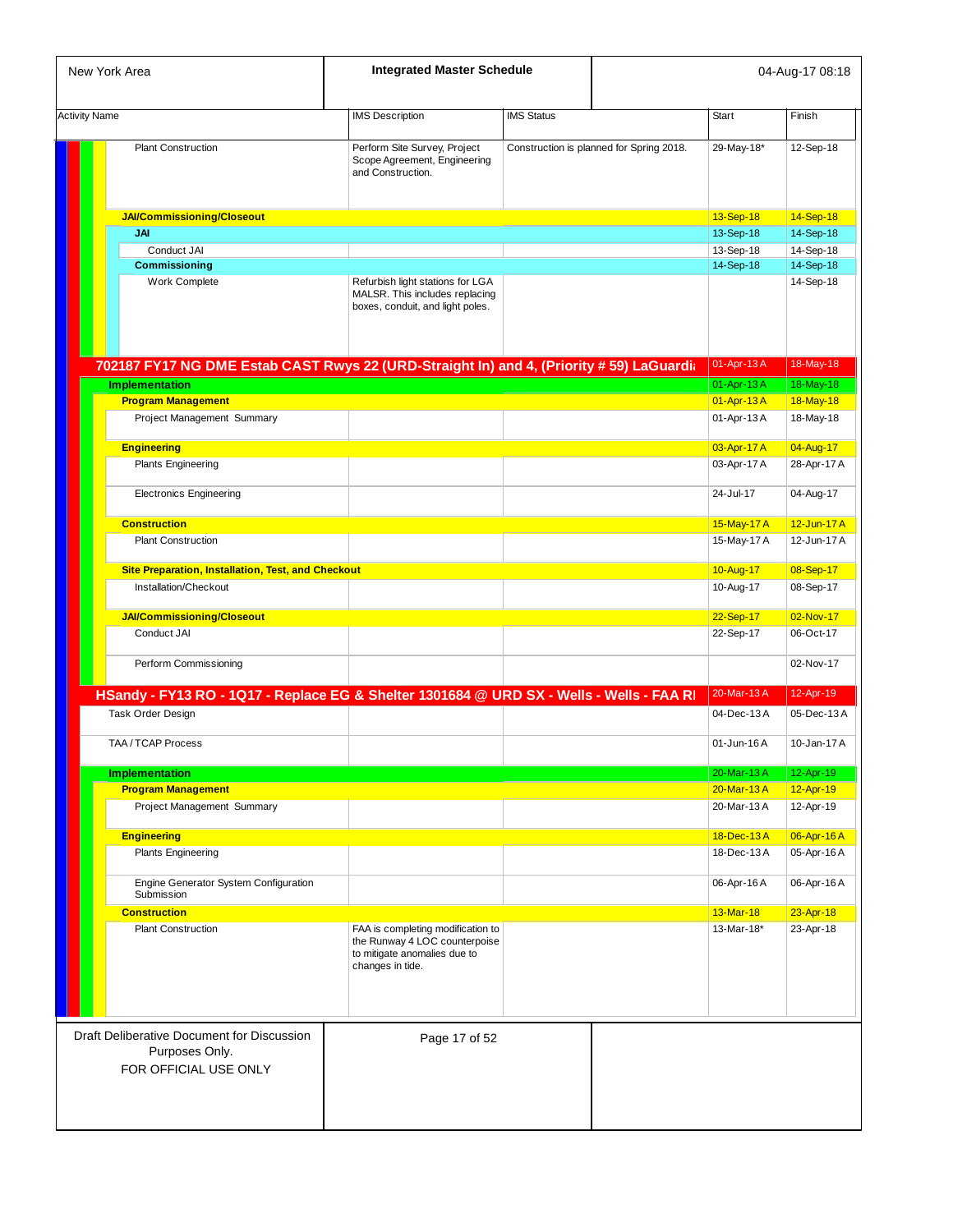| Activity Name | IMS Description | IMS Status | Start | Finish |
|---|---|---|---|---|
| Plant Construction | Perform Site Survey, Project Scope Agreement, Engineering and Construction. | Construction is planned for Spring 2018. | 29-May-18* | 12-Sep-18 |
| **JAI/Commissioning/Closeout** | | | 13-Sep-18 | 14-Sep-18 |
| **JAI** | | | 13-Sep-18 | 14-Sep-18 |
| Conduct JAI | | | 13-Sep-18 | 14-Sep-18 |
| **Commissioning** | | | 14-Sep-18 | 14-Sep-18 |
| Work Complete | Refurbish light stations for LGA MALSR. This includes replacing boxes, conduit, and light poles. | | | 14-Sep-18 |
| **702187 FY17 NG DME Estab CAST Rwys 22 (URD-Straight In) and 4, (Priority # 59) LaGuardi** | | | 01-Apr-13 A | 18-May-18 |
| **Implementation** | | | 01-Apr-13 A | 18-May-18 |
| **Program Management** | | | 01-Apr-13 A | 18-May-18 |
| Project Management Summary | | | 01-Apr-13 A | 18-May-18 |
| **Engineering** | | | 03-Apr-17 A | 04-Aug-17 |
| Plants Engineering | | | 03-Apr-17 A | 28-Apr-17 A |
| Electronics Engineering | | | 24-Jul-17 | 04-Aug-17 |
| **Construction** | | | 15-May-17 A | 12-Jun-17 A |
| Plant Construction | | | 15-May-17 A | 12-Jun-17 A |
| **Site Preparation, Installation, Test, and Checkout** | | | 10-Aug-17 | 08-Sep-17 |
| Installation/Checkout | | | 10-Aug-17 | 08-Sep-17 |
| **JAI/Commissioning/Closeout** | | | 22-Sep-17 | 02-Nov-17 |
| Conduct JAI | | | 22-Sep-17 | 06-Oct-17 |
| Perform Commissioning | | | | 02-Nov-17 |
| **HSandy - FY13 RO - 1Q17 - Replace EG & Shelter 1301684 @ URD SX - Wells - Wells - FAA RI** | | | 20-Mar-13 A | 12-Apr-19 |
| Task Order Design | | | 04-Dec-13 A | 05-Dec-13 A |
| TAA / TCAP Process | | | 01-Jun-16 A | 10-Jan-17 A |
| **Implementation** | | | 20-Mar-13 A | 12-Apr-19 |
| **Program Management** | | | 20-Mar-13 A | 12-Apr-19 |
| Project Management Summary | | | 20-Mar-13 A | 12-Apr-19 |
| **Engineering** | | | 18-Dec-13 A | 06-Apr-16 A |
| Plants Engineering | | | 18-Dec-13 A | 05-Apr-16 A |
| Engine Generator System Configuration Submission | | | 06-Apr-16 A | 06-Apr-16 A |
| **Construction** | | | 13-Mar-18 | 23-Apr-18 |
| Plant Construction | FAA is completing modification to the Runway 4 LOC counterpoise to mitigate anomalies due to changes in tide. | | 13-Mar-18* | 23-Apr-18 |

Draft Deliberative Document for Discussion Purposes Only.
FOR OFFICIAL USE ONLY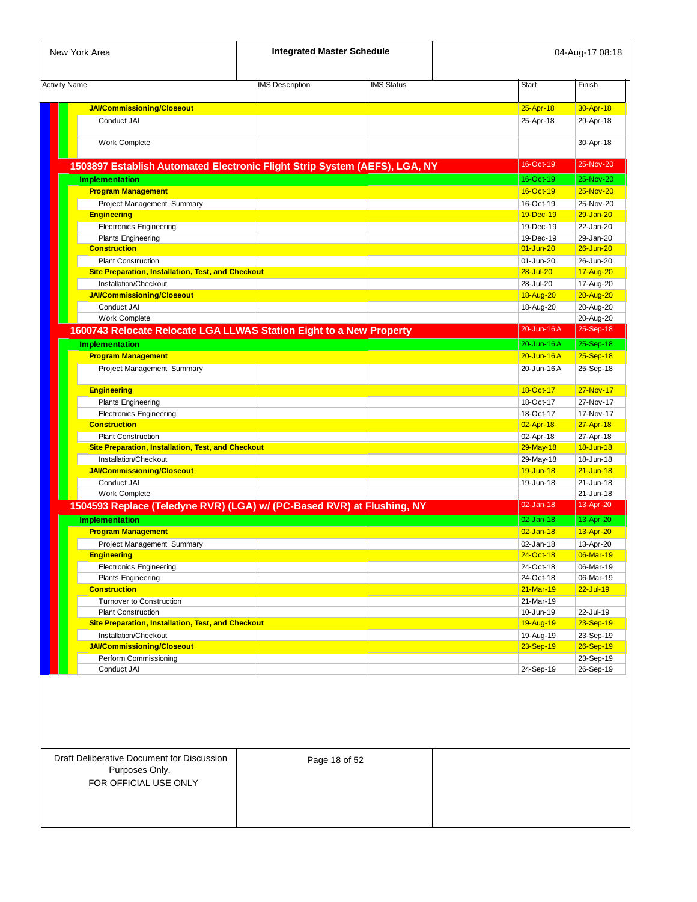| Activity Name | IMS Description | IMS Status | Start | Finish |
|---|---|---|---|---|
| **JAI/Commissioning/Closeout** | | | 25-Apr-18 | 30-Apr-18 |
| Conduct JAI | | | 25-Apr-18 | 29-Apr-18 |
| Work Complete | | | | 30-Apr-18 |
| **1503897 Establish Automated Electronic Flight Strip System (AEFS), LGA, NY** | | | 16-Oct-19 | 25-Nov-20 |
| **Implementation** | | | 16-Oct-19 | 25-Nov-20 |
| **Program Management** | | | 16-Oct-19 | 25-Nov-20 |
| Project Management Summary | | | 16-Oct-19 | 25-Nov-20 |
| **Engineering** | | | 19-Dec-19 | 29-Jan-20 |
| Electronics Engineering | | | 19-Dec-19 | 22-Jan-20 |
| Plants Engineering | | | 19-Dec-19 | 29-Jan-20 |
| **Construction** | | | 01-Jun-20 | 26-Jun-20 |
| Plant Construction | | | 01-Jun-20 | 26-Jun-20 |
| **Site Preparation, Installation, Test, and Checkout** | | | 28-Jul-20 | 17-Aug-20 |
| Installation/Checkout | | | 28-Jul-20 | 17-Aug-20 |
| **JAI/Commissioning/Closeout** | | | 18-Aug-20 | 20-Aug-20 |
| Conduct JAI | | | 18-Aug-20 | 20-Aug-20 |
| Work Complete | | | | 20-Aug-20 |
| **1600743 Relocate Relocate LGA LLWAS Station Eight to a New Property** | | | 20-Jun-16 A | 25-Sep-18 |
| **Implementation** | | | 20-Jun-16 A | 25-Sep-18 |
| **Program Management** | | | 20-Jun-16 A | 25-Sep-18 |
| Project Management Summary | | | 20-Jun-16 A | 25-Sep-18 |
| **Engineering** | | | 18-Oct-17 | 27-Nov-17 |
| Plants Engineering | | | 18-Oct-17 | 27-Nov-17 |
| Electronics Engineering | | | 18-Oct-17 | 17-Nov-17 |
| **Construction** | | | 02-Apr-18 | 27-Apr-18 |
| Plant Construction | | | 02-Apr-18 | 27-Apr-18 |
| **Site Preparation, Installation, Test, and Checkout** | | | 29-May-18 | 18-Jun-18 |
| Installation/Checkout | | | 29-May-18 | 18-Jun-18 |
| **JAI/Commissioning/Closeout** | | | 19-Jun-18 | 21-Jun-18 |
| Conduct JAI | | | 19-Jun-18 | 21-Jun-18 |
| Work Complete | | | | 21-Jun-18 |
| **1504593 Replace (Teledyne RVR) (LGA) w/ (PC-Based RVR) at Flushing, NY** | | | 02-Jan-18 | 13-Apr-20 |
| **Implementation** | | | 02-Jan-18 | 13-Apr-20 |
| **Program Management** | | | 02-Jan-18 | 13-Apr-20 |
| Project Management Summary | | | 02-Jan-18 | 13-Apr-20 |
| **Engineering** | | | 24-Oct-18 | 06-Mar-19 |
| Electronics Engineering | | | 24-Oct-18 | 06-Mar-19 |
| Plants Engineering | | | 24-Oct-18 | 06-Mar-19 |
| **Construction** | | | 21-Mar-19 | 22-Jul-19 |
| Turnover to Construction | | | 21-Mar-19 | |
| Plant Construction | | | 10-Jun-19 | 22-Jul-19 |
| **Site Preparation, Installation, Test, and Checkout** | | | 19-Aug-19 | 23-Sep-19 |
| Installation/Checkout | | | 19-Aug-19 | 23-Sep-19 |
| **JAI/Commissioning/Closeout** | | | 23-Sep-19 | 26-Sep-19 |
| Perform Commissioning | | | | 23-Sep-19 |
| Conduct JAI | | | 24-Sep-19 | 26-Sep-19 |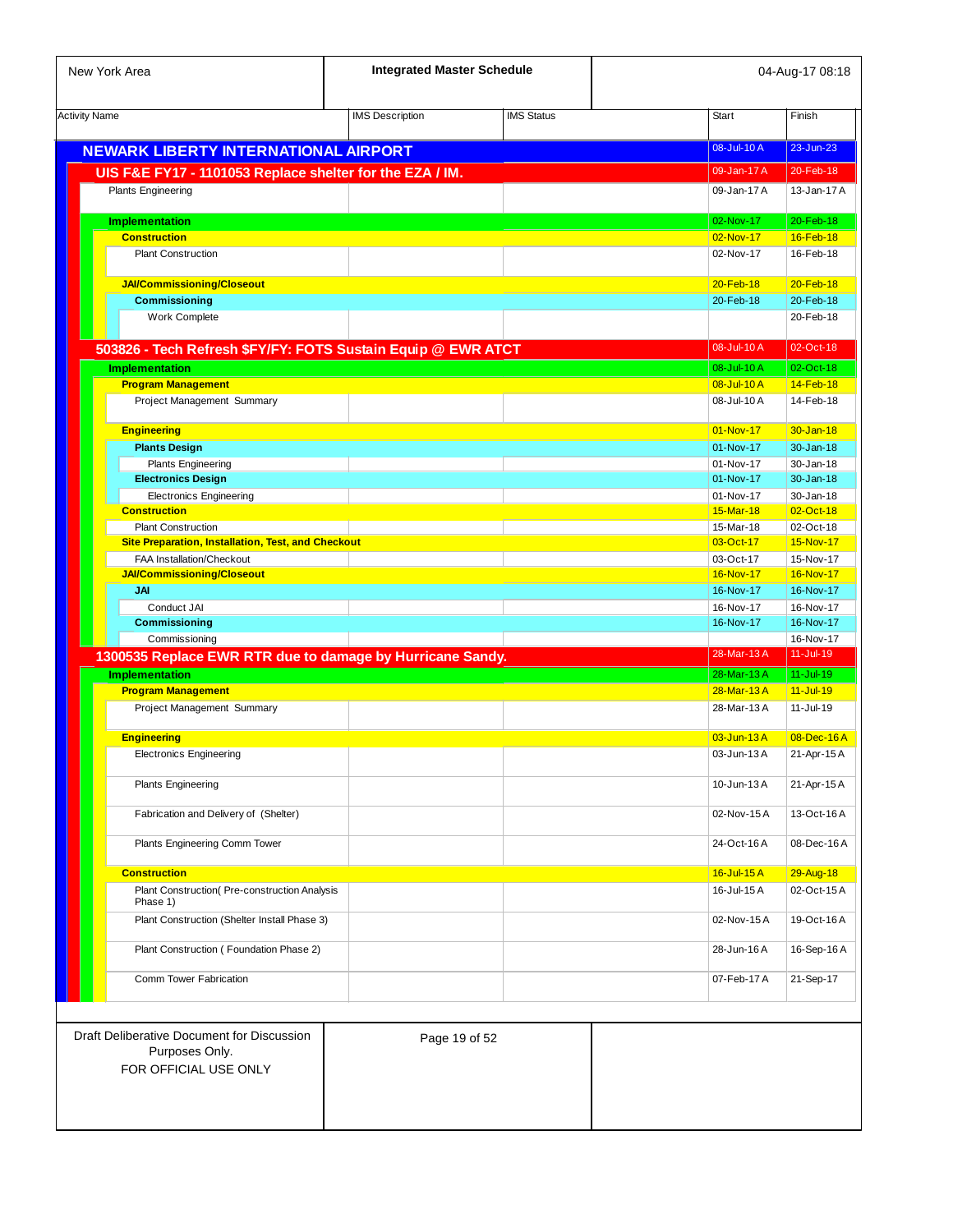| New York Area | Integrated Master Schedule | 04-Aug-17 08:18 |
|---|---|---|

| Activity Name | IMS Description | IMS Status | Start | Finish |
|---|---|---|---|---|
| **NEWARK LIBERTY INTERNATIONAL AIRPORT** | | | 08-Jul-10 A | 23-Jun-23 |
| **UIS F&E FY17 - 1101053 Replace shelter for the EZA / IM.** | | | 09-Jan-17 A | 20-Feb-18 |
| Plants Engineering | | | 09-Jan-17 A | 13-Jan-17 A |
| **Implementation** | | | 02-Nov-17 | 20-Feb-18 |
| **Construction** | | | 02-Nov-17 | 16-Feb-18 |
| Plant Construction | | | 02-Nov-17 | 16-Feb-18 |
| **JAI/Commissioning/Closeout** | | | 20-Feb-18 | 20-Feb-18 |
| **Commissioning** | | | 20-Feb-18 | 20-Feb-18 |
| Work Complete | | | | 20-Feb-18 |
| **503826 - Tech Refresh $FY/FY: FOTS Sustain Equip @ EWR ATCT** | | | 08-Jul-10 A | 02-Oct-18 |
| **Implementation** | | | 08-Jul-10 A | 02-Oct-18 |
| **Program Management** | | | 08-Jul-10 A | 14-Feb-18 |
| Project Management Summary | | | 08-Jul-10 A | 14-Feb-18 |
| **Engineering** | | | 01-Nov-17 | 30-Jan-18 |
| **Plants Design** | | | 01-Nov-17 | 30-Jan-18 |
| Plants Engineering | | | 01-Nov-17 | 30-Jan-18 |
| **Electronics Design** | | | 01-Nov-17 | 30-Jan-18 |
| Electronics Engineering | | | 01-Nov-17 | 30-Jan-18 |
| **Construction** | | | 15-Mar-18 | 02-Oct-18 |
| Plant Construction | | | 15-Mar-18 | 02-Oct-18 |
| **Site Preparation, Installation, Test, and Checkout** | | | 03-Oct-17 | 15-Nov-17 |
| FAA Installation/Checkout | | | 03-Oct-17 | 15-Nov-17 |
| **JAI/Commissioning/Closeout** | | | 16-Nov-17 | 16-Nov-17 |
| **JAI** | | | 16-Nov-17 | 16-Nov-17 |
| Conduct JAI | | | 16-Nov-17 | 16-Nov-17 |
| **Commissioning** | | | 16-Nov-17 | 16-Nov-17 |
| Commissioning | | | | 16-Nov-17 |
| **1300535 Replace EWR RTR due to damage by Hurricane Sandy.** | | | 28-Mar-13 A | 11-Jul-19 |
| **Implementation** | | | 28-Mar-13 A | 11-Jul-19 |
| **Program Management** | | | 28-Mar-13 A | 11-Jul-19 |
| Project Management Summary | | | 28-Mar-13 A | 11-Jul-19 |
| **Engineering** | | | 03-Jun-13 A | 08-Dec-16 A |
| Electronics Engineering | | | 03-Jun-13 A | 21-Apr-15 A |
| Plants Engineering | | | 10-Jun-13 A | 21-Apr-15 A |
| Fabrication and Delivery of (Shelter) | | | 02-Nov-15 A | 13-Oct-16 A |
| Plants Engineering Comm Tower | | | 24-Oct-16 A | 08-Dec-16 A |
| **Construction** | | | 16-Jul-15 A | 29-Aug-18 |
| Plant Construction( Pre-construction Analysis Phase 1) | | | 16-Jul-15 A | 02-Oct-15 A |
| Plant Construction (Shelter Install Phase 3) | | | 02-Nov-15 A | 19-Oct-16 A |
| Plant Construction ( Foundation Phase 2) | | | 28-Jun-16 A | 16-Sep-16 A |
| Comm Tower Fabrication | | | 07-Feb-17 A | 21-Sep-17 |

Draft Deliberative Document for Discussion Purposes Only.
FOR OFFICIAL USE ONLY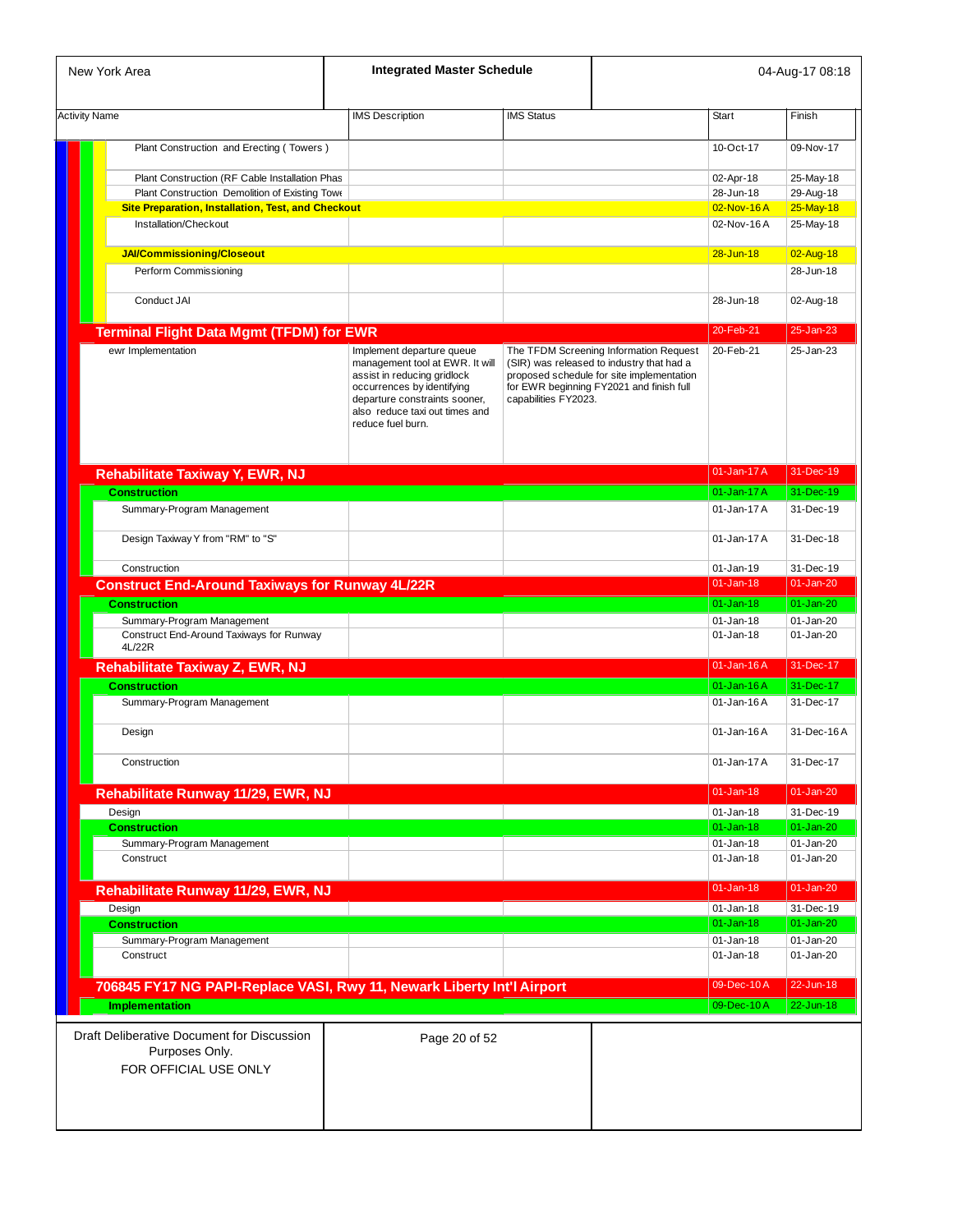| Activity Name | IMS Description | IMS Status | Start | Finish |
|---|---|---|---|---|
| Plant Construction and Erecting ( Towers ) | | | 10-Oct-17 | 09-Nov-17 |
| Plant Construction (RF Cable Installation Phas | | | 02-Apr-18 | 25-May-18 |
| Plant Construction Demolition of Existing Towe | | | 28-Jun-18 | 29-Aug-18 |
| **Site Preparation, Installation, Test, and Checkout** | | | 02-Nov-16 A | 25-May-18 |
| Installation/Checkout | | | 02-Nov-16 A | 25-May-18 |
| **JAI/Commissioning/Closeout** | | | 28-Jun-18 | 02-Aug-18 |
| Perform Commissioning | | | | 28-Jun-18 |
| Conduct JAI | | | 28-Jun-18 | 02-Aug-18 |
| **Terminal Flight Data Mgmt (TFDM) for EWR** | | | 20-Feb-21 | 25-Jan-23 |
| ewr Implementation | Implement departure queue management tool at EWR. It will assist in reducing gridlock occurrences by identifying departure constraints sooner, also reduce taxi out times and reduce fuel burn. | The TFDM Screening Information Request (SIR) was released to industry that had a proposed schedule for site implementation for EWR beginning FY2021 and finish full capabilities FY2023. | 20-Feb-21 | 25-Jan-23 |
| **Rehabilitate Taxiway Y, EWR, NJ** | | | 01-Jan-17 A | 31-Dec-19 |
| **Construction** | | | 01-Jan-17 A | 31-Dec-19 |
| Summary-Program Management | | | 01-Jan-17 A | 31-Dec-19 |
| Design Taxiway Y from "RM" to "S" | | | 01-Jan-17 A | 31-Dec-18 |
| Construction | | | 01-Jan-19 | 31-Dec-19 |
| **Construct End-Around Taxiways for Runway 4L/22R** | | | 01-Jan-18 | 01-Jan-20 |
| **Construction** | | | 01-Jan-18 | 01-Jan-20 |
| Summary-Program Management | | | 01-Jan-18 | 01-Jan-20 |
| Construct End-Around Taxiways for Runway 4L/22R | | | 01-Jan-18 | 01-Jan-20 |
| **Rehabilitate Taxiway Z, EWR, NJ** | | | 01-Jan-16 A | 31-Dec-17 |
| **Construction** | | | 01-Jan-16 A | 31-Dec-17 |
| Summary-Program Management | | | 01-Jan-16 A | 31-Dec-17 |
| Design | | | 01-Jan-16 A | 31-Dec-16 A |
| Construction | | | 01-Jan-17 A | 31-Dec-17 |
| **Rehabilitate Runway 11/29, EWR, NJ** | | | 01-Jan-18 | 01-Jan-20 |
| Design | | | 01-Jan-18 | 31-Dec-19 |
| **Construction** | | | 01-Jan-18 | 01-Jan-20 |
| Summary-Program Management | | | 01-Jan-18 | 01-Jan-20 |
| Construct | | | 01-Jan-18 | 01-Jan-20 |
| **Rehabilitate Runway 11/29, EWR, NJ** | | | 01-Jan-18 | 01-Jan-20 |
| Design | | | 01-Jan-18 | 31-Dec-19 |
| **Construction** | | | 01-Jan-18 | 01-Jan-20 |
| Summary-Program Management | | | 01-Jan-18 | 01-Jan-20 |
| Construct | | | 01-Jan-18 | 01-Jan-20 |
| **706845 FY17 NG PAPI-Replace VASI, Rwy 11, Newark Liberty Int'l Airport** | | | 09-Dec-10 A | 22-Jun-18 |
| **Implementation** | | | 09-Dec-10 A | 22-Jun-18 |

Draft Deliberative Document for Discussion Purposes Only.
FOR OFFICIAL USE ONLY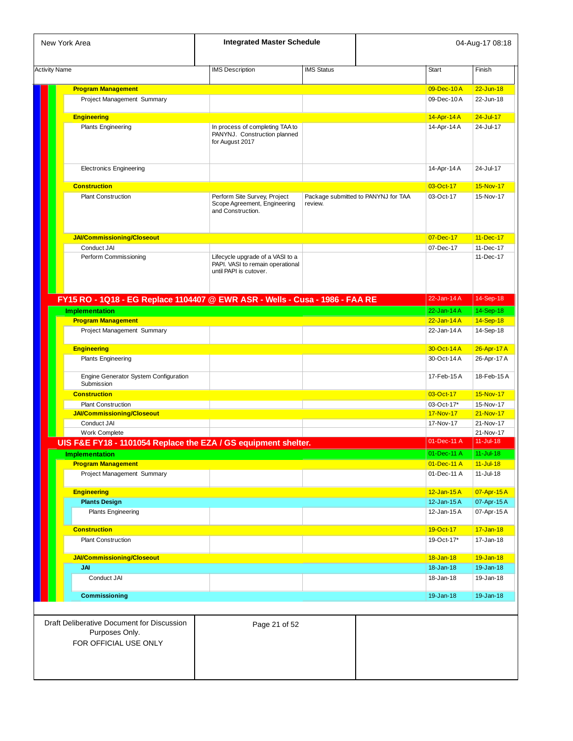| Activity Name | IMS Description | IMS Status | Start | Finish |
|---|---|---|---|---|
| **Program Management** | | | 09-Dec-10 A | 22-Jun-18 |
| Project Management Summary | | | 09-Dec-10 A | 22-Jun-18 |
| **Engineering** | | | 14-Apr-14 A | 24-Jul-17 |
| Plants Engineering | In process of completing TAA to PANYNJ. Construction planned for August 2017 | | 14-Apr-14 A | 24-Jul-17 |
| Electronics Engineering | | | 14-Apr-14 A | 24-Jul-17 |
| **Construction** | | | 03-Oct-17 | 15-Nov-17 |
| Plant Construction | Perform Site Survey, Project Scope Agreement, Engineering and Construction. | Package submitted to PANYNJ for TAA review. | 03-Oct-17 | 15-Nov-17 |
| **JAI/Commissioning/Closeout** | | | 07-Dec-17 | 11-Dec-17 |
| Conduct JAI | | | 07-Dec-17 | 11-Dec-17 |
| Perform Commissioning | Lifecycle upgrade of a VASI to a PAPI. VASI to remain operational until PAPI is cutover. | | | 11-Dec-17 |
| **FY15 RO - 1Q18 - EG Replace 1104407 @ EWR ASR - Wells - Cusa - 1986 - FAA RE** | | | 22-Jan-14 A | 14-Sep-18 |
| **Implementation** | | | 22-Jan-14 A | 14-Sep-18 |
| **Program Management** | | | 22-Jan-14 A | 14-Sep-18 |
| Project Management Summary | | | 22-Jan-14 A | 14-Sep-18 |
| **Engineering** | | | 30-Oct-14 A | 26-Apr-17 A |
| Plants Engineering | | | 30-Oct-14 A | 26-Apr-17 A |
| Engine Generator System Configuration Submission | | | 17-Feb-15 A | 18-Feb-15 A |
| **Construction** | | | 03-Oct-17 | 15-Nov-17 |
| Plant Construction | | | 03-Oct-17* | 15-Nov-17 |
| **JAI/Commissioning/Closeout** | | | 17-Nov-17 | 21-Nov-17 |
| Conduct JAI | | | 17-Nov-17 | 21-Nov-17 |
| Work Complete | | | | 21-Nov-17 |
| **UIS F&E FY18 - 1101054 Replace the EZA / GS equipment shelter.** | | | 01-Dec-11 A | 11-Jul-18 |
| **Implementation** | | | 01-Dec-11 A | 11-Jul-18 |
| **Program Management** | | | 01-Dec-11 A | 11-Jul-18 |
| Project Management Summary | | | 01-Dec-11 A | 11-Jul-18 |
| **Engineering** | | | 12-Jan-15 A | 07-Apr-15 A |
| **Plants Design** | | | 12-Jan-15 A | 07-Apr-15 A |
| Plants Engineering | | | 12-Jan-15 A | 07-Apr-15 A |
| **Construction** | | | 19-Oct-17 | 17-Jan-18 |
| Plant Construction | | | 19-Oct-17* | 17-Jan-18 |
| **JAI/Commissioning/Closeout** | | | 18-Jan-18 | 19-Jan-18 |
| **JAI** | | | 18-Jan-18 | 19-Jan-18 |
| Conduct JAI | | | 18-Jan-18 | 19-Jan-18 |
| **Commissioning** | | | 19-Jan-18 | 19-Jan-18 |

Draft Deliberative Document for Discussion Purposes Only.
FOR OFFICIAL USE ONLY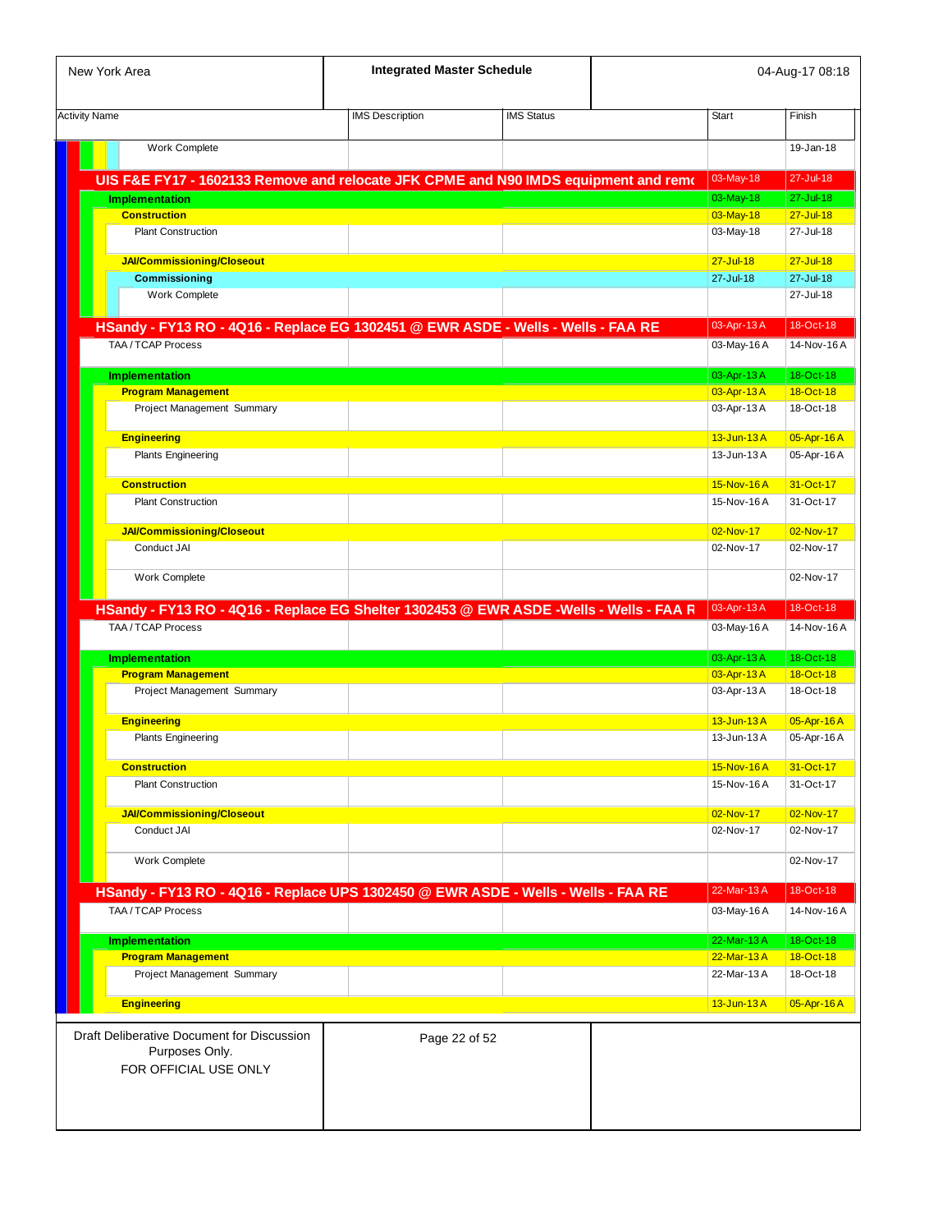| Activity Name | IMS Description | IMS Status | Start | Finish |
|---|---|---|---|---|
| Work Complete | | | | 19-Jan-18 |
| **UIS F&E FY17 - 1602133 Remove and relocate JFK CPME and N90 IMDS equipment and remo** | | | 03-May-18 | 27-Jul-18 |
| **Implementation** | | | 03-May-18 | 27-Jul-18 |
| **Construction** | | | 03-May-18 | 27-Jul-18 |
| Plant Construction | | | 03-May-18 | 27-Jul-18 |
| **JAI/Commissioning/Closeout** | | | 27-Jul-18 | 27-Jul-18 |
| **Commissioning** | | | 27-Jul-18 | 27-Jul-18 |
| Work Complete | | | | 27-Jul-18 |
| **HSandy - FY13 RO - 4Q16 - Replace EG 1302451 @ EWR ASDE - Wells - Wells - FAA RE** | | | 03-Apr-13 A | 18-Oct-18 |
| TAA / TCAP Process | | | 03-May-16 A | 14-Nov-16 A |
| **Implementation** | | | 03-Apr-13 A | 18-Oct-18 |
| **Program Management** | | | 03-Apr-13 A | 18-Oct-18 |
| Project Management Summary | | | 03-Apr-13 A | 18-Oct-18 |
| **Engineering** | | | 13-Jun-13 A | 05-Apr-16 A |
| Plants Engineering | | | 13-Jun-13 A | 05-Apr-16 A |
| **Construction** | | | 15-Nov-16 A | 31-Oct-17 |
| Plant Construction | | | 15-Nov-16 A | 31-Oct-17 |
| **JAI/Commissioning/Closeout** | | | 02-Nov-17 | 02-Nov-17 |
| Conduct JAI | | | 02-Nov-17 | 02-Nov-17 |
| Work Complete | | | | 02-Nov-17 |
| **HSandy - FY13 RO - 4Q16 - Replace EG Shelter 1302453 @ EWR ASDE -Wells - Wells - FAA R** | | | 03-Apr-13 A | 18-Oct-18 |
| TAA / TCAP Process | | | 03-May-16 A | 14-Nov-16 A |
| **Implementation** | | | 03-Apr-13 A | 18-Oct-18 |
| **Program Management** | | | 03-Apr-13 A | 18-Oct-18 |
| Project Management Summary | | | 03-Apr-13 A | 18-Oct-18 |
| **Engineering** | | | 13-Jun-13 A | 05-Apr-16 A |
| Plants Engineering | | | 13-Jun-13 A | 05-Apr-16 A |
| **Construction** | | | 15-Nov-16 A | 31-Oct-17 |
| Plant Construction | | | 15-Nov-16 A | 31-Oct-17 |
| **JAI/Commissioning/Closeout** | | | 02-Nov-17 | 02-Nov-17 |
| Conduct JAI | | | 02-Nov-17 | 02-Nov-17 |
| Work Complete | | | | 02-Nov-17 |
| **HSandy - FY13 RO - 4Q16 - Replace UPS 1302450 @ EWR ASDE - Wells - Wells - FAA RE** | | | 22-Mar-13 A | 18-Oct-18 |
| TAA / TCAP Process | | | 03-May-16 A | 14-Nov-16 A |
| **Implementation** | | | 22-Mar-13 A | 18-Oct-18 |
| **Program Management** | | | 22-Mar-13 A | 18-Oct-18 |
| Project Management Summary | | | 22-Mar-13 A | 18-Oct-18 |
| **Engineering** | | | 13-Jun-13 A | 05-Apr-16 A |

Draft Deliberative Document for Discussion Purposes Only.
FOR OFFICIAL USE ONLY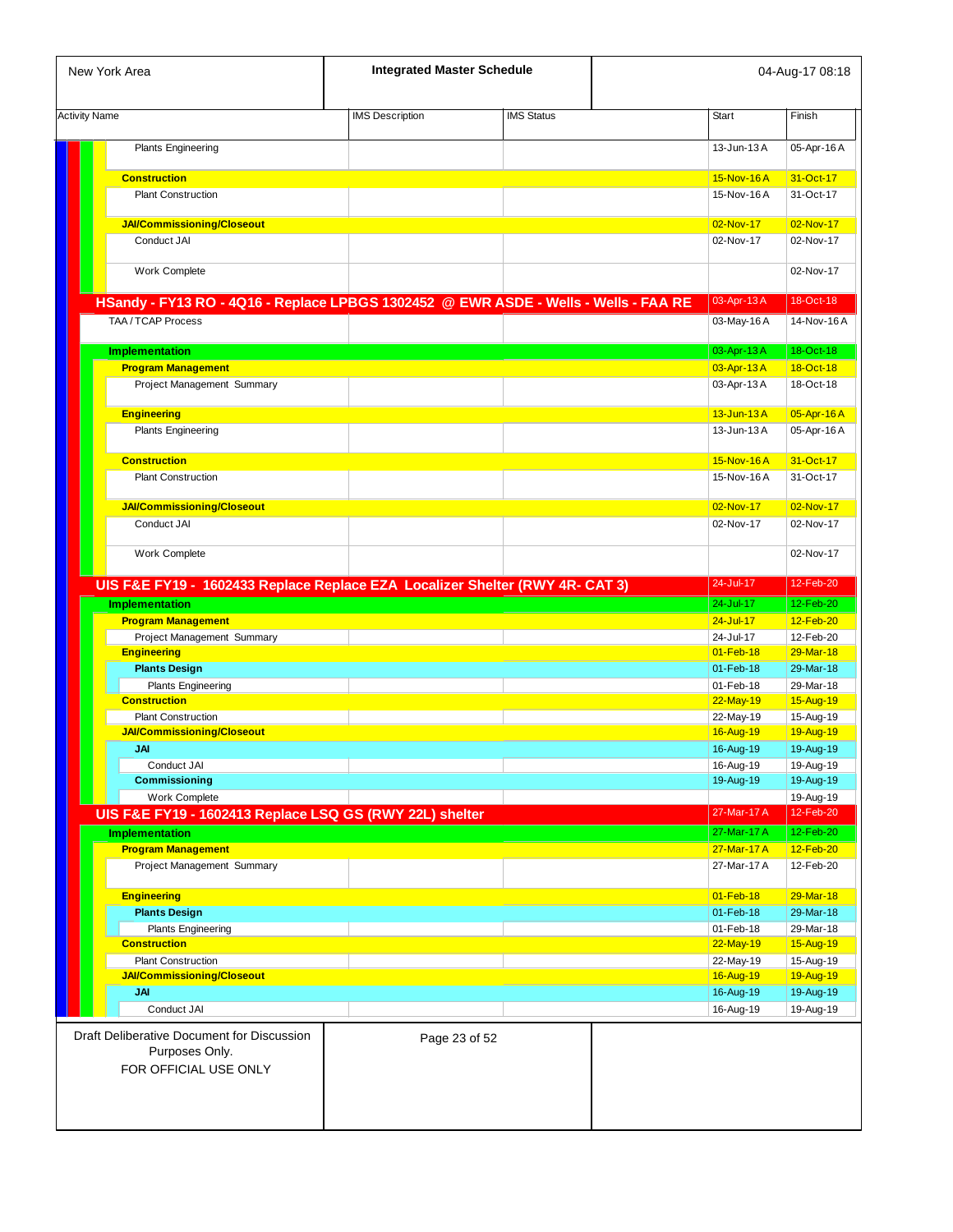| Activity Name | IMS Description | IMS Status | Start | Finish |
|---|---|---|---|---|
| Plants Engineering | | | 13-Jun-13 A | 05-Apr-16 A |
| **Construction** | | | 15-Nov-16 A | 31-Oct-17 |
| Plant Construction | | | 15-Nov-16 A | 31-Oct-17 |
| **JAI/Commissioning/Closeout** | | | 02-Nov-17 | 02-Nov-17 |
| Conduct JAI | | | 02-Nov-17 | 02-Nov-17 |
| Work Complete | | | | 02-Nov-17 |
| **HSandy - FY13 RO - 4Q16 - Replace LPBGS 1302452 @ EWR ASDE - Wells - Wells - FAA RE** | | | 03-Apr-13 A | 18-Oct-18 |
| TAA / TCAP Process | | | 03-May-16 A | 14-Nov-16 A |
| **Implementation** | | | 03-Apr-13 A | 18-Oct-18 |
| **Program Management** | | | 03-Apr-13 A | 18-Oct-18 |
| Project Management Summary | | | 03-Apr-13 A | 18-Oct-18 |
| **Engineering** | | | 13-Jun-13 A | 05-Apr-16 A |
| Plants Engineering | | | 13-Jun-13 A | 05-Apr-16 A |
| **Construction** | | | 15-Nov-16 A | 31-Oct-17 |
| Plant Construction | | | 15-Nov-16 A | 31-Oct-17 |
| **JAI/Commissioning/Closeout** | | | 02-Nov-17 | 02-Nov-17 |
| Conduct JAI | | | 02-Nov-17 | 02-Nov-17 |
| Work Complete | | | | 02-Nov-17 |
| **UIS F&E FY19 - 1602433 Replace Replace EZA Localizer Shelter (RWY 4R- CAT 3)** | | | 24-Jul-17 | 12-Feb-20 |
| **Implementation** | | | 24-Jul-17 | 12-Feb-20 |
| **Program Management** | | | 24-Jul-17 | 12-Feb-20 |
| Project Management Summary | | | 24-Jul-17 | 12-Feb-20 |
| **Engineering** | | | 01-Feb-18 | 29-Mar-18 |
| **Plants Design** | | | 01-Feb-18 | 29-Mar-18 |
| Plants Engineering | | | 01-Feb-18 | 29-Mar-18 |
| **Construction** | | | 22-May-19 | 15-Aug-19 |
| Plant Construction | | | 22-May-19 | 15-Aug-19 |
| **JAI/Commissioning/Closeout** | | | 16-Aug-19 | 19-Aug-19 |
| **JAI** | | | 16-Aug-19 | 19-Aug-19 |
| Conduct JAI | | | 16-Aug-19 | 19-Aug-19 |
| **Commissioning** | | | 19-Aug-19 | 19-Aug-19 |
| Work Complete | | | | 19-Aug-19 |
| **UIS F&E FY19 - 1602413 Replace LSQ GS (RWY 22L) shelter** | | | 27-Mar-17 A | 12-Feb-20 |
| **Implementation** | | | 27-Mar-17 A | 12-Feb-20 |
| **Program Management** | | | 27-Mar-17 A | 12-Feb-20 |
| Project Management Summary | | | 27-Mar-17 A | 12-Feb-20 |
| **Engineering** | | | 01-Feb-18 | 29-Mar-18 |
| **Plants Design** | | | 01-Feb-18 | 29-Mar-18 |
| Plants Engineering | | | 01-Feb-18 | 29-Mar-18 |
| **Construction** | | | 22-May-19 | 15-Aug-19 |
| Plant Construction | | | 22-May-19 | 15-Aug-19 |
| **JAI/Commissioning/Closeout** | | | 16-Aug-19 | 19-Aug-19 |
| **JAI** | | | 16-Aug-19 | 19-Aug-19 |
| Conduct JAI | | | 16-Aug-19 | 19-Aug-19 |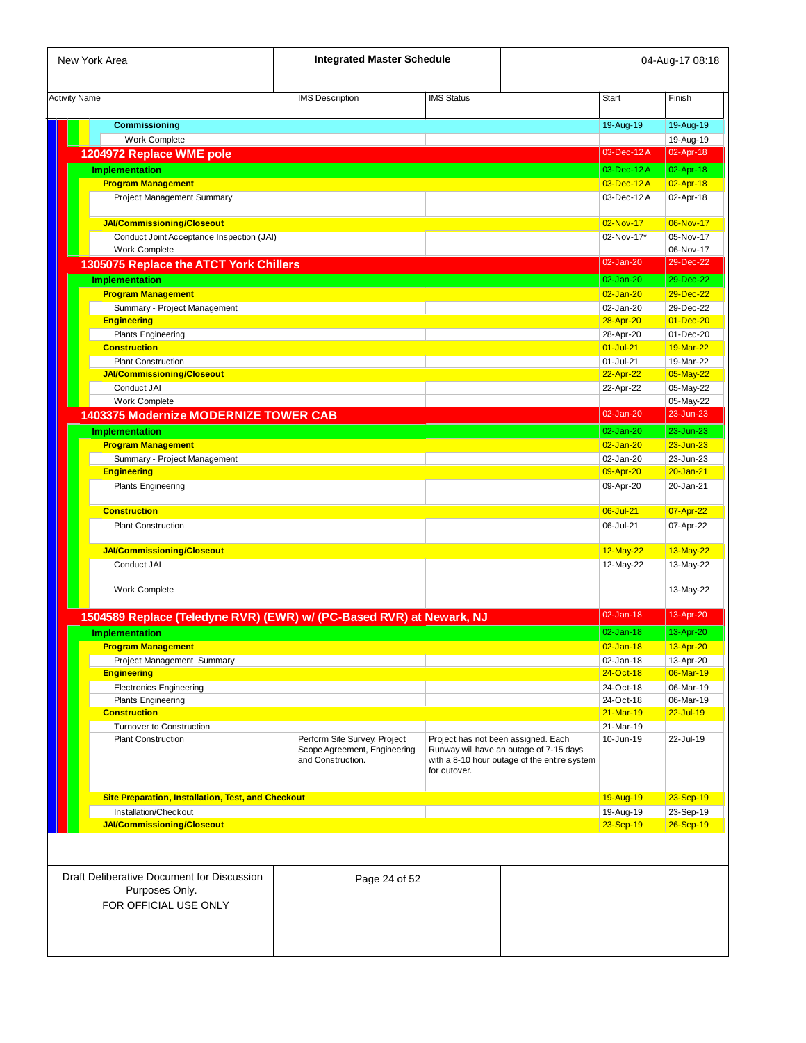| New York Area | Integrated Master Schedule | | 04-Aug-17 08:18 | |
|---|---|---|---|---|
| **Activity Name** | **IMS Description** | **IMS Status** | **Start** | **Finish** |
| **Commissioning** | | | 19-Aug-19 | 19-Aug-19 |
| Work Complete | | | | 19-Aug-19 |
| **1204972 Replace WME pole** | | | 03-Dec-12 A | 02-Apr-18 |
| **Implementation** | | | 03-Dec-12 A | 02-Apr-18 |
| **Program Management** | | | 03-Dec-12 A | 02-Apr-18 |
| Project Management Summary | | | 03-Dec-12 A | 02-Apr-18 |
| **JAI/Commissioning/Closeout** | | | 02-Nov-17 | 06-Nov-17 |
| Conduct Joint Acceptance Inspection (JAI) | | | 02-Nov-17* | 05-Nov-17 |
| Work Complete | | | | 06-Nov-17 |
| **1305075 Replace the ATCT York Chillers** | | | 02-Jan-20 | 29-Dec-22 |
| **Implementation** | | | 02-Jan-20 | 29-Dec-22 |
| **Program Management** | | | 02-Jan-20 | 29-Dec-22 |
| Summary - Project Management | | | 02-Jan-20 | 29-Dec-22 |
| **Engineering** | | | 28-Apr-20 | 01-Dec-20 |
| Plants Engineering | | | 28-Apr-20 | 01-Dec-20 |
| **Construction** | | | 01-Jul-21 | 19-Mar-22 |
| Plant Construction | | | 01-Jul-21 | 19-Mar-22 |
| **JAI/Commissioning/Closeout** | | | 22-Apr-22 | 05-May-22 |
| Conduct JAI | | | 22-Apr-22 | 05-May-22 |
| Work Complete | | | | 05-May-22 |
| **1403375 Modernize MODERNIZE TOWER CAB** | | | 02-Jan-20 | 23-Jun-23 |
| **Implementation** | | | 02-Jan-20 | 23-Jun-23 |
| **Program Management** | | | 02-Jan-20 | 23-Jun-23 |
| Summary - Project Management | | | 02-Jan-20 | 23-Jun-23 |
| **Engineering** | | | 09-Apr-20 | 20-Jan-21 |
| Plants Engineering | | | 09-Apr-20 | 20-Jan-21 |
| **Construction** | | | 06-Jul-21 | 07-Apr-22 |
| Plant Construction | | | 06-Jul-21 | 07-Apr-22 |
| **JAI/Commissioning/Closeout** | | | 12-May-22 | 13-May-22 |
| Conduct JAI | | | 12-May-22 | 13-May-22 |
| Work Complete | | | | 13-May-22 |
| **1504589 Replace (Teledyne RVR) (EWR) w/ (PC-Based RVR) at Newark, NJ** | | | 02-Jan-18 | 13-Apr-20 |
| **Implementation** | | | 02-Jan-18 | 13-Apr-20 |
| **Program Management** | | | 02-Jan-18 | 13-Apr-20 |
| Project Management Summary | | | 02-Jan-18 | 13-Apr-20 |
| **Engineering** | | | 24-Oct-18 | 06-Mar-19 |
| Electronics Engineering | | | 24-Oct-18 | 06-Mar-19 |
| Plants Engineering | | | 24-Oct-18 | 06-Mar-19 |
| **Construction** | | | 21-Mar-19 | 22-Jul-19 |
| Turnover to Construction | | | 21-Mar-19 | |
| Plant Construction | Perform Site Survey, Project Scope Agreement, Engineering and Construction. | Project has not been assigned. Each Runway will have an outage of 7-15 days with a 8-10 hour outage of the entire system for cutover. | 10-Jun-19 | 22-Jul-19 |
| **Site Preparation, Installation, Test, and Checkout** | | | 19-Aug-19 | 23-Sep-19 |
| Installation/Checkout | | | 19-Aug-19 | 23-Sep-19 |
| **JAI/Commissioning/Closeout** | | | 23-Sep-19 | 26-Sep-19 |

Draft Deliberative Document for Discussion Purposes Only.
FOR OFFICIAL USE ONLY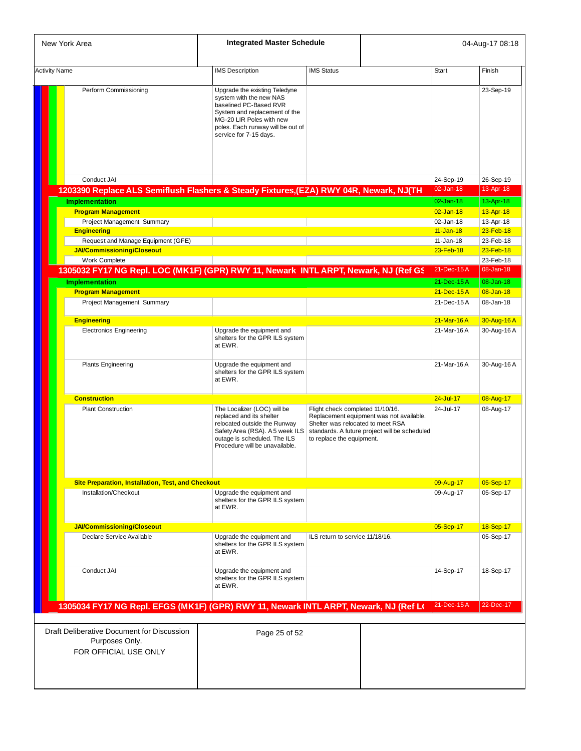| Activity Name | IMS Description | IMS Status | Start | Finish |
|---|---|---|---|---|
| Perform Commissioning | Upgrade the existing Teledyne system with the new NAS baselined PC-Based RVR System and replacement of the MG-20 LIR Poles with new poles. Each runway will be out of service for 7-15 days. | | | 23-Sep-19 |
| Conduct JAI | | | 24-Sep-19 | 26-Sep-19 |
| **1203390 Replace ALS Semiflush Flashers & Steady Fixtures,(EZA) RWY 04R, Newark, NJ(TH** | | | 02-Jan-18 | 13-Apr-18 |
| **Implementation** | | | 02-Jan-18 | 13-Apr-18 |
| **Program Management** | | | 02-Jan-18 | 13-Apr-18 |
| Project Management Summary | | | 02-Jan-18 | 13-Apr-18 |
| **Engineering** | | | 11-Jan-18 | 23-Feb-18 |
| Request and Manage Equipment (GFE) | | | 11-Jan-18 | 23-Feb-18 |
| **JAI/Commissioning/Closeout** | | | 23-Feb-18 | 23-Feb-18 |
| Work Complete | | | | 23-Feb-18 |
| **1305032 FY17 NG Repl. LOC (MK1F) (GPR) RWY 11, Newark INTL ARPT, Newark, NJ (Ref GS** | | | 21-Dec-15 A | 08-Jan-18 |
| **Implementation** | | | 21-Dec-15 A | 08-Jan-18 |
| **Program Management** | | | 21-Dec-15 A | 08-Jan-18 |
| Project Management Summary | | | 21-Dec-15 A | 08-Jan-18 |
| **Engineering** | | | 21-Mar-16 A | 30-Aug-16 A |
| Electronics Engineering | Upgrade the equipment and shelters for the GPR ILS system at EWR. | | 21-Mar-16 A | 30-Aug-16 A |
| Plants Engineering | Upgrade the equipment and shelters for the GPR ILS system at EWR. | | 21-Mar-16 A | 30-Aug-16 A |
| **Construction** | | | 24-Jul-17 | 08-Aug-17 |
| Plant Construction | The Localizer (LOC) will be replaced and its shelter relocated outside the Runway Safety Area (RSA). A 5 week ILS outage is scheduled. The ILS Procedure will be unavailable. | Flight check completed 11/10/16. Replacement equipment was not available. Shelter was relocated to meet RSA standards. A future project will be scheduled to replace the equipment. | 24-Jul-17 | 08-Aug-17 |
| **Site Preparation, Installation, Test, and Checkout** | | | 09-Aug-17 | 05-Sep-17 |
| Installation/Checkout | Upgrade the equipment and shelters for the GPR ILS system at EWR. | | 09-Aug-17 | 05-Sep-17 |
| **JAI/Commissioning/Closeout** | | | 05-Sep-17 | 18-Sep-17 |
| Declare Service Available | Upgrade the equipment and shelters for the GPR ILS system at EWR. | ILS return to service 11/18/16. | | 05-Sep-17 |
| Conduct JAI | Upgrade the equipment and shelters for the GPR ILS system at EWR. | | 14-Sep-17 | 18-Sep-17 |
| **1305034 FY17 NG Repl. EFGS (MK1F) (GPR) RWY 11, Newark INTL ARPT, Newark, NJ (Ref LO** | | | 21-Dec-15 A | 22-Dec-17 |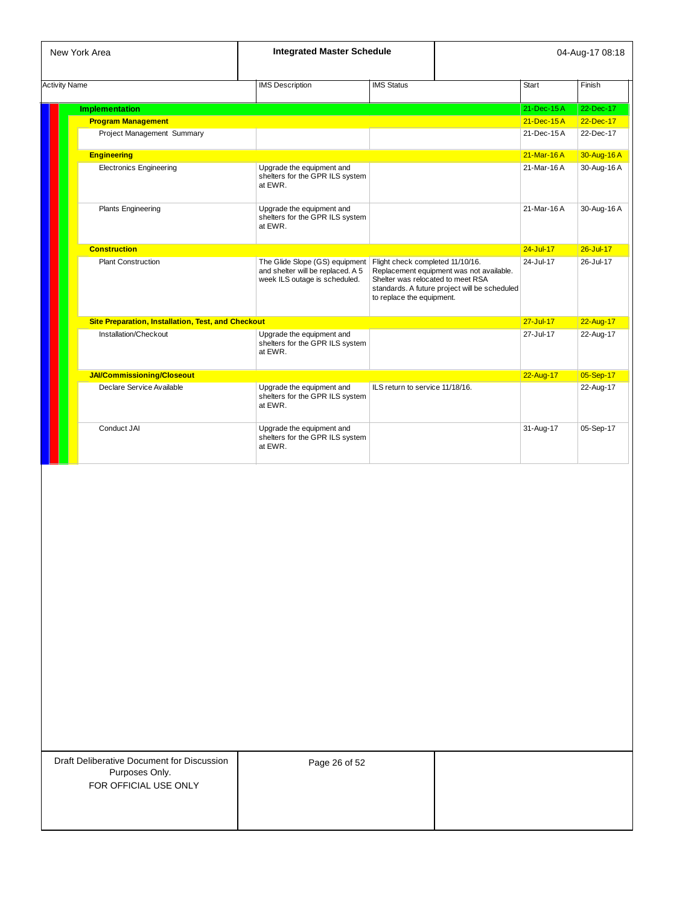| Activity Name | IMS Description | IMS Status | Start | Finish |
|---|---|---|---|---|
| **Implementation** | | | 21-Dec-15 A | 22-Dec-17 |
| **Program Management** | | | 21-Dec-15 A | 22-Dec-17 |
| Project Management Summary | | | 21-Dec-15 A | 22-Dec-17 |
| **Engineering** | | | 21-Mar-16 A | 30-Aug-16 A |
| Electronics Engineering | Upgrade the equipment and shelters for the GPR ILS system at EWR. | | 21-Mar-16 A | 30-Aug-16 A |
| Plants Engineering | Upgrade the equipment and shelters for the GPR ILS system at EWR. | | 21-Mar-16 A | 30-Aug-16 A |
| **Construction** | | | 24-Jul-17 | 26-Jul-17 |
| Plant Construction | The Glide Slope (GS) equipment and shelter will be replaced. A 5 week ILS outage is scheduled. | Flight check completed 11/10/16. Replacement equipment was not available. Shelter was relocated to meet RSA standards. A future project will be scheduled to replace the equipment. | 24-Jul-17 | 26-Jul-17 |
| **Site Preparation, Installation, Test, and Checkout** | | | 27-Jul-17 | 22-Aug-17 |
| Installation/Checkout | Upgrade the equipment and shelters for the GPR ILS system at EWR. | | 27-Jul-17 | 22-Aug-17 |
| **JAI/Commissioning/Closeout** | | | 22-Aug-17 | 05-Sep-17 |
| Declare Service Available | Upgrade the equipment and shelters for the GPR ILS system at EWR. | ILS return to service 11/18/16. | | 22-Aug-17 |
| Conduct JAI | Upgrade the equipment and shelters for the GPR ILS system at EWR. | | 31-Aug-17 | 05-Sep-17 |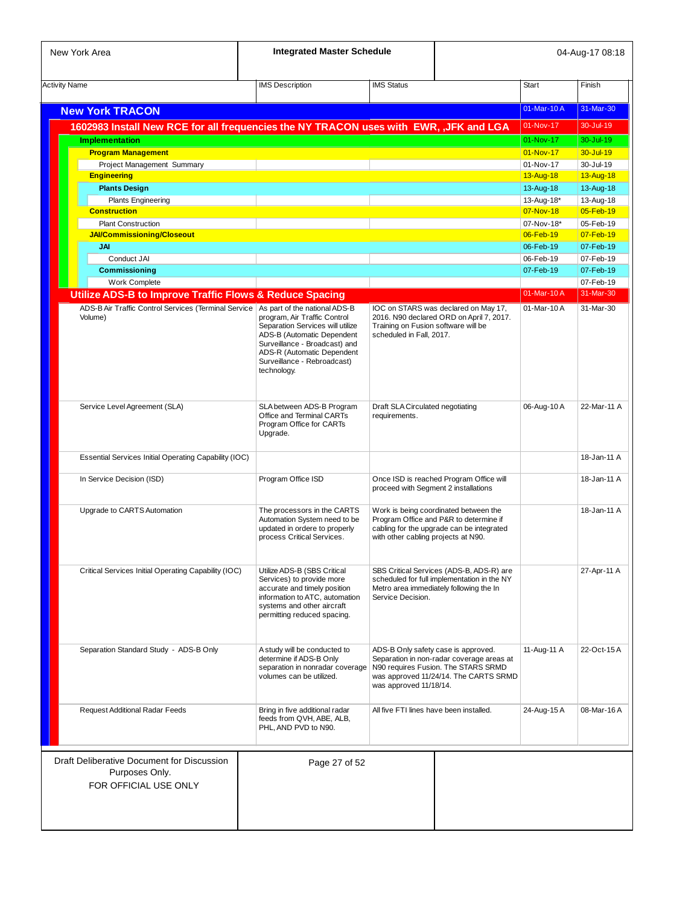| New York Area | Integrated Master Schedule | | 04-Aug-17 08:18 | |
|---|---|---|---|---|
| **Activity Name** | **IMS Description** | **IMS Status** | **Start** | **Finish** |
| **New York TRACON** | | | 01-Mar-10 A | 31-Mar-30 |
| **1602983 Install New RCE for all frequencies the NY TRACON uses with EWR, ,JFK and LGA** | | | 01-Nov-17 | 30-Jul-19 |
| **Implementation** | | | 01-Nov-17 | 30-Jul-19 |
| **Program Management** | | | 01-Nov-17 | 30-Jul-19 |
| Project Management Summary | | | 01-Nov-17 | 30-Jul-19 |
| **Engineering** | | | 13-Aug-18 | 13-Aug-18 |
| **Plants Design** | | | 13-Aug-18 | 13-Aug-18 |
| Plants Engineering | | | 13-Aug-18* | 13-Aug-18 |
| **Construction** | | | 07-Nov-18 | 05-Feb-19 |
| Plant Construction | | | 07-Nov-18* | 05-Feb-19 |
| **JAI/Commissioning/Closeout** | | | 06-Feb-19 | 07-Feb-19 |
| **JAI** | | | 06-Feb-19 | 07-Feb-19 |
| Conduct JAI | | | 06-Feb-19 | 07-Feb-19 |
| **Commissioning** | | | 07-Feb-19 | 07-Feb-19 |
| Work Complete | | | | 07-Feb-19 |
| **Utilize ADS-B to Improve Traffic Flows & Reduce Spacing** | | | 01-Mar-10 A | 31-Mar-30 |
| ADS-B Air Traffic Control Services (Terminal Service Volume) | As part of the national ADS-B program, Air Traffic Control Separation Services will utilize ADS-B (Automatic Dependent Surveillance - Broadcast) and ADS-R (Automatic Dependent Surveillance - Rebroadcast) technology. | IOC on STARS was declared on May 17, 2016. N90 declared ORD on April 7, 2017. Training on Fusion software will be scheduled in Fall, 2017. | 01-Mar-10 A | 31-Mar-30 |
| Service Level Agreement (SLA) | SLA between ADS-B Program Office and Terminal CARTs Program Office for CARTs Upgrade. | Draft SLA Circulated negotiating requirements. | 06-Aug-10 A | 22-Mar-11 A |
| Essential Services Initial Operating Capability (IOC) | | | | 18-Jan-11 A |
| In Service Decision (ISD) | Program Office ISD | Once ISD is reached Program Office will proceed with Segment 2 installations | | 18-Jan-11 A |
| Upgrade to CARTS Automation | The processors in the CARTS Automation System need to be updated in ordere to properly process Critical Services. | Work is being coordinated between the Program Office and P&R to determine if cabling for the upgrade can be integrated with other cabling projects at N90. | | 18-Jan-11 A |
| Critical Services Initial Operating Capability (IOC) | Utilize ADS-B (SBS Critical Services) to provide more accurate and timely position information to ATC, automation systems and other aircraft permitting reduced spacing. | SBS Critical Services (ADS-B, ADS-R) are scheduled for full implementation in the NY Metro area immediately following the In Service Decision. | | 27-Apr-11 A |
| Separation Standard Study - ADS-B Only | A study will be conducted to determine if ADS-B Only separation in nonradar coverage volumes can be utilized. | ADS-B Only safety case is approved. Separation in non-radar coverage areas at N90 requires Fusion. The STARS SRMD was approved 11/24/14. The CARTS SRMD was approved 11/18/14. | 11-Aug-11 A | 22-Oct-15 A |
| Request Additional Radar Feeds | Bring in five additional radar feeds from QVH, ABE, ALB, PHL, AND PVD to N90. | All five FTI lines have been installed. | 24-Aug-15 A | 08-Mar-16 A |

Draft Deliberative Document for Discussion Purposes Only.
FOR OFFICIAL USE ONLY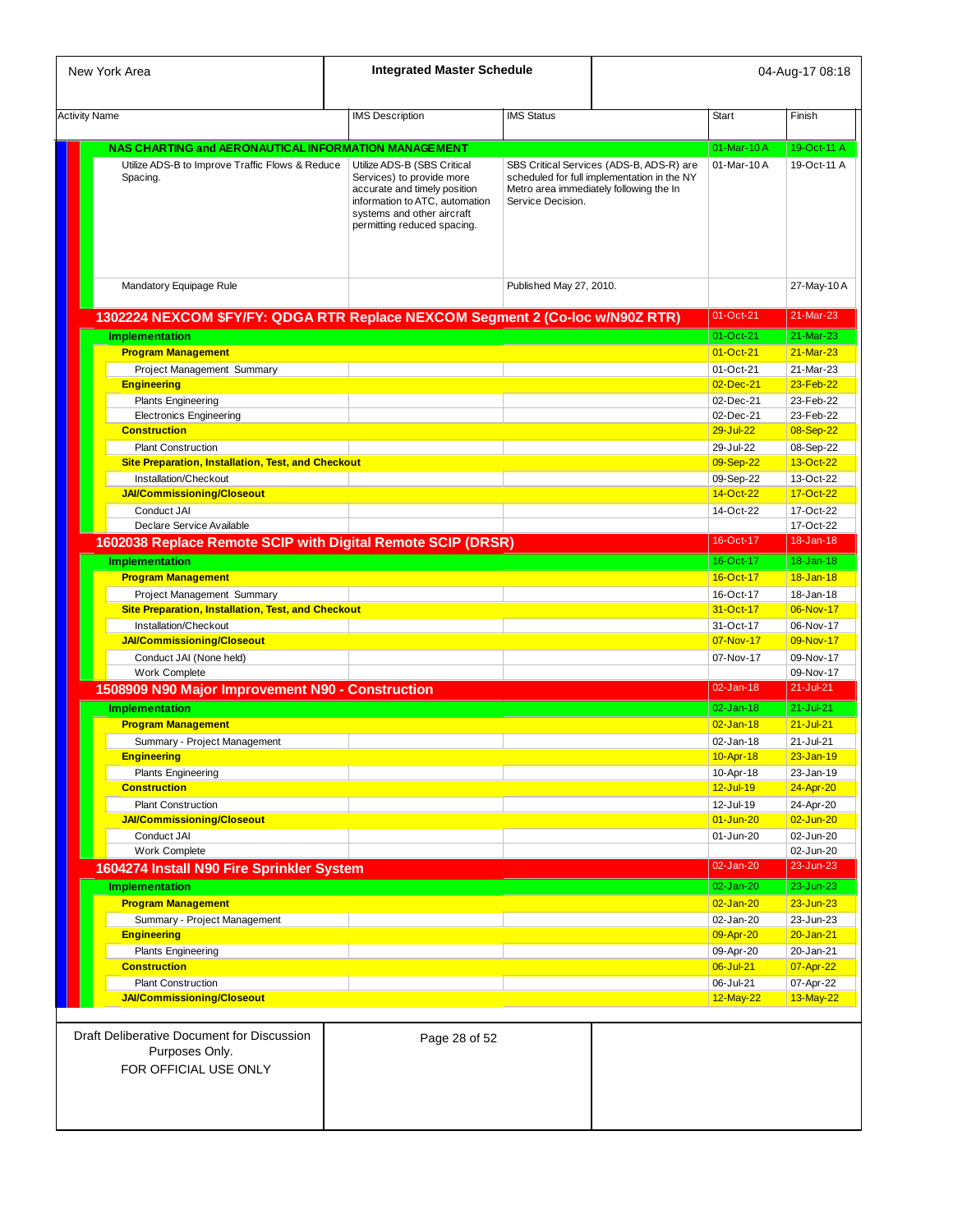| Activity Name | IMS Description | IMS Status | Start | Finish |
|---|---|---|---|---|
| **NAS CHARTING and AERONAUTICAL INFORMATION MANAGEMENT** | | | 01-Mar-10 A | 19-Oct-11 A |
| Utilize ADS-B to Improve Traffic Flows & Reduce Spacing. | Utilize ADS-B (SBS Critical Services) to provide more accurate and timely position information to ATC, automation systems and other aircraft permitting reduced spacing. | SBS Critical Services (ADS-B, ADS-R) are scheduled for full implementation in the NY Metro area immediately following the In Service Decision. | 01-Mar-10 A | 19-Oct-11 A |
| Mandatory Equipage Rule | | Published May 27, 2010. | | 27-May-10 A |
| **1302224 NEXCOM $FY/FY: QDGA RTR Replace NEXCOM Segment 2 (Co-loc w/N90Z RTR)** | | | 01-Oct-21 | 21-Mar-23 |
| **Implementation** | | | 01-Oct-21 | 21-Mar-23 |
| **Program Management** | | | 01-Oct-21 | 21-Mar-23 |
| Project Management Summary | | | 01-Oct-21 | 21-Mar-23 |
| **Engineering** | | | 02-Dec-21 | 23-Feb-22 |
| Plants Engineering | | | 02-Dec-21 | 23-Feb-22 |
| Electronics Engineering | | | 02-Dec-21 | 23-Feb-22 |
| **Construction** | | | 29-Jul-22 | 08-Sep-22 |
| Plant Construction | | | 29-Jul-22 | 08-Sep-22 |
| **Site Preparation, Installation, Test, and Checkout** | | | 09-Sep-22 | 13-Oct-22 |
| Installation/Checkout | | | 09-Sep-22 | 13-Oct-22 |
| **JAI/Commissioning/Closeout** | | | 14-Oct-22 | 17-Oct-22 |
| Conduct JAI | | | 14-Oct-22 | 17-Oct-22 |
| Declare Service Available | | | | 17-Oct-22 |
| **1602038 Replace Remote SCIP with Digital Remote SCIP (DRSR)** | | | 16-Oct-17 | 18-Jan-18 |
| **Implementation** | | | 16-Oct-17 | 18-Jan-18 |
| **Program Management** | | | 16-Oct-17 | 18-Jan-18 |
| Project Management Summary | | | 16-Oct-17 | 18-Jan-18 |
| **Site Preparation, Installation, Test, and Checkout** | | | 31-Oct-17 | 06-Nov-17 |
| Installation/Checkout | | | 31-Oct-17 | 06-Nov-17 |
| **JAI/Commissioning/Closeout** | | | 07-Nov-17 | 09-Nov-17 |
| Conduct JAI (None held) | | | 07-Nov-17 | 09-Nov-17 |
| Work Complete | | | | 09-Nov-17 |
| **1508909 N90 Major Improvement N90 - Construction** | | | 02-Jan-18 | 21-Jul-21 |
| **Implementation** | | | 02-Jan-18 | 21-Jul-21 |
| **Program Management** | | | 02-Jan-18 | 21-Jul-21 |
| Summary - Project Management | | | 02-Jan-18 | 21-Jul-21 |
| **Engineering** | | | 10-Apr-18 | 23-Jan-19 |
| Plants Engineering | | | 10-Apr-18 | 23-Jan-19 |
| **Construction** | | | 12-Jul-19 | 24-Apr-20 |
| Plant Construction | | | 12-Jul-19 | 24-Apr-20 |
| **JAI/Commissioning/Closeout** | | | 01-Jun-20 | 02-Jun-20 |
| Conduct JAI | | | 01-Jun-20 | 02-Jun-20 |
| Work Complete | | | | 02-Jun-20 |
| **1604274 Install N90 Fire Sprinkler System** | | | 02-Jan-20 | 23-Jun-23 |
| **Implementation** | | | 02-Jan-20 | 23-Jun-23 |
| **Program Management** | | | 02-Jan-20 | 23-Jun-23 |
| Summary - Project Management | | | 02-Jan-20 | 23-Jun-23 |
| **Engineering** | | | 09-Apr-20 | 20-Jan-21 |
| Plants Engineering | | | 09-Apr-20 | 20-Jan-21 |
| **Construction** | | | 06-Jul-21 | 07-Apr-22 |
| Plant Construction | | | 06-Jul-21 | 07-Apr-22 |
| **JAI/Commissioning/Closeout** | | | 12-May-22 | 13-May-22 |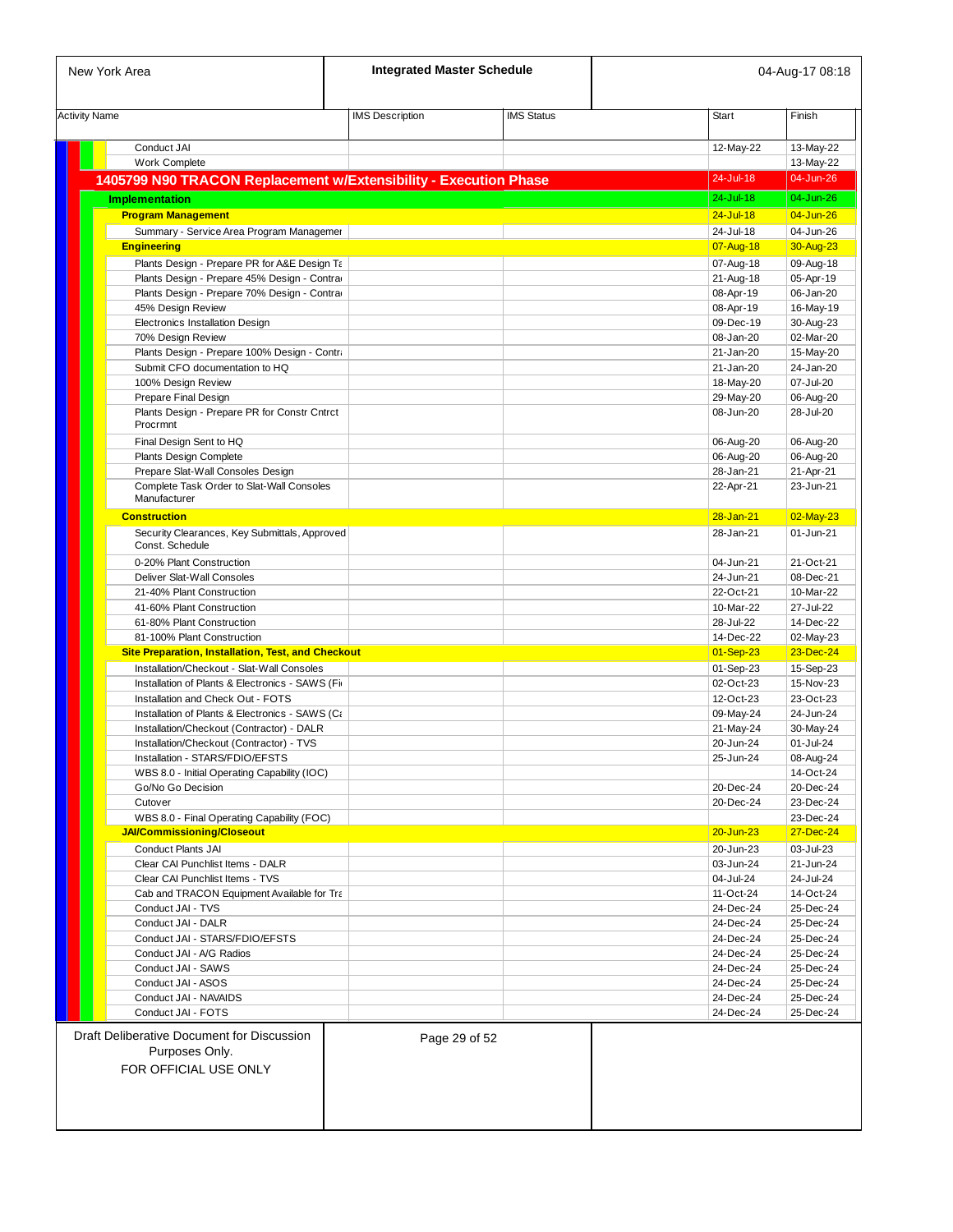| New York Area | Integrated Master Schedule | | 04-Aug-17 08:18 | |
|---|---|---|---|---|
| **Activity Name** | **IMS Description** | **IMS Status** | **Start** | **Finish** |
| Conduct JAI | | | 12-May-22 | 13-May-22 |
| Work Complete | | | | 13-May-22 |
| **1405799 N90 TRACON Replacement w/Extensibility - Execution Phase** | | | 24-Jul-18 | 04-Jun-26 |
| **Implementation** | | | 24-Jul-18 | 04-Jun-26 |
| **Program Management** | | | 24-Jul-18 | 04-Jun-26 |
| Summary - Service Area Program Managemer | | | 24-Jul-18 | 04-Jun-26 |
| **Engineering** | | | 07-Aug-18 | 30-Aug-23 |
| Plants Design - Prepare PR for A&E Design Ta | | | 07-Aug-18 | 09-Aug-18 |
| Plants Design - Prepare 45% Design - Contra | | | 21-Aug-18 | 05-Apr-19 |
| Plants Design - Prepare 70% Design - Contra | | | 08-Apr-19 | 06-Jan-20 |
| 45% Design Review | | | 08-Apr-19 | 16-May-19 |
| Electronics Installation Design | | | 09-Dec-19 | 30-Aug-23 |
| 70% Design Review | | | 08-Jan-20 | 02-Mar-20 |
| Plants Design - Prepare 100% Design - Contr | | | 21-Jan-20 | 15-May-20 |
| Submit CFO documentation to HQ | | | 21-Jan-20 | 24-Jan-20 |
| 100% Design Review | | | 18-May-20 | 07-Jul-20 |
| Prepare Final Design | | | 29-May-20 | 06-Aug-20 |
| Plants Design - Prepare PR for Constr Cntrct Procrmnt | | | 08-Jun-20 | 28-Jul-20 |
| Final Design Sent to HQ | | | 06-Aug-20 | 06-Aug-20 |
| Plants Design Complete | | | 06-Aug-20 | 06-Aug-20 |
| Prepare Slat-Wall Consoles Design | | | 28-Jan-21 | 21-Apr-21 |
| Complete Task Order to Slat-Wall Consoles Manufacturer | | | 22-Apr-21 | 23-Jun-21 |
| **Construction** | | | 28-Jan-21 | 02-May-23 |
| Security Clearances, Key Submittals, Approved Const. Schedule | | | 28-Jan-21 | 01-Jun-21 |
| 0-20% Plant Construction | | | 04-Jun-21 | 21-Oct-21 |
| Deliver Slat-Wall Consoles | | | 24-Jun-21 | 08-Dec-21 |
| 21-40% Plant Construction | | | 22-Oct-21 | 10-Mar-22 |
| 41-60% Plant Construction | | | 10-Mar-22 | 27-Jul-22 |
| 61-80% Plant Construction | | | 28-Jul-22 | 14-Dec-22 |
| 81-100% Plant Construction | | | 14-Dec-22 | 02-May-23 |
| **Site Preparation, Installation, Test, and Checkout** | | | 01-Sep-23 | 23-Dec-24 |
| Installation/Checkout - Slat-Wall Consoles | | | 01-Sep-23 | 15-Sep-23 |
| Installation of Plants & Electronics - SAWS (Fi | | | 02-Oct-23 | 15-Nov-23 |
| Installation and Check Out - FOTS | | | 12-Oct-23 | 23-Oct-23 |
| Installation of Plants & Electronics - SAWS (Ca | | | 09-May-24 | 24-Jun-24 |
| Installation/Checkout (Contractor) - DALR | | | 21-May-24 | 30-May-24 |
| Installation/Checkout (Contractor) - TVS | | | 20-Jun-24 | 01-Jul-24 |
| Installation - STARS/FDIO/EFSTS | | | 25-Jun-24 | 08-Aug-24 |
| WBS 8.0 - Initial Operating Capability (IOC) | | | | 14-Oct-24 |
| Go/No Go Decision | | | 20-Dec-24 | 20-Dec-24 |
| Cutover | | | 20-Dec-24 | 23-Dec-24 |
| WBS 8.0 - Final Operating Capability (FOC) | | | | 23-Dec-24 |
| **JAI/Commissioning/Closeout** | | | 20-Jun-23 | 27-Dec-24 |
| Conduct Plants JAI | | | 20-Jun-23 | 03-Jul-23 |
| Clear CAI Punchlist Items - DALR | | | 03-Jun-24 | 21-Jun-24 |
| Clear CAI Punchlist Items - TVS | | | 04-Jul-24 | 24-Jul-24 |
| Cab and TRACON Equipment Available for Tra | | | 11-Oct-24 | 14-Oct-24 |
| Conduct JAI - TVS | | | 24-Dec-24 | 25-Dec-24 |
| Conduct JAI - DALR | | | 24-Dec-24 | 25-Dec-24 |
| Conduct JAI - STARS/FDIO/EFSTS | | | 24-Dec-24 | 25-Dec-24 |
| Conduct JAI - A/G Radios | | | 24-Dec-24 | 25-Dec-24 |
| Conduct JAI - SAWS | | | 24-Dec-24 | 25-Dec-24 |
| Conduct JAI - ASOS | | | 24-Dec-24 | 25-Dec-24 |
| Conduct JAI - NAVAIDS | | | 24-Dec-24 | 25-Dec-24 |
| Conduct JAI - FOTS | | | 24-Dec-24 | 25-Dec-24 |

Draft Deliberative Document for Discussion Purposes Only.
FOR OFFICIAL USE ONLY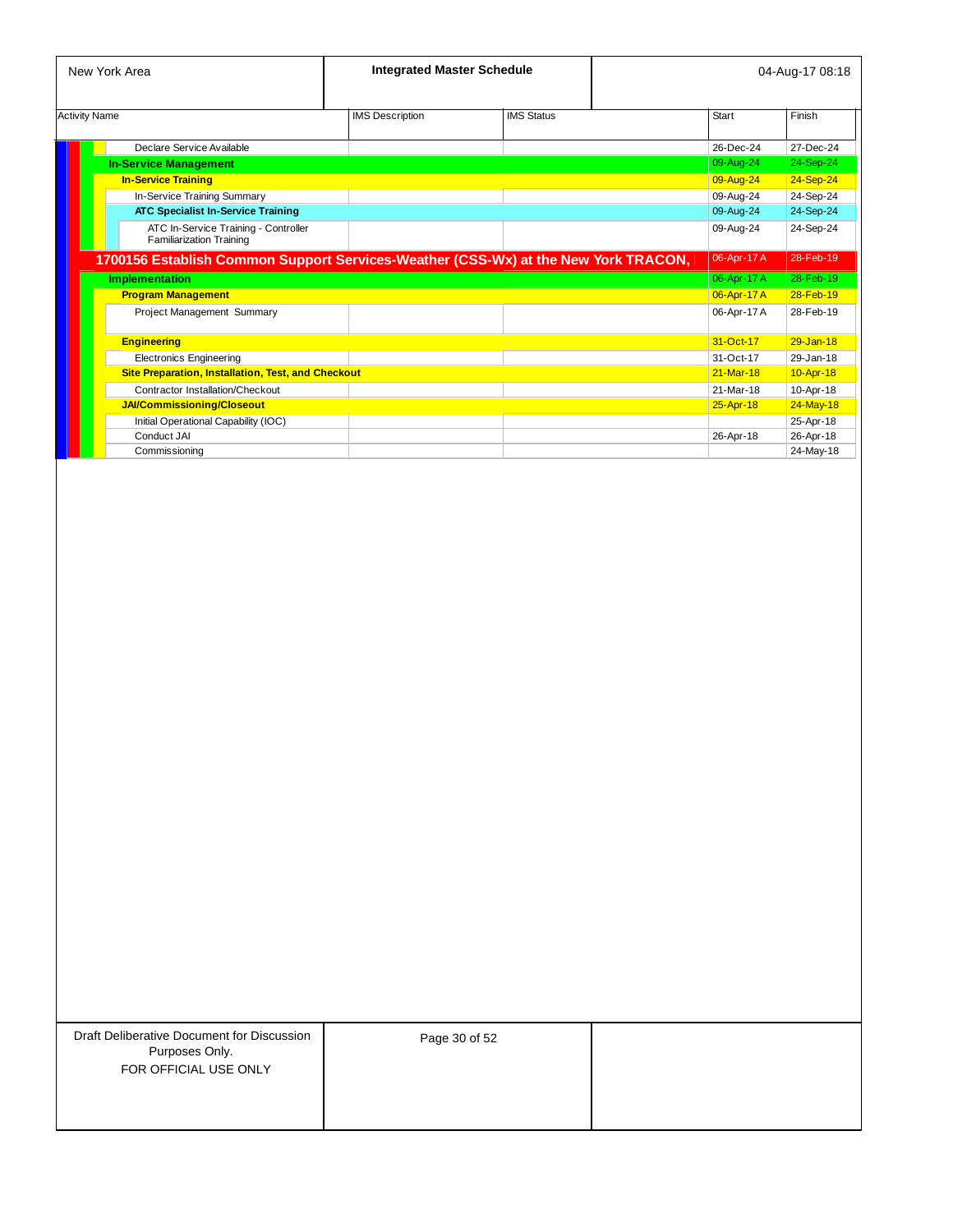| Activity Name | IMS Description | IMS Status | Start | Finish |
|---|---|---|---|---|
| Declare Service Available | | | 26-Dec-24 | 27-Dec-24 |
| **In-Service Management** | | | 09-Aug-24 | 24-Sep-24 |
| **In-Service Training** | | | 09-Aug-24 | 24-Sep-24 |
| In-Service Training Summary | | | 09-Aug-24 | 24-Sep-24 |
| **ATC Specialist In-Service Training** | | | 09-Aug-24 | 24-Sep-24 |
| ATC In-Service Training - Controller Familiarization Training | | | 09-Aug-24 | 24-Sep-24 |
| **1700156 Establish Common Support Services-Weather (CSS-Wx) at the New York TRACON,** | | | 06-Apr-17 A | 28-Feb-19 |
| **Implementation** | | | 06-Apr-17 A | 28-Feb-19 |
| **Program Management** | | | 06-Apr-17 A | 28-Feb-19 |
| Project Management Summary | | | 06-Apr-17 A | 28-Feb-19 |
| **Engineering** | | | 31-Oct-17 | 29-Jan-18 |
| Electronics Engineering | | | 31-Oct-17 | 29-Jan-18 |
| **Site Preparation, Installation, Test, and Checkout** | | | 21-Mar-18 | 10-Apr-18 |
| Contractor Installation/Checkout | | | 21-Mar-18 | 10-Apr-18 |
| **JAI/Commissioning/Closeout** | | | 25-Apr-18 | 24-May-18 |
| Initial Operational Capability (IOC) | | | | 25-Apr-18 |
| Conduct JAI | | | 26-Apr-18 | 26-Apr-18 |
| Commissioning | | | | 24-May-18 |

Draft Deliberative Document for Discussion Purposes Only.
FOR OFFICIAL USE ONLY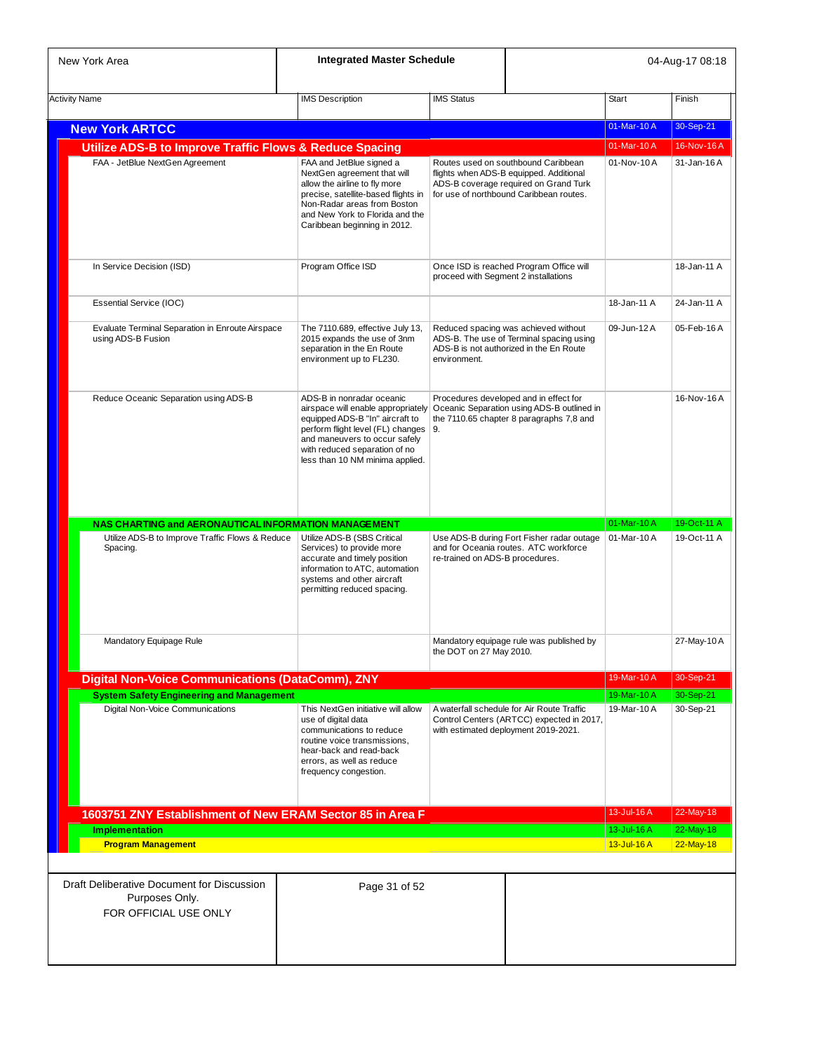| Activity Name | IMS Description | IMS Status | Start | Finish |
|---|---|---|---|---|
| **New York ARTCC** | | | 01-Mar-10 A | 30-Sep-21 |
| **Utilize ADS-B to Improve Traffic Flows & Reduce Spacing** | | | 01-Mar-10 A | 16-Nov-16 A |
| FAA - JetBlue NextGen Agreement | FAA and JetBlue signed a NextGen agreement that will allow the airline to fly more precise, satellite-based flights in Non-Radar areas from Boston and New York to Florida and the Caribbean beginning in 2012. | Routes used on southbound Caribbean flights when ADS-B equipped. Additional ADS-B coverage required on Grand Turk for use of northbound Caribbean routes. | 01-Nov-10 A | 31-Jan-16 A |
| In Service Decision (ISD) | Program Office ISD | Once ISD is reached Program Office will proceed with Segment 2 installations | | 18-Jan-11 A |
| Essential Service (IOC) | | | 18-Jan-11 A | 24-Jan-11 A |
| Evaluate Terminal Separation in Enroute Airspace using ADS-B Fusion | The 7110.689, effective July 13, 2015 expands the use of 3nm separation in the En Route environment up to FL230. | Reduced spacing was achieved without ADS-B. The use of Terminal spacing using ADS-B is not authorized in the En Route environment. | 09-Jun-12 A | 05-Feb-16 A |
| Reduce Oceanic Separation using ADS-B | ADS-B in nonradar oceanic airspace will enable appropriately equipped ADS-B "In" aircraft to perform flight level (FL) changes and maneuvers to occur safely with reduced separation of no less than 10 NM minima applied. | Procedures developed and in effect for Oceanic Separation using ADS-B outlined in the 7110.65 chapter 8 paragraphs 7,8 and 9. | | 16-Nov-16 A |
| **NAS CHARTING and AERONAUTICAL INFORMATION MANAGEMENT** | | | 01-Mar-10 A | 19-Oct-11 A |
| Utilize ADS-B to Improve Traffic Flows & Reduce Spacing. | Utilize ADS-B (SBS Critical Services) to provide more accurate and timely position information to ATC, automation systems and other aircraft permitting reduced spacing. | Use ADS-B during Fort Fisher radar outage and for Oceania routes. ATC workforce re-trained on ADS-B procedures. | 01-Mar-10 A | 19-Oct-11 A |
| Mandatory Equipage Rule | | Mandatory equipage rule was published by the DOT on 27 May 2010. | | 27-May-10 A |
| **Digital Non-Voice Communications (DataComm), ZNY** | | | 19-Mar-10 A | 30-Sep-21 |
| **System Safety Engineering and Management** | | | 19-Mar-10 A | 30-Sep-21 |
| Digital Non-Voice Communications | This NextGen initiative will allow use of digital data communications to reduce routine voice transmissions, hear-back and read-back errors, as well as reduce frequency congestion. | A waterfall schedule for Air Route Traffic Control Centers (ARTCC) expected in 2017, with estimated deployment 2019-2021. | 19-Mar-10 A | 30-Sep-21 |
| **1603751 ZNY Establishment of New ERAM Sector 85 in Area F** | | | 13-Jul-16 A | 22-May-18 |
| **Implementation** | | | 13-Jul-16 A | 22-May-18 |
| **Program Management** | | | 13-Jul-16 A | 22-May-18 |

Draft Deliberative Document for Discussion Purposes Only.
FOR OFFICIAL USE ONLY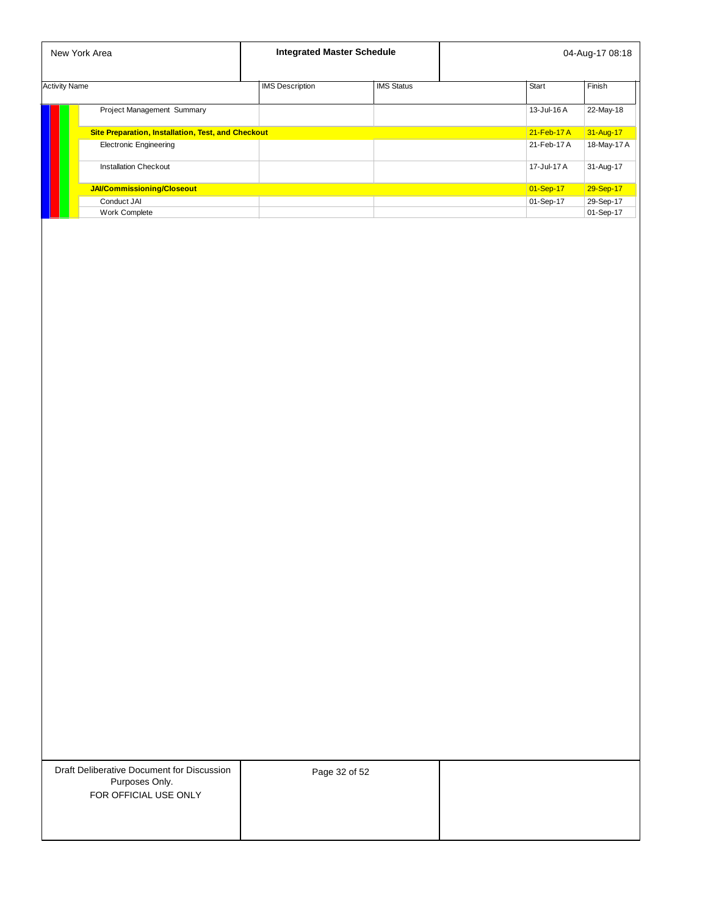New York Area

**Integrated Master Schedule**

04-Aug-17 08:18

| Activity Name | IMS Description | IMS Status | Start | Finish |
|---|---|---|---|---|
| Project Management Summary | | | 13-Jul-16 A | 22-May-18 |
| **Site Preparation, Installation, Test, and Checkout** | | | 21-Feb-17 A | 31-Aug-17 |
| Electronic Engineering | | | 21-Feb-17 A | 18-May-17 A |
| Installation Checkout | | | 17-Jul-17 A | 31-Aug-17 |
| **JAI/Commissioning/Closeout** | | | 01-Sep-17 | 29-Sep-17 |
| Conduct JAI | | | 01-Sep-17 | 29-Sep-17 |
| Work Complete | | | | 01-Sep-17 |

Draft Deliberative Document for Discussion Purposes Only.
FOR OFFICIAL USE ONLY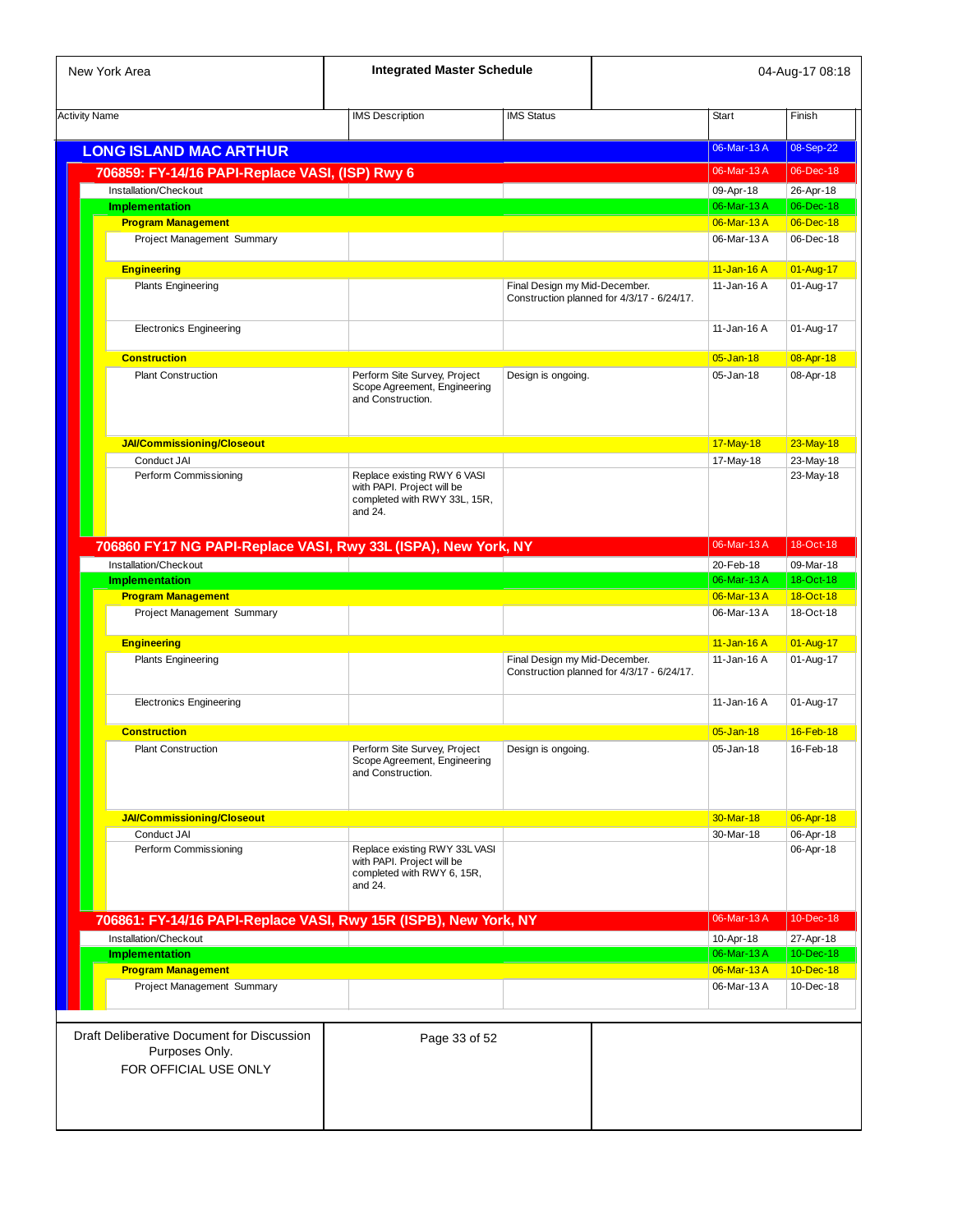| Activity Name | IMS Description | IMS Status | Start | Finish |
|---|---|---|---|---|
| **LONG ISLAND MAC ARTHUR** | | | 06-Mar-13 A | 08-Sep-22 |
| **706859: FY-14/16 PAPI-Replace VASI, (ISP) Rwy 6** | | | 06-Mar-13 A | 06-Dec-18 |
| Installation/Checkout | | | 09-Apr-18 | 26-Apr-18 |
| **Implementation** | | | 06-Mar-13 A | 06-Dec-18 |
| **Program Management** | | | 06-Mar-13 A | 06-Dec-18 |
| Project Management Summary | | | 06-Mar-13 A | 06-Dec-18 |
| **Engineering** | | | 11-Jan-16 A | 01-Aug-17 |
| Plants Engineering | | Final Design my Mid-December. Construction planned for 4/3/17 - 6/24/17. | 11-Jan-16 A | 01-Aug-17 |
| Electronics Engineering | | | 11-Jan-16 A | 01-Aug-17 |
| **Construction** | | | 05-Jan-18 | 08-Apr-18 |
| Plant Construction | Perform Site Survey, Project Scope Agreement, Engineering and Construction. | Design is ongoing. | 05-Jan-18 | 08-Apr-18 |
| **JAI/Commissioning/Closeout** | | | 17-May-18 | 23-May-18 |
| Conduct JAI | | | 17-May-18 | 23-May-18 |
| Perform Commissioning | Replace existing RWY 6 VASI with PAPI. Project will be completed with RWY 33L, 15R, and 24. | | | 23-May-18 |
| **706860 FY17 NG PAPI-Replace VASI, Rwy 33L (ISPA), New York, NY** | | | 06-Mar-13 A | 18-Oct-18 |
| Installation/Checkout | | | 20-Feb-18 | 09-Mar-18 |
| **Implementation** | | | 06-Mar-13 A | 18-Oct-18 |
| **Program Management** | | | 06-Mar-13 A | 18-Oct-18 |
| Project Management Summary | | | 06-Mar-13 A | 18-Oct-18 |
| **Engineering** | | | 11-Jan-16 A | 01-Aug-17 |
| Plants Engineering | | Final Design my Mid-December. Construction planned for 4/3/17 - 6/24/17. | 11-Jan-16 A | 01-Aug-17 |
| Electronics Engineering | | | 11-Jan-16 A | 01-Aug-17 |
| **Construction** | | | 05-Jan-18 | 16-Feb-18 |
| Plant Construction | Perform Site Survey, Project Scope Agreement, Engineering and Construction. | Design is ongoing. | 05-Jan-18 | 16-Feb-18 |
| **JAI/Commissioning/Closeout** | | | 30-Mar-18 | 06-Apr-18 |
| Conduct JAI | | | 30-Mar-18 | 06-Apr-18 |
| Perform Commissioning | Replace existing RWY 33L VASI with PAPI. Project will be completed with RWY 6, 15R, and 24. | | | 06-Apr-18 |
| **706861: FY-14/16 PAPI-Replace VASI, Rwy 15R (ISPB), New York, NY** | | | 06-Mar-13 A | 10-Dec-18 |
| Installation/Checkout | | | 10-Apr-18 | 27-Apr-18 |
| **Implementation** | | | 06-Mar-13 A | 10-Dec-18 |
| **Program Management** | | | 06-Mar-13 A | 10-Dec-18 |
| Project Management Summary | | | 06-Mar-13 A | 10-Dec-18 |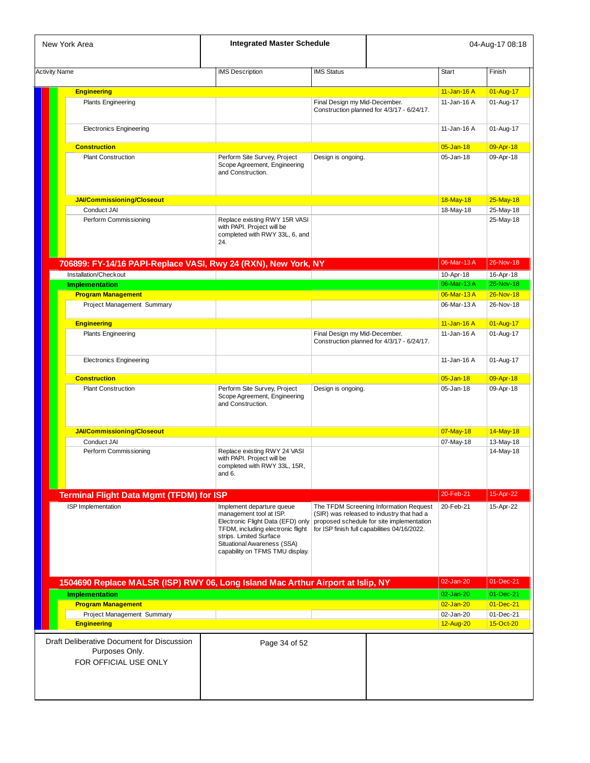| Activity Name | IMS Description | IMS Status | Start | Finish |
|---|---|---|---|---|
| **Engineering** | | | 11-Jan-16 A | 01-Aug-17 |
| Plants Engineering | | Final Design my Mid-December. Construction planned for 4/3/17 - 6/24/17. | 11-Jan-16 A | 01-Aug-17 |
| Electronics Engineering | | | 11-Jan-16 A | 01-Aug-17 |
| **Construction** | | | 05-Jan-18 | 09-Apr-18 |
| Plant Construction | Perform Site Survey, Project Scope Agreement, Engineering and Construction. | Design is ongoing. | 05-Jan-18 | 09-Apr-18 |
| **JAI/Commissioning/Closeout** | | | 18-May-18 | 25-May-18 |
| Conduct JAI | | | 18-May-18 | 25-May-18 |
| Perform Commissioning | Replace existing RWY 15R VASI with PAPI. Project will be completed with RWY 33L, 6, and 24. | | | 25-May-18 |
| **706899: FY-14/16 PAPI-Replace VASI, Rwy 24 (RXN), New York, NY** | | | 06-Mar-13 A | 26-Nov-18 |
| Installation/Checkout | | | 10-Apr-18 | 16-Apr-18 |
| **Implementation** | | | 06-Mar-13 A | 26-Nov-18 |
| **Program Management** | | | 06-Mar-13 A | 26-Nov-18 |
| Project Management Summary | | | 06-Mar-13 A | 26-Nov-18 |
| **Engineering** | | | 11-Jan-16 A | 01-Aug-17 |
| Plants Engineering | | Final Design my Mid-December. Construction planned for 4/3/17 - 6/24/17. | 11-Jan-16 A | 01-Aug-17 |
| Electronics Engineering | | | 11-Jan-16 A | 01-Aug-17 |
| **Construction** | | | 05-Jan-18 | 09-Apr-18 |
| Plant Construction | Perform Site Survey, Project Scope Agreement, Engineering and Construction. | Design is ongoing. | 05-Jan-18 | 09-Apr-18 |
| **JAI/Commissioning/Closeout** | | | 07-May-18 | 14-May-18 |
| Conduct JAI | | | 07-May-18 | 13-May-18 |
| Perform Commissioning | Replace existing RWY 24 VASI with PAPI. Project will be completed with RWY 33L, 15R, and 6. | | | 14-May-18 |
| **Terminal Flight Data Mgmt (TFDM) for ISP** | | | 20-Feb-21 | 15-Apr-22 |
| ISP Implementation | Implement departure queue management tool at ISP. Electronic Flight Data (EFD) only TFDM, including electronic flight strips. Limited Surface Situational Awareness (SSA) capability on TFMS TMU display. | The TFDM Screening Information Request (SIR) was released to industry that had a proposed schedule for site implementation for ISP finish full capabilities 04/16/2022. | 20-Feb-21 | 15-Apr-22 |
| **1504690 Replace MALSR (ISP) RWY 06, Long Island Mac Arthur Airport at Islip, NY** | | | 02-Jan-20 | 01-Dec-21 |
| **Implementation** | | | 02-Jan-20 | 01-Dec-21 |
| **Program Management** | | | 02-Jan-20 | 01-Dec-21 |
| Project Management Summary | | | 02-Jan-20 | 01-Dec-21 |
| **Engineering** | | | 12-Aug-20 | 15-Oct-20 |

Draft Deliberative Document for Discussion Purposes Only.
FOR OFFICIAL USE ONLY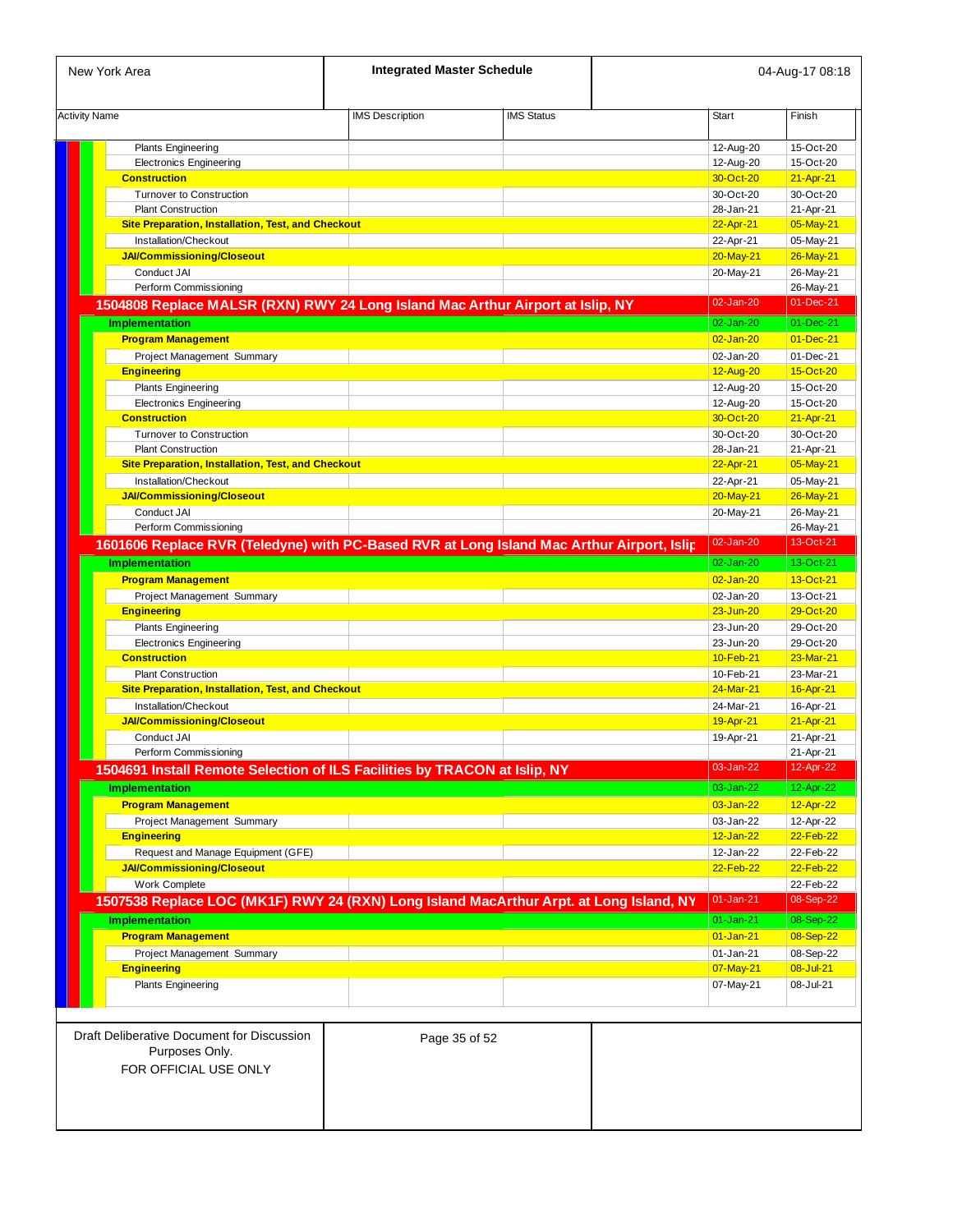| Activity Name | IMS Description | IMS Status | Start | Finish |
|---|---|---|---|---|
| Plants Engineering | | | 12-Aug-20 | 15-Oct-20 |
| Electronics Engineering | | | 12-Aug-20 | 15-Oct-20 |
| **Construction** | | | 30-Oct-20 | 21-Apr-21 |
| Turnover to Construction | | | 30-Oct-20 | 30-Oct-20 |
| Plant Construction | | | 28-Jan-21 | 21-Apr-21 |
| **Site Preparation, Installation, Test, and Checkout** | | | 22-Apr-21 | 05-May-21 |
| Installation/Checkout | | | 22-Apr-21 | 05-May-21 |
| **JAI/Commissioning/Closeout** | | | 20-May-21 | 26-May-21 |
| Conduct JAI | | | 20-May-21 | 26-May-21 |
| Perform Commissioning | | | | 26-May-21 |
| **1504808 Replace MALSR (RXN) RWY 24 Long Island Mac Arthur Airport at Islip, NY** | | | 02-Jan-20 | 01-Dec-21 |
| **Implementation** | | | 02-Jan-20 | 01-Dec-21 |
| **Program Management** | | | 02-Jan-20 | 01-Dec-21 |
| Project Management Summary | | | 02-Jan-20 | 01-Dec-21 |
| **Engineering** | | | 12-Aug-20 | 15-Oct-20 |
| Plants Engineering | | | 12-Aug-20 | 15-Oct-20 |
| Electronics Engineering | | | 12-Aug-20 | 15-Oct-20 |
| **Construction** | | | 30-Oct-20 | 21-Apr-21 |
| Turnover to Construction | | | 30-Oct-20 | 30-Oct-20 |
| Plant Construction | | | 28-Jan-21 | 21-Apr-21 |
| **Site Preparation, Installation, Test, and Checkout** | | | 22-Apr-21 | 05-May-21 |
| Installation/Checkout | | | 22-Apr-21 | 05-May-21 |
| **JAI/Commissioning/Closeout** | | | 20-May-21 | 26-May-21 |
| Conduct JAI | | | 20-May-21 | 26-May-21 |
| Perform Commissioning | | | | 26-May-21 |
| **1601606 Replace RVR (Teledyne) with PC-Based RVR at Long Island Mac Arthur Airport, Islip** | | | 02-Jan-20 | 13-Oct-21 |
| **Implementation** | | | 02-Jan-20 | 13-Oct-21 |
| **Program Management** | | | 02-Jan-20 | 13-Oct-21 |
| Project Management Summary | | | 02-Jan-20 | 13-Oct-21 |
| **Engineering** | | | 23-Jun-20 | 29-Oct-20 |
| Plants Engineering | | | 23-Jun-20 | 29-Oct-20 |
| Electronics Engineering | | | 23-Jun-20 | 29-Oct-20 |
| **Construction** | | | 10-Feb-21 | 23-Mar-21 |
| Plant Construction | | | 10-Feb-21 | 23-Mar-21 |
| **Site Preparation, Installation, Test, and Checkout** | | | 24-Mar-21 | 16-Apr-21 |
| Installation/Checkout | | | 24-Mar-21 | 16-Apr-21 |
| **JAI/Commissioning/Closeout** | | | 19-Apr-21 | 21-Apr-21 |
| Conduct JAI | | | 19-Apr-21 | 21-Apr-21 |
| Perform Commissioning | | | | 21-Apr-21 |
| **1504691 Install Remote Selection of ILS Facilities by TRACON at Islip, NY** | | | 03-Jan-22 | 12-Apr-22 |
| **Implementation** | | | 03-Jan-22 | 12-Apr-22 |
| **Program Management** | | | 03-Jan-22 | 12-Apr-22 |
| Project Management Summary | | | 03-Jan-22 | 12-Apr-22 |
| **Engineering** | | | 12-Jan-22 | 22-Feb-22 |
| Request and Manage Equipment (GFE) | | | 12-Jan-22 | 22-Feb-22 |
| **JAI/Commissioning/Closeout** | | | 22-Feb-22 | 22-Feb-22 |
| Work Complete | | | | 22-Feb-22 |
| **1507538 Replace LOC (MK1F) RWY 24 (RXN) Long Island MacArthur Arpt. at Long Island, NY** | | | 01-Jan-21 | 08-Sep-22 |
| **Implementation** | | | 01-Jan-21 | 08-Sep-22 |
| **Program Management** | | | 01-Jan-21 | 08-Sep-22 |
| Project Management Summary | | | 01-Jan-21 | 08-Sep-22 |
| **Engineering** | | | 07-May-21 | 08-Jul-21 |
| Plants Engineering | | | 07-May-21 | 08-Jul-21 |

Draft Deliberative Document for Discussion Purposes Only.
FOR OFFICIAL USE ONLY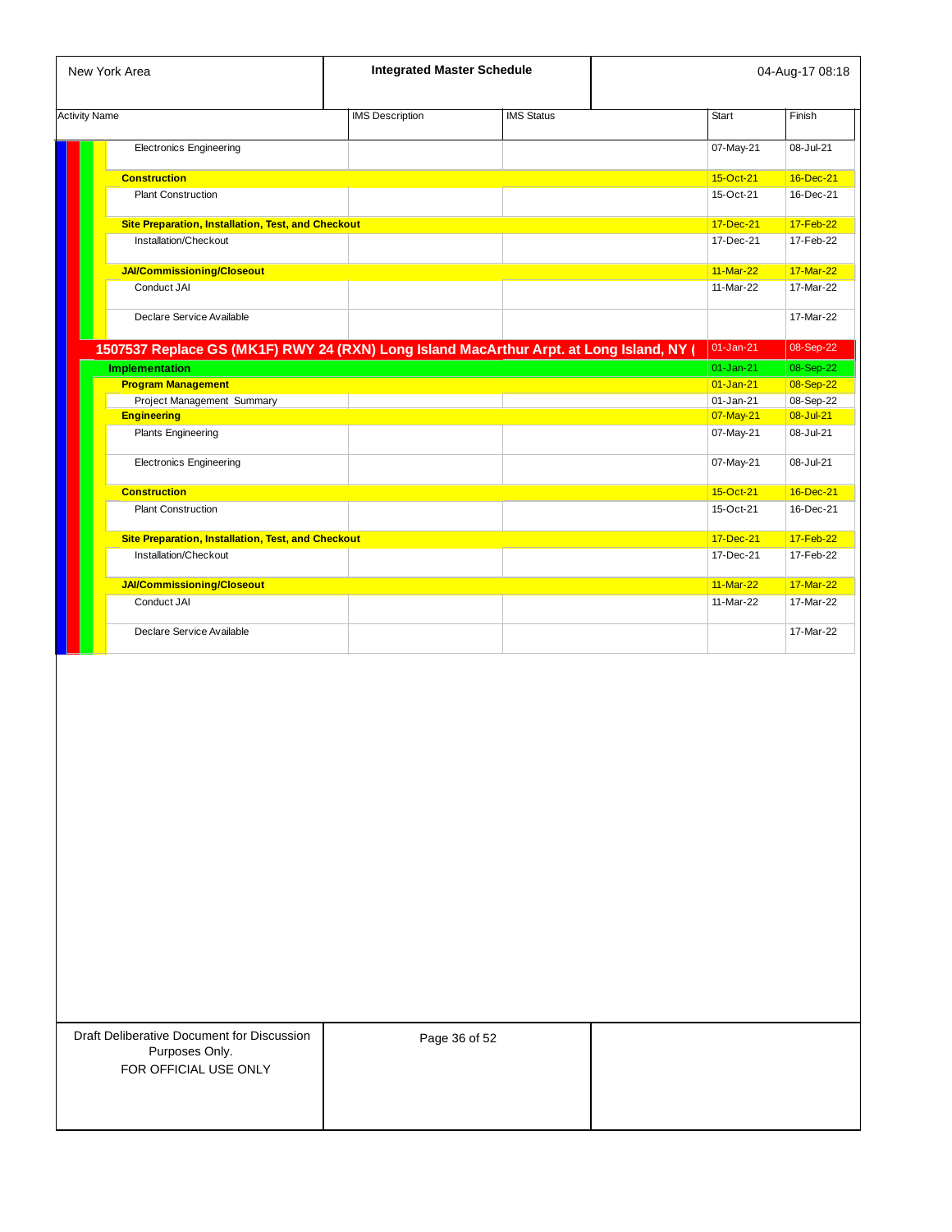| Activity Name | IMS Description | IMS Status | Start | Finish |
| --- | --- | --- | --- | --- |
| Electronics Engineering | | | 07-May-21 | 08-Jul-21 |
| **Construction** | | | 15-Oct-21 | 16-Dec-21 |
| Plant Construction | | | 15-Oct-21 | 16-Dec-21 |
| **Site Preparation, Installation, Test, and Checkout** | | | 17-Dec-21 | 17-Feb-22 |
| Installation/Checkout | | | 17-Dec-21 | 17-Feb-22 |
| **JAI/Commissioning/Closeout** | | | 11-Mar-22 | 17-Mar-22 |
| Conduct JAI | | | 11-Mar-22 | 17-Mar-22 |
| Declare Service Available | | | | 17-Mar-22 |
| **1507537 Replace GS (MK1F) RWY 24 (RXN) Long Island MacArthur Arpt. at Long Island, NY (** | | | 01-Jan-21 | 08-Sep-22 |
| **Implementation** | | | 01-Jan-21 | 08-Sep-22 |
| **Program Management** | | | 01-Jan-21 | 08-Sep-22 |
| Project Management Summary | | | 01-Jan-21 | 08-Sep-22 |
| **Engineering** | | | 07-May-21 | 08-Jul-21 |
| Plants Engineering | | | 07-May-21 | 08-Jul-21 |
| Electronics Engineering | | | 07-May-21 | 08-Jul-21 |
| **Construction** | | | 15-Oct-21 | 16-Dec-21 |
| Plant Construction | | | 15-Oct-21 | 16-Dec-21 |
| **Site Preparation, Installation, Test, and Checkout** | | | 17-Dec-21 | 17-Feb-22 |
| Installation/Checkout | | | 17-Dec-21 | 17-Feb-22 |
| **JAI/Commissioning/Closeout** | | | 11-Mar-22 | 17-Mar-22 |
| Conduct JAI | | | 11-Mar-22 | 17-Mar-22 |
| Declare Service Available | | | | 17-Mar-22 |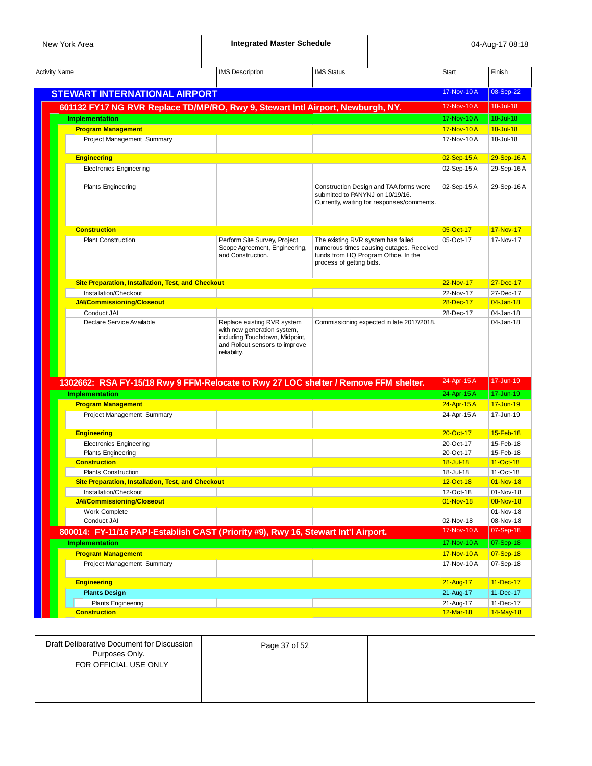| Activity Name | IMS Description | IMS Status | Start | Finish |
|---|---|---|---|---|
| **STEWART INTERNATIONAL AIRPORT** | | | 17-Nov-10 A | 08-Sep-22 |
| **601132 FY17 NG RVR Replace TD/MP/RO, Rwy 9, Stewart Intl Airport, Newburgh, NY.** | | | 17-Nov-10 A | 18-Jul-18 |
| **Implementation** | | | 17-Nov-10 A | 18-Jul-18 |
| **Program Management** | | | 17-Nov-10 A | 18-Jul-18 |
| Project Management Summary | | | 17-Nov-10 A | 18-Jul-18 |
| **Engineering** | | | 02-Sep-15 A | 29-Sep-16 A |
| Electronics Engineering | | | 02-Sep-15 A | 29-Sep-16 A |
| Plants Engineering | | Construction Design and TAA forms were submitted to PANYNJ on 10/19/16. Currently, waiting for responses/comments. | 02-Sep-15 A | 29-Sep-16 A |
| **Construction** | | | 05-Oct-17 | 17-Nov-17 |
| Plant Construction | Perform Site Survey, Project Scope Agreement, Engineering, and Construction. | The existing RVR system has failed numerous times causing outages. Received funds from HQ Program Office. In the process of getting bids. | 05-Oct-17 | 17-Nov-17 |
| **Site Preparation, Installation, Test, and Checkout** | | | 22-Nov-17 | 27-Dec-17 |
| Installation/Checkout | | | 22-Nov-17 | 27-Dec-17 |
| **JAI/Commissioning/Closeout** | | | 28-Dec-17 | 04-Jan-18 |
| Conduct JAI | | | 28-Dec-17 | 04-Jan-18 |
| Declare Service Available | Replace existing RVR system with new generation system, including Touchdown, Midpoint, and Rollout sensors to improve reliability. | Commissioning expected in late 2017/2018. | | 04-Jan-18 |
| **1302662: RSA FY-15/18 Rwy 9 FFM-Relocate to Rwy 27 LOC shelter / Remove FFM shelter.** | | | 24-Apr-15 A | 17-Jun-19 |
| **Implementation** | | | 24-Apr-15 A | 17-Jun-19 |
| **Program Management** | | | 24-Apr-15 A | 17-Jun-19 |
| Project Management Summary | | | 24-Apr-15 A | 17-Jun-19 |
| **Engineering** | | | 20-Oct-17 | 15-Feb-18 |
| Electronics Engineering | | | 20-Oct-17 | 15-Feb-18 |
| Plants Engineering | | | 20-Oct-17 | 15-Feb-18 |
| **Construction** | | | 18-Jul-18 | 11-Oct-18 |
| Plants Construction | | | 18-Jul-18 | 11-Oct-18 |
| **Site Preparation, Installation, Test, and Checkout** | | | 12-Oct-18 | 01-Nov-18 |
| Installation/Checkout | | | 12-Oct-18 | 01-Nov-18 |
| **JAI/Commissioning/Closeout** | | | 01-Nov-18 | 08-Nov-18 |
| Work Complete | | | | 01-Nov-18 |
| Conduct JAI | | | 02-Nov-18 | 08-Nov-18 |
| **800014: FY-11/16 PAPI-Establish CAST (Priority #9), Rwy 16, Stewart Int'l Airport.** | | | 17-Nov-10 A | 07-Sep-18 |
| **Implementation** | | | 17-Nov-10 A | 07-Sep-18 |
| **Program Management** | | | 17-Nov-10 A | 07-Sep-18 |
| Project Management Summary | | | 17-Nov-10 A | 07-Sep-18 |
| **Engineering** | | | 21-Aug-17 | 11-Dec-17 |
| **Plants Design** | | | 21-Aug-17 | 11-Dec-17 |
| Plants Engineering | | | 21-Aug-17 | 11-Dec-17 |
| **Construction** | | | 12-Mar-18 | 14-May-18 |

Draft Deliberative Document for Discussion Purposes Only.
FOR OFFICIAL USE ONLY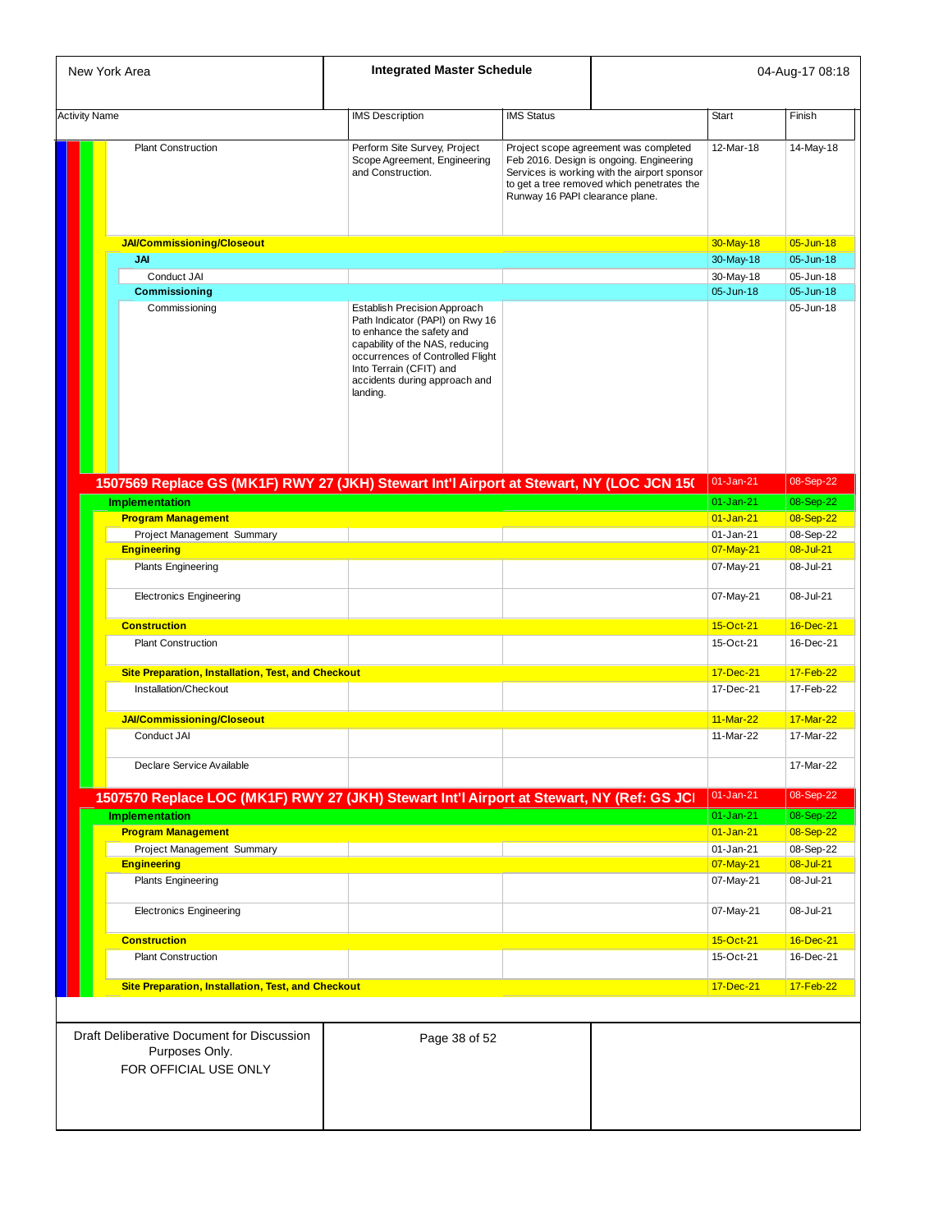| Activity Name | IMS Description | IMS Status | Start | Finish |
|---|---|---|---|---|
| Plant Construction | Perform Site Survey, Project Scope Agreement, Engineering and Construction. | Project scope agreement was completed Feb 2016. Design is ongoing. Engineering Services is working with the airport sponsor to get a tree removed which penetrates the Runway 16 PAPI clearance plane. | 12-Mar-18 | 14-May-18 |
| **JAI/Commissioning/Closeout** | | | 30-May-18 | 05-Jun-18 |
| **JAI** | | | 30-May-18 | 05-Jun-18 |
| Conduct JAI | | | 30-May-18 | 05-Jun-18 |
| **Commissioning** | | | 05-Jun-18 | 05-Jun-18 |
| Commissioning | Establish Precision Approach Path Indicator (PAPI) on Rwy 16 to enhance the safety and capability of the NAS, reducing occurrences of Controlled Flight Into Terrain (CFIT) and accidents during approach and landing. | | | 05-Jun-18 |
| **1507569 Replace GS (MK1F) RWY 27 (JKH) Stewart Int'l Airport at Stewart, NY (LOC JCN 150** | | | 01-Jan-21 | 08-Sep-22 |
| **Implementation** | | | 01-Jan-21 | 08-Sep-22 |
| **Program Management** | | | 01-Jan-21 | 08-Sep-22 |
| Project Management Summary | | | 01-Jan-21 | 08-Sep-22 |
| **Engineering** | | | 07-May-21 | 08-Jul-21 |
| Plants Engineering | | | 07-May-21 | 08-Jul-21 |
| Electronics Engineering | | | 07-May-21 | 08-Jul-21 |
| **Construction** | | | 15-Oct-21 | 16-Dec-21 |
| Plant Construction | | | 15-Oct-21 | 16-Dec-21 |
| **Site Preparation, Installation, Test, and Checkout** | | | 17-Dec-21 | 17-Feb-22 |
| Installation/Checkout | | | 17-Dec-21 | 17-Feb-22 |
| **JAI/Commissioning/Closeout** | | | 11-Mar-22 | 17-Mar-22 |
| Conduct JAI | | | 11-Mar-22 | 17-Mar-22 |
| Declare Service Available | | | | 17-Mar-22 |
| **1507570 Replace LOC (MK1F) RWY 27 (JKH) Stewart Int'l Airport at Stewart, NY (Ref: GS JCI** | | | 01-Jan-21 | 08-Sep-22 |
| **Implementation** | | | 01-Jan-21 | 08-Sep-22 |
| **Program Management** | | | 01-Jan-21 | 08-Sep-22 |
| Project Management Summary | | | 01-Jan-21 | 08-Sep-22 |
| **Engineering** | | | 07-May-21 | 08-Jul-21 |
| Plants Engineering | | | 07-May-21 | 08-Jul-21 |
| Electronics Engineering | | | 07-May-21 | 08-Jul-21 |
| **Construction** | | | 15-Oct-21 | 16-Dec-21 |
| Plant Construction | | | 15-Oct-21 | 16-Dec-21 |
| **Site Preparation, Installation, Test, and Checkout** | | | 17-Dec-21 | 17-Feb-22 |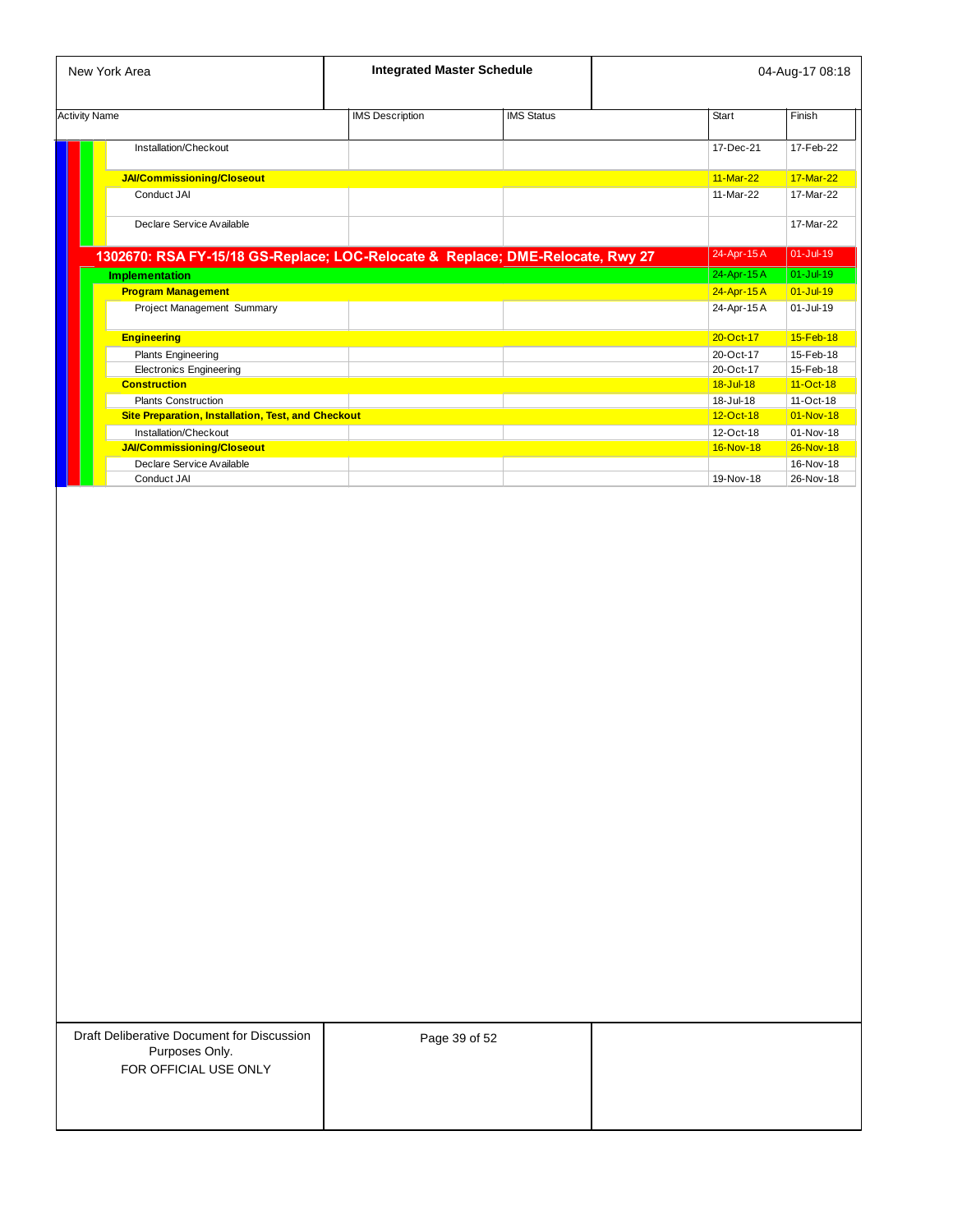| Activity Name | IMS Description | IMS Status | Start | Finish |
|---|---|---|---|---|
| Installation/Checkout | | | 17-Dec-21 | 17-Feb-22 |
| **JAI/Commissioning/Closeout** | | | 11-Mar-22 | 17-Mar-22 |
| Conduct JAI | | | 11-Mar-22 | 17-Mar-22 |
| Declare Service Available | | | | 17-Mar-22 |
| **1302670: RSA FY-15/18 GS-Replace; LOC-Relocate & Replace; DME-Relocate, Rwy 27** | | | 24-Apr-15 A | 01-Jul-19 |
| **Implementation** | | | 24-Apr-15 A | 01-Jul-19 |
| **Program Management** | | | 24-Apr-15 A | 01-Jul-19 |
| Project Management Summary | | | 24-Apr-15 A | 01-Jul-19 |
| **Engineering** | | | 20-Oct-17 | 15-Feb-18 |
| Plants Engineering | | | 20-Oct-17 | 15-Feb-18 |
| Electronics Engineering | | | 20-Oct-17 | 15-Feb-18 |
| **Construction** | | | 18-Jul-18 | 11-Oct-18 |
| Plants Construction | | | 18-Jul-18 | 11-Oct-18 |
| **Site Preparation, Installation, Test, and Checkout** | | | 12-Oct-18 | 01-Nov-18 |
| Installation/Checkout | | | 12-Oct-18 | 01-Nov-18 |
| **JAI/Commissioning/Closeout** | | | 16-Nov-18 | 26-Nov-18 |
| Declare Service Available | | | | 16-Nov-18 |
| Conduct JAI | | | 19-Nov-18 | 26-Nov-18 |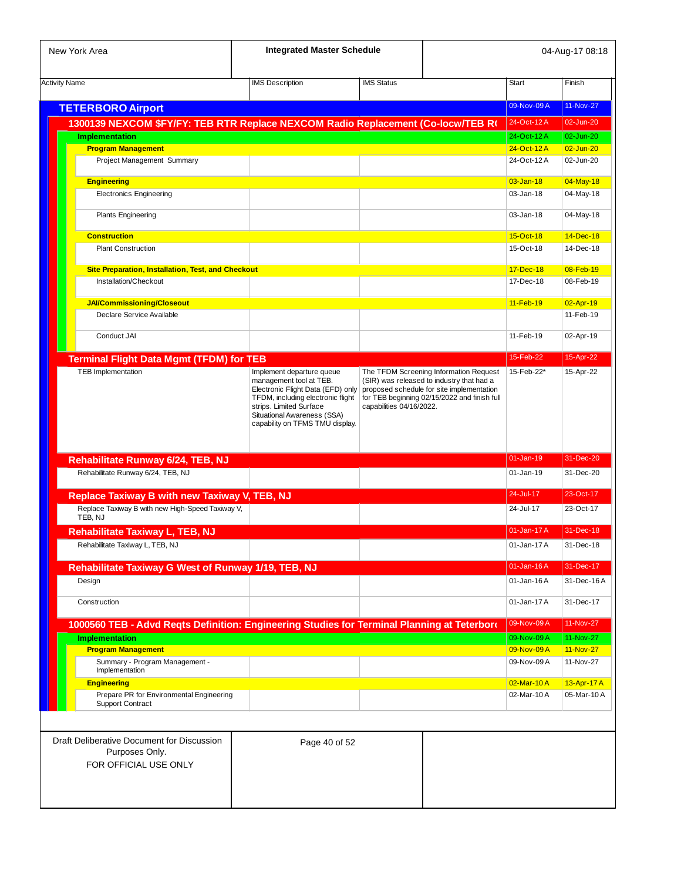New York Area — Integrated Master Schedule — 04-Aug-17 08:18

| Activity Name | IMS Description | IMS Status | Start | Finish |
|---|---|---|---|---|
| **TETERBORO Airport** | | | 09-Nov-09 A | 11-Nov-27 |
| **1300139 NEXCOM $FY/FY: TEB RTR Replace NEXCOM Radio Replacement (Co-locw/TEB R** | | | 24-Oct-12 A | 02-Jun-20 |
| **Implementation** | | | 24-Oct-12 A | 02-Jun-20 |
| **Program Management** | | | 24-Oct-12 A | 02-Jun-20 |
| Project Management Summary | | | 24-Oct-12 A | 02-Jun-20 |
| **Engineering** | | | 03-Jan-18 | 04-May-18 |
| Electronics Engineering | | | 03-Jan-18 | 04-May-18 |
| Plants Engineering | | | 03-Jan-18 | 04-May-18 |
| **Construction** | | | 15-Oct-18 | 14-Dec-18 |
| Plant Construction | | | 15-Oct-18 | 14-Dec-18 |
| **Site Preparation, Installation, Test, and Checkout** | | | 17-Dec-18 | 08-Feb-19 |
| Installation/Checkout | | | 17-Dec-18 | 08-Feb-19 |
| **JAI/Commissioning/Closeout** | | | 11-Feb-19 | 02-Apr-19 |
| Declare Service Available | | | | 11-Feb-19 |
| Conduct JAI | | | 11-Feb-19 | 02-Apr-19 |
| **Terminal Flight Data Mgmt (TFDM) for TEB** | | | 15-Feb-22 | 15-Apr-22 |
| TEB Implementation | Implement departure queue management tool at TEB. Electronic Flight Data (EFD) only TFDM, including electronic flight strips. Limited Surface Situational Awareness (SSA) capability on TFMS TMU display. | The TFDM Screening Information Request (SIR) was released to industry that had a proposed schedule for site implementation for TEB beginning 02/15/2022 and finish full capabilities 04/16/2022. | 15-Feb-22* | 15-Apr-22 |
| **Rehabilitate Runway 6/24, TEB, NJ** | | | 01-Jan-19 | 31-Dec-20 |
| Rehabilitate Runway 6/24, TEB, NJ | | | 01-Jan-19 | 31-Dec-20 |
| **Replace Taxiway B with new Taxiway V, TEB, NJ** | | | 24-Jul-17 | 23-Oct-17 |
| Replace Taxiway B with new High-Speed Taxiway V, TEB, NJ | | | 24-Jul-17 | 23-Oct-17 |
| **Rehabilitate Taxiway L, TEB, NJ** | | | 01-Jan-17 A | 31-Dec-18 |
| Rehabilitate Taxiway L, TEB, NJ | | | 01-Jan-17 A | 31-Dec-18 |
| **Rehabilitate Taxiway G West of Runway 1/19, TEB, NJ** | | | 01-Jan-16 A | 31-Dec-17 |
| Design | | | 01-Jan-16 A | 31-Dec-16 A |
| Construction | | | 01-Jan-17 A | 31-Dec-17 |
| **1000560 TEB - Advd Reqts Definition: Engineering Studies for Terminal Planning at Teterbor** | | | 09-Nov-09 A | 11-Nov-27 |
| **Implementation** | | | 09-Nov-09 A | 11-Nov-27 |
| **Program Management** | | | 09-Nov-09 A | 11-Nov-27 |
| Summary - Program Management - Implementation | | | 09-Nov-09 A | 11-Nov-27 |
| **Engineering** | | | 02-Mar-10 A | 13-Apr-17 A |
| Prepare PR for Environmental Engineering Support Contract | | | 02-Mar-10 A | 05-Mar-10 A |

Draft Deliberative Document for Discussion Purposes Only.
FOR OFFICIAL USE ONLY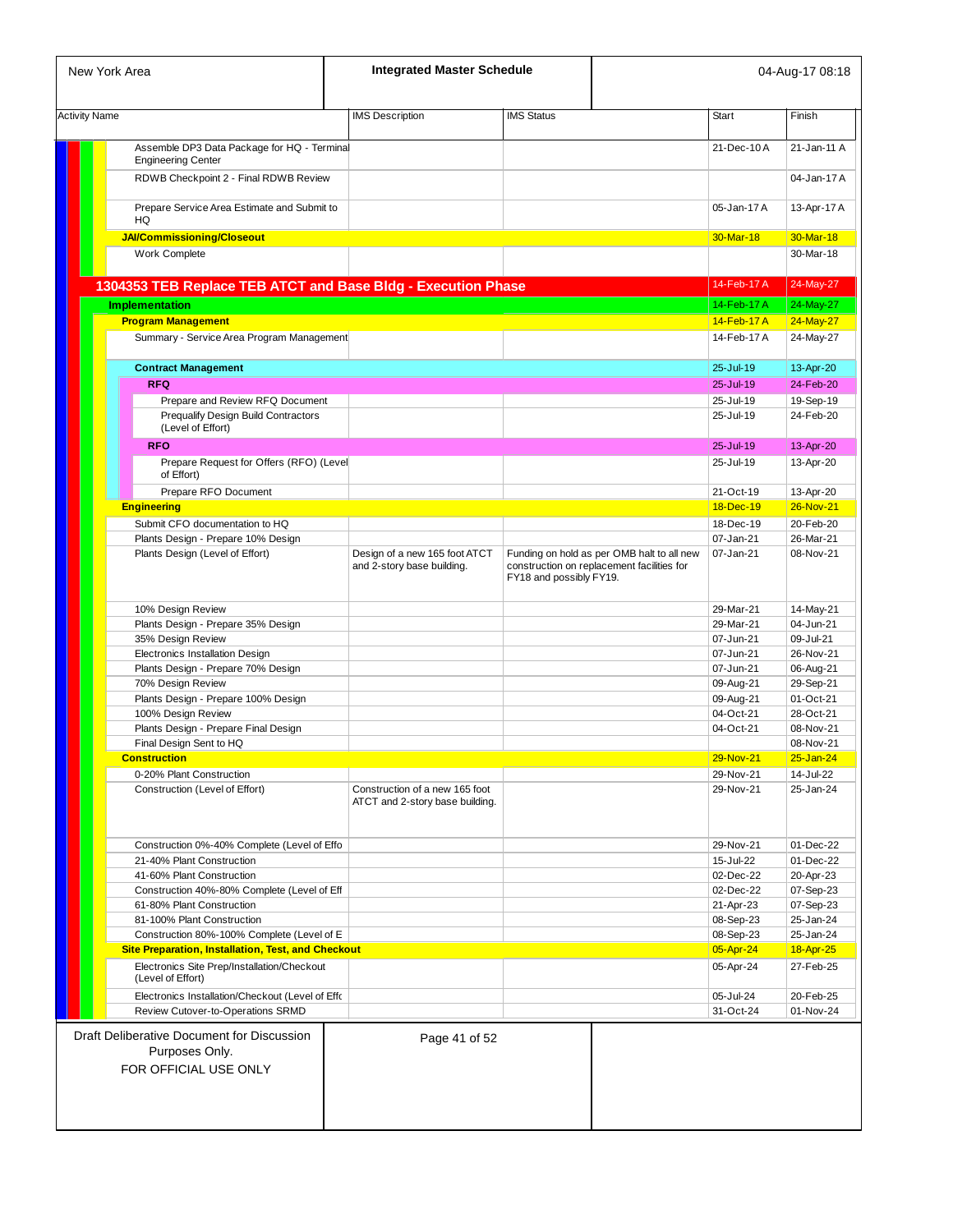| Activity Name | IMS Description | IMS Status | Start | Finish |
|---|---|---|---|---|
| Assemble DP3 Data Package for HQ - Terminal Engineering Center | | | 21-Dec-10 A | 21-Jan-11 A |
| RDWB Checkpoint 2 - Final RDWB Review | | | | 04-Jan-17 A |
| Prepare Service Area Estimate and Submit to HQ | | | 05-Jan-17 A | 13-Apr-17 A |
| **JAI/Commissioning/Closeout** | | | 30-Mar-18 | 30-Mar-18 |
| Work Complete | | | | 30-Mar-18 |
| **1304353 TEB Replace TEB ATCT and Base Bldg - Execution Phase** | | | 14-Feb-17 A | 24-May-27 |
| **Implementation** | | | 14-Feb-17 A | 24-May-27 |
| **Program Management** | | | 14-Feb-17 A | 24-May-27 |
| Summary - Service Area Program Management | | | 14-Feb-17 A | 24-May-27 |
| **Contract Management** | | | 25-Jul-19 | 13-Apr-20 |
| **RFQ** | | | 25-Jul-19 | 24-Feb-20 |
| Prepare and Review RFQ Document | | | 25-Jul-19 | 19-Sep-19 |
| Prequalify Design Build Contractors (Level of Effort) | | | 25-Jul-19 | 24-Feb-20 |
| **RFO** | | | 25-Jul-19 | 13-Apr-20 |
| Prepare Request for Offers (RFO) (Level of Effort) | | | 25-Jul-19 | 13-Apr-20 |
| Prepare RFO Document | | | 21-Oct-19 | 13-Apr-20 |
| **Engineering** | | | 18-Dec-19 | 26-Nov-21 |
| Submit CFO documentation to HQ | | | 18-Dec-19 | 20-Feb-20 |
| Plants Design - Prepare 10% Design | | | 07-Jan-21 | 26-Mar-21 |
| Plants Design (Level of Effort) | Design of a new 165 foot ATCT and 2-story base building. | Funding on hold as per OMB halt to all new construction on replacement facilities for FY18 and possibly FY19. | 07-Jan-21 | 08-Nov-21 |
| 10% Design Review | | | 29-Mar-21 | 14-May-21 |
| Plants Design - Prepare 35% Design | | | 29-Mar-21 | 04-Jun-21 |
| 35% Design Review | | | 07-Jun-21 | 09-Jul-21 |
| Electronics Installation Design | | | 07-Jun-21 | 26-Nov-21 |
| Plants Design - Prepare 70% Design | | | 07-Jun-21 | 06-Aug-21 |
| 70% Design Review | | | 09-Aug-21 | 29-Sep-21 |
| Plants Design - Prepare 100% Design | | | 09-Aug-21 | 01-Oct-21 |
| 100% Design Review | | | 04-Oct-21 | 28-Oct-21 |
| Plants Design - Prepare Final Design | | | 04-Oct-21 | 08-Nov-21 |
| Final Design Sent to HQ | | | | 08-Nov-21 |
| **Construction** | | | 29-Nov-21 | 25-Jan-24 |
| 0-20% Plant Construction | | | 29-Nov-21 | 14-Jul-22 |
| Construction (Level of Effort) | Construction of a new 165 foot ATCT and 2-story base building. | | 29-Nov-21 | 25-Jan-24 |
| Construction 0%-40% Complete (Level of Effo | | | 29-Nov-21 | 01-Dec-22 |
| 21-40% Plant Construction | | | 15-Jul-22 | 01-Dec-22 |
| 41-60% Plant Construction | | | 02-Dec-22 | 20-Apr-23 |
| Construction 40%-80% Complete (Level of Eff | | | 02-Dec-22 | 07-Sep-23 |
| 61-80% Plant Construction | | | 21-Apr-23 | 07-Sep-23 |
| 81-100% Plant Construction | | | 08-Sep-23 | 25-Jan-24 |
| Construction 80%-100% Complete (Level of E | | | 08-Sep-23 | 25-Jan-24 |
| **Site Preparation, Installation, Test, and Checkout** | | | 05-Apr-24 | 18-Apr-25 |
| Electronics Site Prep/Installation/Checkout (Level of Effort) | | | 05-Apr-24 | 27-Feb-25 |
| Electronics Installation/Checkout (Level of Effo | | | 05-Jul-24 | 20-Feb-25 |
| Review Cutover-to-Operations SRMD | | | 31-Oct-24 | 01-Nov-24 |

Draft Deliberative Document for Discussion Purposes Only.
FOR OFFICIAL USE ONLY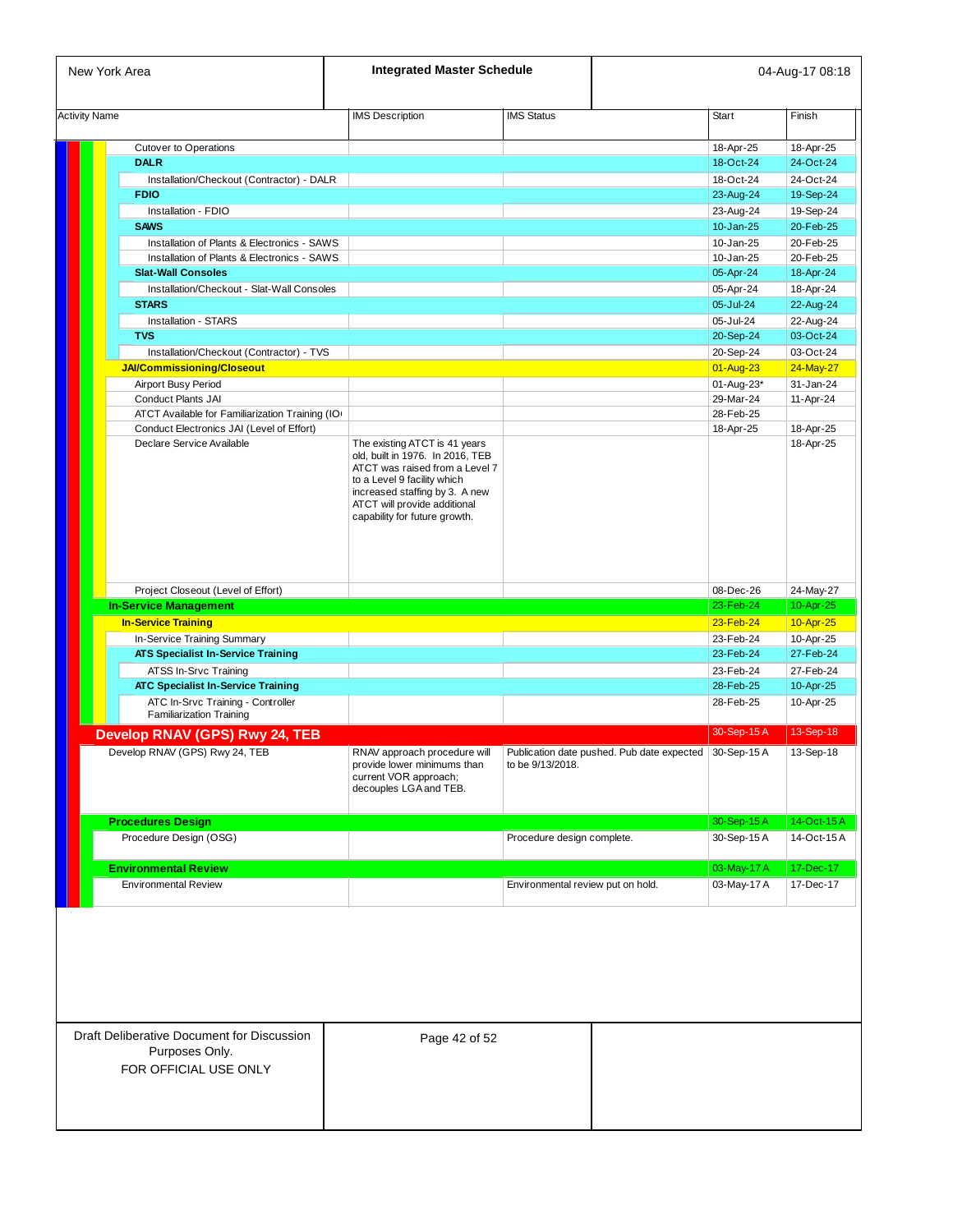| Activity Name | IMS Description | IMS Status | Start | Finish |
|---|---|---|---|---|
| Cutover to Operations | | | 18-Apr-25 | 18-Apr-25 |
| **DALR** | | | 18-Oct-24 | 24-Oct-24 |
| Installation/Checkout (Contractor) - DALR | | | 18-Oct-24 | 24-Oct-24 |
| **FDIO** | | | 23-Aug-24 | 19-Sep-24 |
| Installation - FDIO | | | 23-Aug-24 | 19-Sep-24 |
| **SAWS** | | | 10-Jan-25 | 20-Feb-25 |
| Installation of Plants & Electronics - SAWS | | | 10-Jan-25 | 20-Feb-25 |
| Installation of Plants & Electronics - SAWS | | | 10-Jan-25 | 20-Feb-25 |
| **Slat-Wall Consoles** | | | 05-Apr-24 | 18-Apr-24 |
| Installation/Checkout - Slat-Wall Consoles | | | 05-Apr-24 | 18-Apr-24 |
| **STARS** | | | 05-Jul-24 | 22-Aug-24 |
| Installation - STARS | | | 05-Jul-24 | 22-Aug-24 |
| **TVS** | | | 20-Sep-24 | 03-Oct-24 |
| Installation/Checkout (Contractor) - TVS | | | 20-Sep-24 | 03-Oct-24 |
| **JAI/Commissioning/Closeout** | | | 01-Aug-23 | 24-May-27 |
| Airport Busy Period | | | 01-Aug-23* | 31-Jan-24 |
| Conduct Plants JAI | | | 29-Mar-24 | 11-Apr-24 |
| ATCT Available for Familiarization Training (IO | | | 28-Feb-25 | |
| Conduct Electronics JAI (Level of Effort) | | | 18-Apr-25 | 18-Apr-25 |
| Declare Service Available | The existing ATCT is 41 years old, built in 1976. In 2016, TEB ATCT was raised from a Level 7 to a Level 9 facility which increased staffing by 3. A new ATCT will provide additional capability for future growth. | | | 18-Apr-25 |
| Project Closeout (Level of Effort) | | | 08-Dec-26 | 24-May-27 |
| **In-Service Management** | | | 23-Feb-24 | 10-Apr-25 |
| **In-Service Training** | | | 23-Feb-24 | 10-Apr-25 |
| In-Service Training Summary | | | 23-Feb-24 | 10-Apr-25 |
| **ATS Specialist In-Service Training** | | | 23-Feb-24 | 27-Feb-24 |
| ATSS In-Srvc Training | | | 23-Feb-24 | 27-Feb-24 |
| **ATC Specialist In-Service Training** | | | 28-Feb-25 | 10-Apr-25 |
| ATC In-Srvc Training - Controller Familiarization Training | | | 28-Feb-25 | 10-Apr-25 |
| **Develop RNAV (GPS) Rwy 24, TEB** | | | 30-Sep-15 A | 13-Sep-18 |
| Develop RNAV (GPS) Rwy 24, TEB | RNAV approach procedure will provide lower minimums than current VOR approach; decouples LGA and TEB. | Publication date pushed. Pub date expected to be 9/13/2018. | 30-Sep-15 A | 13-Sep-18 |
| **Procedures Design** | | | 30-Sep-15 A | 14-Oct-15 A |
| Procedure Design (OSG) | | Procedure design complete. | 30-Sep-15 A | 14-Oct-15 A |
| **Environmental Review** | | | 03-May-17 A | 17-Dec-17 |
| Environmental Review | | Environmental review put on hold. | 03-May-17 A | 17-Dec-17 |

Draft Deliberative Document for Discussion Purposes Only.
FOR OFFICIAL USE ONLY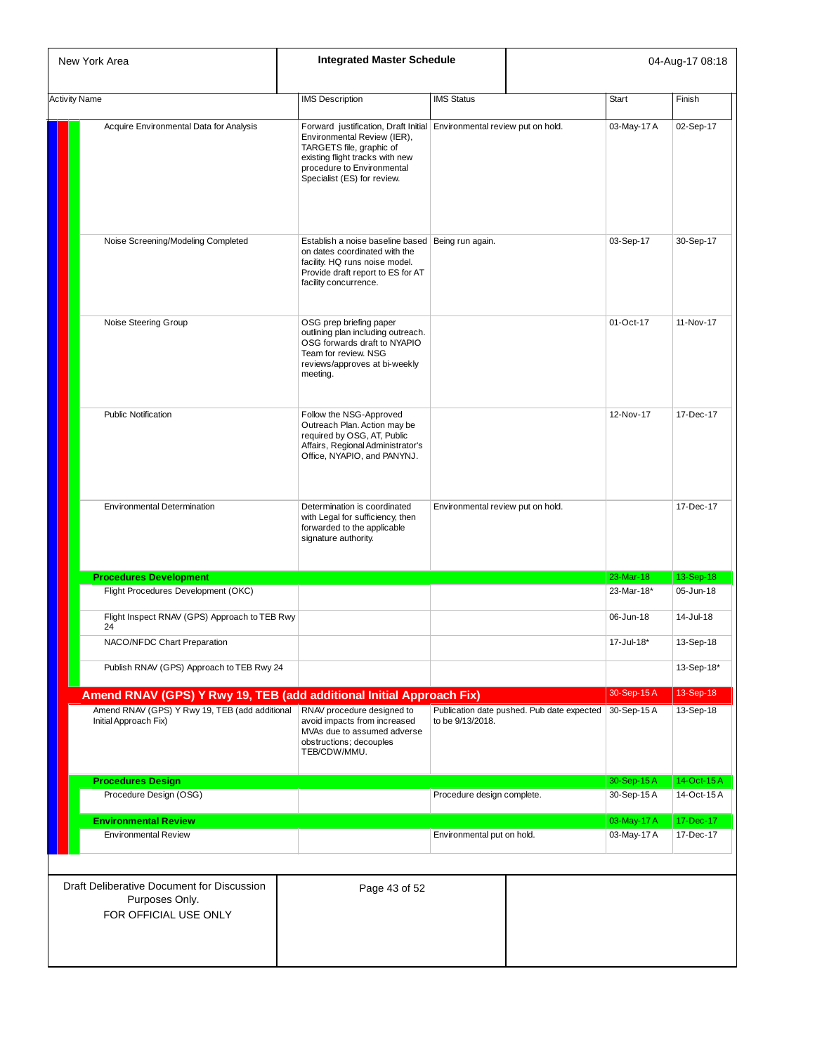| Activity Name | IMS Description | IMS Status | Start | Finish |
|---|---|---|---|---|
| Acquire Environmental Data for Analysis | Forward justification, Draft Initial Environmental Review (IER), TARGETS file, graphic of existing flight tracks with new procedure to Environmental Specialist (ES) for review. | Environmental review put on hold. | 03-May-17 A | 02-Sep-17 |
| Noise Screening/Modeling Completed | Establish a noise baseline based on dates coordinated with the facility. HQ runs noise model. Provide draft report to ES for AT facility concurrence. | Being run again. | 03-Sep-17 | 30-Sep-17 |
| Noise Steering Group | OSG prep briefing paper outlining plan including outreach. OSG forwards draft to NYAPIO Team for review. NSG reviews/approves at bi-weekly meeting. | | 01-Oct-17 | 11-Nov-17 |
| Public Notification | Follow the NSG-Approved Outreach Plan. Action may be required by OSG, AT, Public Affairs, Regional Administrator's Office, NYAPIO, and PANYNJ. | | 12-Nov-17 | 17-Dec-17 |
| Environmental Determination | Determination is coordinated with Legal for sufficiency, then forwarded to the applicable signature authority. | Environmental review put on hold. | | 17-Dec-17 |
| **Procedures Development** | | | 23-Mar-18 | 13-Sep-18 |
| Flight Procedures Development (OKC) | | | 23-Mar-18* | 05-Jun-18 |
| Flight Inspect RNAV (GPS) Approach to TEB Rwy 24 | | | 06-Jun-18 | 14-Jul-18 |
| NACO/NFDC Chart Preparation | | | 17-Jul-18* | 13-Sep-18 |
| Publish RNAV (GPS) Approach to TEB Rwy 24 | | | | 13-Sep-18* |
| **Amend RNAV (GPS) Y Rwy 19, TEB (add additional Initial Approach Fix)** | | | 30-Sep-15 A | 13-Sep-18 |
| Amend RNAV (GPS) Y Rwy 19, TEB (add additional Initial Approach Fix) | RNAV procedure designed to avoid impacts from increased MVAs due to assumed adverse obstructions; decouples TEB/CDW/MMU. | Publication date pushed. Pub date expected to be 9/13/2018. | 30-Sep-15 A | 13-Sep-18 |
| **Procedures Design** | | | 30-Sep-15 A | 14-Oct-15 A |
| Procedure Design (OSG) | | Procedure design complete. | 30-Sep-15 A | 14-Oct-15 A |
| **Environmental Review** | | | 03-May-17 A | 17-Dec-17 |
| Environmental Review | | Environmental put on hold. | 03-May-17 A | 17-Dec-17 |

Draft Deliberative Document for Discussion Purposes Only.
FOR OFFICIAL USE ONLY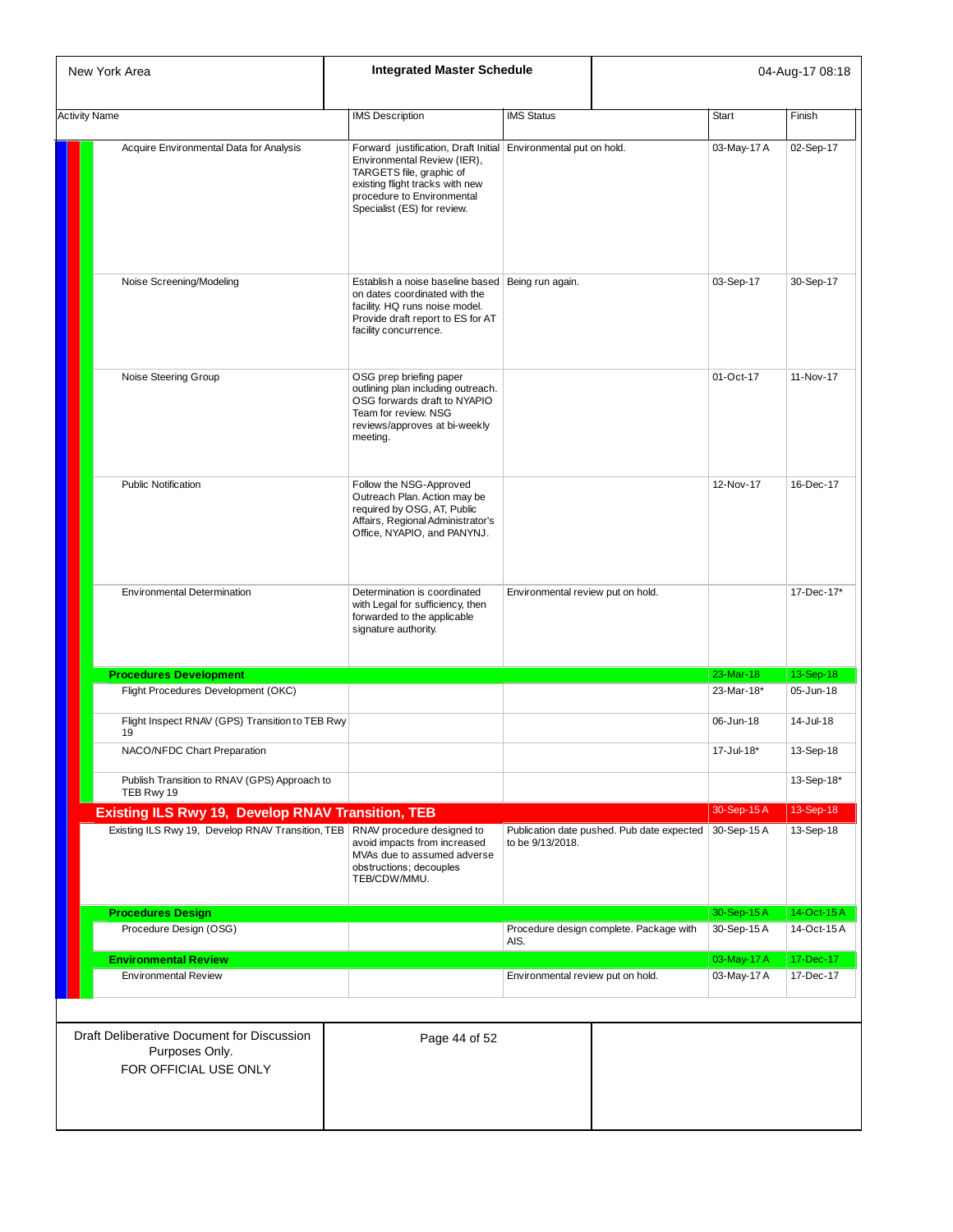| Activity Name | IMS Description | IMS Status | Start | Finish |
|---|---|---|---|---|
| Acquire Environmental Data for Analysis | Forward justification, Draft Initial Environmental Review (IER), TARGETS file, graphic of existing flight tracks with new procedure to Environmental Specialist (ES) for review. | Environmental put on hold. | 03-May-17 A | 02-Sep-17 |
| Noise Screening/Modeling | Establish a noise baseline based on dates coordinated with the facility. HQ runs noise model. Provide draft report to ES for AT facility concurrence. | Being run again. | 03-Sep-17 | 30-Sep-17 |
| Noise Steering Group | OSG prep briefing paper outlining plan including outreach. OSG forwards draft to NYAPIO Team for review. NSG reviews/approves at bi-weekly meeting. | | 01-Oct-17 | 11-Nov-17 |
| Public Notification | Follow the NSG-Approved Outreach Plan. Action may be required by OSG, AT, Public Affairs, Regional Administrator's Office, NYAPIO, and PANYNJ. | | 12-Nov-17 | 16-Dec-17 |
| Environmental Determination | Determination is coordinated with Legal for sufficiency, then forwarded to the applicable signature authority. | Environmental review put on hold. | | 17-Dec-17* |
| **Procedures Development** | | | 23-Mar-18 | 13-Sep-18 |
| Flight Procedures Development (OKC) | | | 23-Mar-18* | 05-Jun-18 |
| Flight Inspect RNAV (GPS) Transition to TEB Rwy 19 | | | 06-Jun-18 | 14-Jul-18 |
| NACO/NFDC Chart Preparation | | | 17-Jul-18* | 13-Sep-18 |
| Publish Transition to RNAV (GPS) Approach to TEB Rwy 19 | | | | 13-Sep-18* |
| **Existing ILS Rwy 19, Develop RNAV Transition, TEB** | | | 30-Sep-15 A | 13-Sep-18 |
| Existing ILS Rwy 19, Develop RNAV Transition, TEB | RNAV procedure designed to avoid impacts from increased MVAs due to assumed adverse obstructions; decouples TEB/CDW/MMU. | Publication date pushed. Pub date expected to be 9/13/2018. | 30-Sep-15 A | 13-Sep-18 |
| **Procedures Design** | | | 30-Sep-15 A | 14-Oct-15 A |
| Procedure Design (OSG) | | Procedure design complete. Package with AIS. | 30-Sep-15 A | 14-Oct-15 A |
| **Environmental Review** | | | 03-May-17 A | 17-Dec-17 |
| Environmental Review | | Environmental review put on hold. | 03-May-17 A | 17-Dec-17 |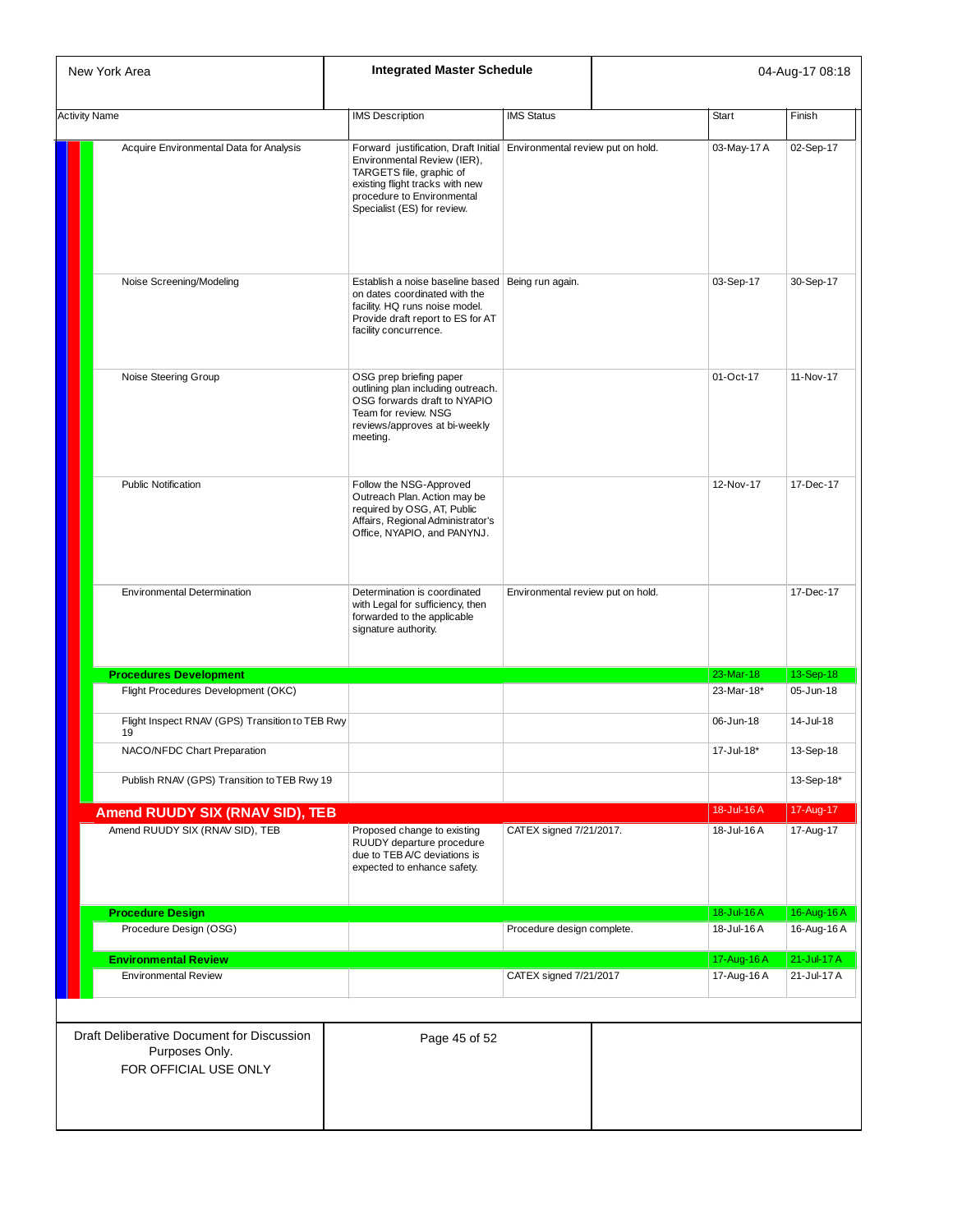| Activity Name | IMS Description | IMS Status | Start | Finish |
|---|---|---|---|---|
| Acquire Environmental Data for Analysis | Forward justification, Draft Initial Environmental Review (IER), TARGETS file, graphic of existing flight tracks with new procedure to Environmental Specialist (ES) for review. | Environmental review put on hold. | 03-May-17 A | 02-Sep-17 |
| Noise Screening/Modeling | Establish a noise baseline based on dates coordinated with the facility. HQ runs noise model. Provide draft report to ES for AT facility concurrence. | Being run again. | 03-Sep-17 | 30-Sep-17 |
| Noise Steering Group | OSG prep briefing paper outlining plan including outreach. OSG forwards draft to NYAPIO Team for review. NSG reviews/approves at bi-weekly meeting. | | 01-Oct-17 | 11-Nov-17 |
| Public Notification | Follow the NSG-Approved Outreach Plan. Action may be required by OSG, AT, Public Affairs, Regional Administrator's Office, NYAPIO, and PANYNJ. | | 12-Nov-17 | 17-Dec-17 |
| Environmental Determination | Determination is coordinated with Legal for sufficiency, then forwarded to the applicable signature authority. | Environmental review put on hold. | | 17-Dec-17 |
| **Procedures Development** | | | 23-Mar-18 | 13-Sep-18 |
| Flight Procedures Development (OKC) | | | 23-Mar-18* | 05-Jun-18 |
| Flight Inspect RNAV (GPS) Transition to TEB Rwy 19 | | | 06-Jun-18 | 14-Jul-18 |
| NACO/NFDC Chart Preparation | | | 17-Jul-18* | 13-Sep-18 |
| Publish RNAV (GPS) Transition to TEB Rwy 19 | | | | 13-Sep-18* |
| **Amend RUUDY SIX (RNAV SID), TEB** | | | 18-Jul-16 A | 17-Aug-17 |
| Amend RUUDY SIX (RNAV SID), TEB | Proposed change to existing RUUDY departure procedure due to TEB A/C deviations is expected to enhance safety. | CATEX signed 7/21/2017. | 18-Jul-16 A | 17-Aug-17 |
| **Procedure Design** | | | 18-Jul-16 A | 16-Aug-16 A |
| Procedure Design (OSG) | | Procedure design complete. | 18-Jul-16 A | 16-Aug-16 A |
| **Environmental Review** | | | 17-Aug-16 A | 21-Jul-17 A |
| Environmental Review | | CATEX signed 7/21/2017 | 17-Aug-16 A | 21-Jul-17 A |

Draft Deliberative Document for Discussion Purposes Only.
FOR OFFICIAL USE ONLY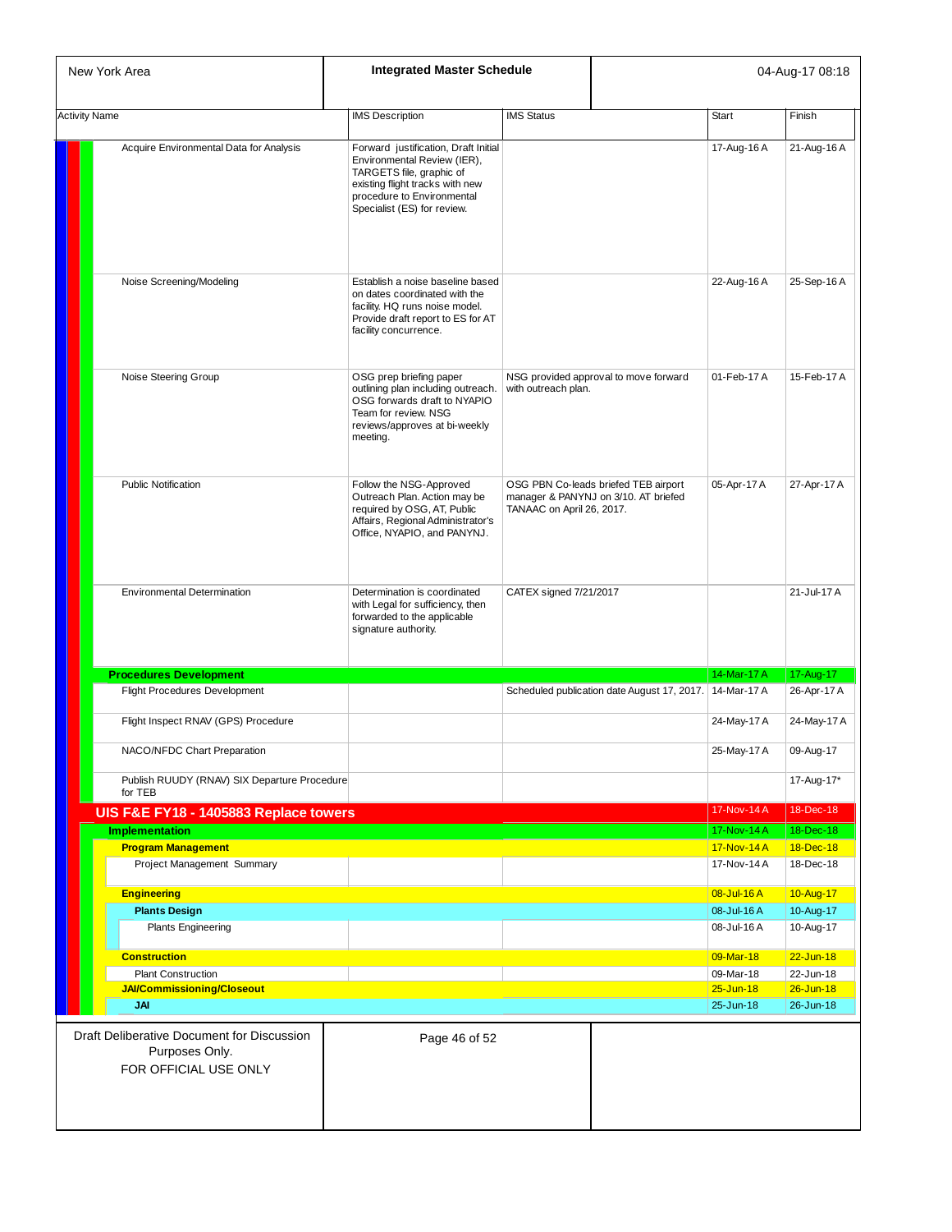| Activity Name | IMS Description | IMS Status | Start | Finish |
|---|---|---|---|---|
| Acquire Environmental Data for Analysis | Forward justification, Draft Initial Environmental Review (IER), TARGETS file, graphic of existing flight tracks with new procedure to Environmental Specialist (ES) for review. | | 17-Aug-16 A | 21-Aug-16 A |
| Noise Screening/Modeling | Establish a noise baseline based on dates coordinated with the facility. HQ runs noise model. Provide draft report to ES for AT facility concurrence. | | 22-Aug-16 A | 25-Sep-16 A |
| Noise Steering Group | OSG prep briefing paper outlining plan including outreach. OSG forwards draft to NYAPIO Team for review. NSG reviews/approves at bi-weekly meeting. | NSG provided approval to move forward with outreach plan. | 01-Feb-17 A | 15-Feb-17 A |
| Public Notification | Follow the NSG-Approved Outreach Plan. Action may be required by OSG, AT, Public Affairs, Regional Administrator's Office, NYAPIO, and PANYNJ. | OSG PBN Co-leads briefed TEB airport manager & PANYNJ on 3/10. AT briefed TANAAC on April 26, 2017. | 05-Apr-17 A | 27-Apr-17 A |
| Environmental Determination | Determination is coordinated with Legal for sufficiency, then forwarded to the applicable signature authority. | CATEX signed 7/21/2017 | | 21-Jul-17 A |
| **Procedures Development** | | | 14-Mar-17 A | 17-Aug-17 |
| Flight Procedures Development | | Scheduled publication date August 17, 2017. | 14-Mar-17 A | 26-Apr-17 A |
| Flight Inspect RNAV (GPS) Procedure | | | 24-May-17 A | 24-May-17 A |
| NACO/NFDC Chart Preparation | | | 25-May-17 A | 09-Aug-17 |
| Publish RUUDY (RNAV) SIX Departure Procedure for TEB | | | | 17-Aug-17* |
| **UIS F&E FY18 - 1405883 Replace towers** | | | 17-Nov-14 A | 18-Dec-18 |
| **Implementation** | | | 17-Nov-14 A | 18-Dec-18 |
| **Program Management** | | | 17-Nov-14 A | 18-Dec-18 |
| Project Management Summary | | | 17-Nov-14 A | 18-Dec-18 |
| **Engineering** | | | 08-Jul-16 A | 10-Aug-17 |
| **Plants Design** | | | 08-Jul-16 A | 10-Aug-17 |
| Plants Engineering | | | 08-Jul-16 A | 10-Aug-17 |
| **Construction** | | | 09-Mar-18 | 22-Jun-18 |
| Plant Construction | | | 09-Mar-18 | 22-Jun-18 |
| **JAI/Commissioning/Closeout** | | | 25-Jun-18 | 26-Jun-18 |
| **JAI** | | | 25-Jun-18 | 26-Jun-18 |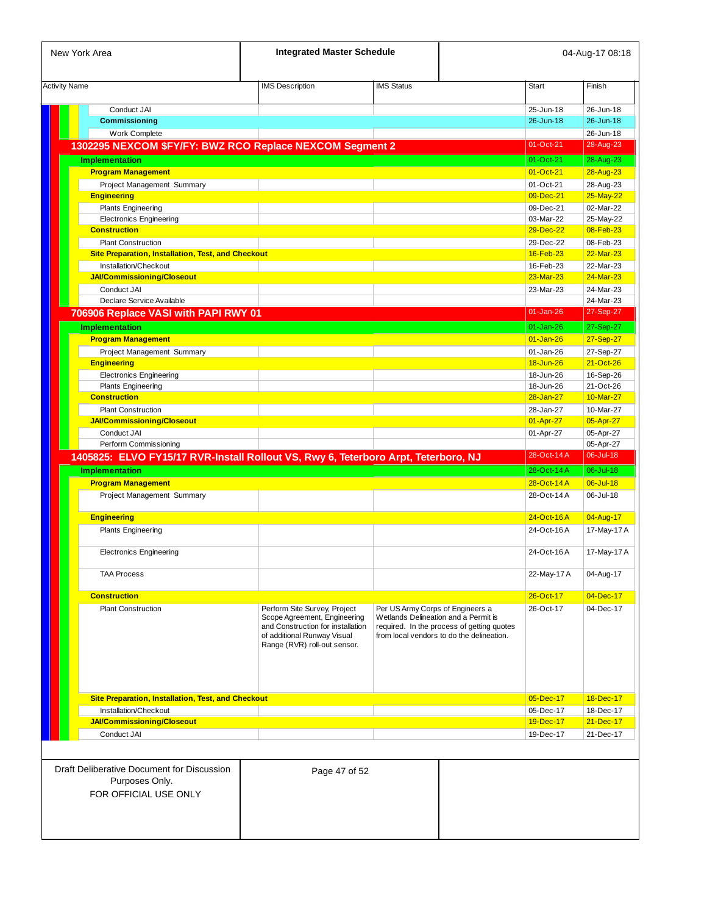| Activity Name | IMS Description | IMS Status | Start | Finish |
|---|---|---|---|---|
| Conduct JAI | | | 25-Jun-18 | 26-Jun-18 |
| **Commissioning** | | | 26-Jun-18 | 26-Jun-18 |
| Work Complete | | | | 26-Jun-18 |
| **1302295 NEXCOM $FY/FY: BWZ RCO Replace NEXCOM Segment 2** | | | 01-Oct-21 | 28-Aug-23 |
| **Implementation** | | | 01-Oct-21 | 28-Aug-23 |
| **Program Management** | | | 01-Oct-21 | 28-Aug-23 |
| Project Management Summary | | | 01-Oct-21 | 28-Aug-23 |
| **Engineering** | | | 09-Dec-21 | 25-May-22 |
| Plants Engineering | | | 09-Dec-21 | 02-Mar-22 |
| Electronics Engineering | | | 03-Mar-22 | 25-May-22 |
| **Construction** | | | 29-Dec-22 | 08-Feb-23 |
| Plant Construction | | | 29-Dec-22 | 08-Feb-23 |
| **Site Preparation, Installation, Test, and Checkout** | | | 16-Feb-23 | 22-Mar-23 |
| Installation/Checkout | | | 16-Feb-23 | 22-Mar-23 |
| **JAI/Commissioning/Closeout** | | | 23-Mar-23 | 24-Mar-23 |
| Conduct JAI | | | 23-Mar-23 | 24-Mar-23 |
| Declare Service Available | | | | 24-Mar-23 |
| **706906 Replace VASI with PAPI RWY 01** | | | 01-Jan-26 | 27-Sep-27 |
| **Implementation** | | | 01-Jan-26 | 27-Sep-27 |
| **Program Management** | | | 01-Jan-26 | 27-Sep-27 |
| Project Management Summary | | | 01-Jan-26 | 27-Sep-27 |
| **Engineering** | | | 18-Jun-26 | 21-Oct-26 |
| Electronics Engineering | | | 18-Jun-26 | 16-Sep-26 |
| Plants Engineering | | | 18-Jun-26 | 21-Oct-26 |
| **Construction** | | | 28-Jan-27 | 10-Mar-27 |
| Plant Construction | | | 28-Jan-27 | 10-Mar-27 |
| **JAI/Commissioning/Closeout** | | | 01-Apr-27 | 05-Apr-27 |
| Conduct JAI | | | 01-Apr-27 | 05-Apr-27 |
| Perform Commissioning | | | | 05-Apr-27 |
| **1405825: ELVO FY15/17 RVR-Install Rollout VS, Rwy 6, Teterboro Arpt, Teterboro, NJ** | | | 28-Oct-14 A | 06-Jul-18 |
| **Implementation** | | | 28-Oct-14 A | 06-Jul-18 |
| **Program Management** | | | 28-Oct-14 A | 06-Jul-18 |
| Project Management Summary | | | 28-Oct-14 A | 06-Jul-18 |
| **Engineering** | | | 24-Oct-16 A | 04-Aug-17 |
| Plants Engineering | | | 24-Oct-16 A | 17-May-17 A |
| Electronics Engineering | | | 24-Oct-16 A | 17-May-17 A |
| TAA Process | | | 22-May-17 A | 04-Aug-17 |
| **Construction** | | | 26-Oct-17 | 04-Dec-17 |
| Plant Construction | Perform Site Survey, Project Scope Agreement, Engineering and Construction for installation of additional Runway Visual Range (RVR) roll-out sensor. | Per US Army Corps of Engineers a Wetlands Delineation and a Permit is required. In the process of getting quotes from local vendors to do the delineation. | 26-Oct-17 | 04-Dec-17 |
| **Site Preparation, Installation, Test, and Checkout** | | | 05-Dec-17 | 18-Dec-17 |
| Installation/Checkout | | | 05-Dec-17 | 18-Dec-17 |
| **JAI/Commissioning/Closeout** | | | 19-Dec-17 | 21-Dec-17 |
| Conduct JAI | | | 19-Dec-17 | 21-Dec-17 |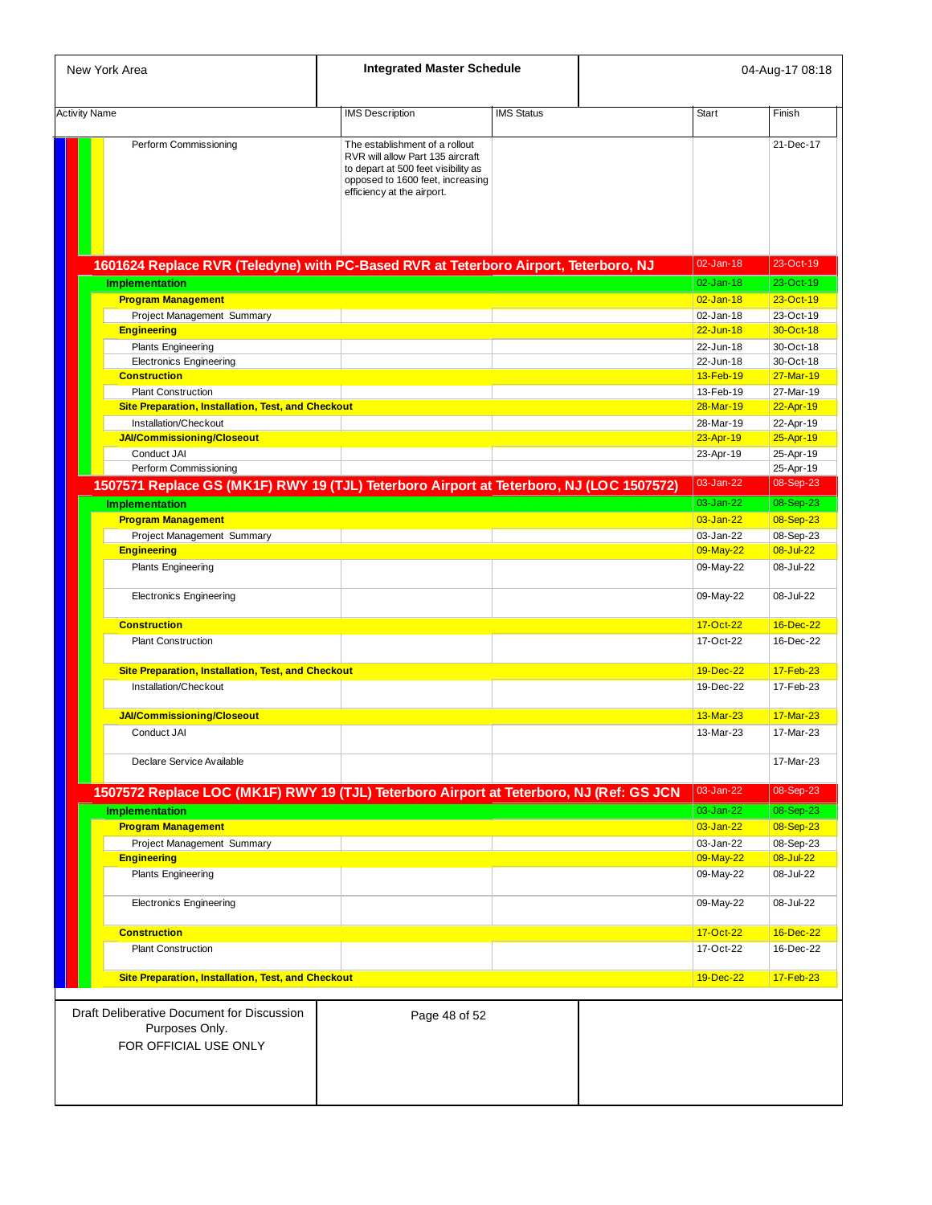| Activity Name | IMS Description | IMS Status | Start | Finish |
|---|---|---|---|---|
| Perform Commissioning | The establishment of a rollout RVR will allow Part 135 aircraft to depart at 500 feet visibility as opposed to 1600 feet, increasing efficiency at the airport. | | | 21-Dec-17 |
| **1601624 Replace RVR (Teledyne) with PC-Based RVR at Teterboro Airport, Teterboro, NJ** | | | 02-Jan-18 | 23-Oct-19 |
| **Implementation** | | | 02-Jan-18 | 23-Oct-19 |
| **Program Management** | | | 02-Jan-18 | 23-Oct-19 |
| Project Management Summary | | | 02-Jan-18 | 23-Oct-19 |
| **Engineering** | | | 22-Jun-18 | 30-Oct-18 |
| Plants Engineering | | | 22-Jun-18 | 30-Oct-18 |
| Electronics Engineering | | | 22-Jun-18 | 30-Oct-18 |
| **Construction** | | | 13-Feb-19 | 27-Mar-19 |
| Plant Construction | | | 13-Feb-19 | 27-Mar-19 |
| **Site Preparation, Installation, Test, and Checkout** | | | 28-Mar-19 | 22-Apr-19 |
| Installation/Checkout | | | 28-Mar-19 | 22-Apr-19 |
| **JAI/Commissioning/Closeout** | | | 23-Apr-19 | 25-Apr-19 |
| Conduct JAI | | | 23-Apr-19 | 25-Apr-19 |
| Perform Commissioning | | | | 25-Apr-19 |
| **1507571 Replace GS (MK1F) RWY 19 (TJL) Teterboro Airport at Teterboro, NJ (LOC 1507572)** | | | 03-Jan-22 | 08-Sep-23 |
| **Implementation** | | | 03-Jan-22 | 08-Sep-23 |
| **Program Management** | | | 03-Jan-22 | 08-Sep-23 |
| Project Management Summary | | | 03-Jan-22 | 08-Sep-23 |
| **Engineering** | | | 09-May-22 | 08-Jul-22 |
| Plants Engineering | | | 09-May-22 | 08-Jul-22 |
| Electronics Engineering | | | 09-May-22 | 08-Jul-22 |
| **Construction** | | | 17-Oct-22 | 16-Dec-22 |
| Plant Construction | | | 17-Oct-22 | 16-Dec-22 |
| **Site Preparation, Installation, Test, and Checkout** | | | 19-Dec-22 | 17-Feb-23 |
| Installation/Checkout | | | 19-Dec-22 | 17-Feb-23 |
| **JAI/Commissioning/Closeout** | | | 13-Mar-23 | 17-Mar-23 |
| Conduct JAI | | | 13-Mar-23 | 17-Mar-23 |
| Declare Service Available | | | | 17-Mar-23 |
| **1507572 Replace LOC (MK1F) RWY 19 (TJL) Teterboro Airport at Teterboro, NJ (Ref: GS JCN** | | | 03-Jan-22 | 08-Sep-23 |
| **Implementation** | | | 03-Jan-22 | 08-Sep-23 |
| **Program Management** | | | 03-Jan-22 | 08-Sep-23 |
| Project Management Summary | | | 03-Jan-22 | 08-Sep-23 |
| **Engineering** | | | 09-May-22 | 08-Jul-22 |
| Plants Engineering | | | 09-May-22 | 08-Jul-22 |
| Electronics Engineering | | | 09-May-22 | 08-Jul-22 |
| **Construction** | | | 17-Oct-22 | 16-Dec-22 |
| Plant Construction | | | 17-Oct-22 | 16-Dec-22 |
| **Site Preparation, Installation, Test, and Checkout** | | | 19-Dec-22 | 17-Feb-23 |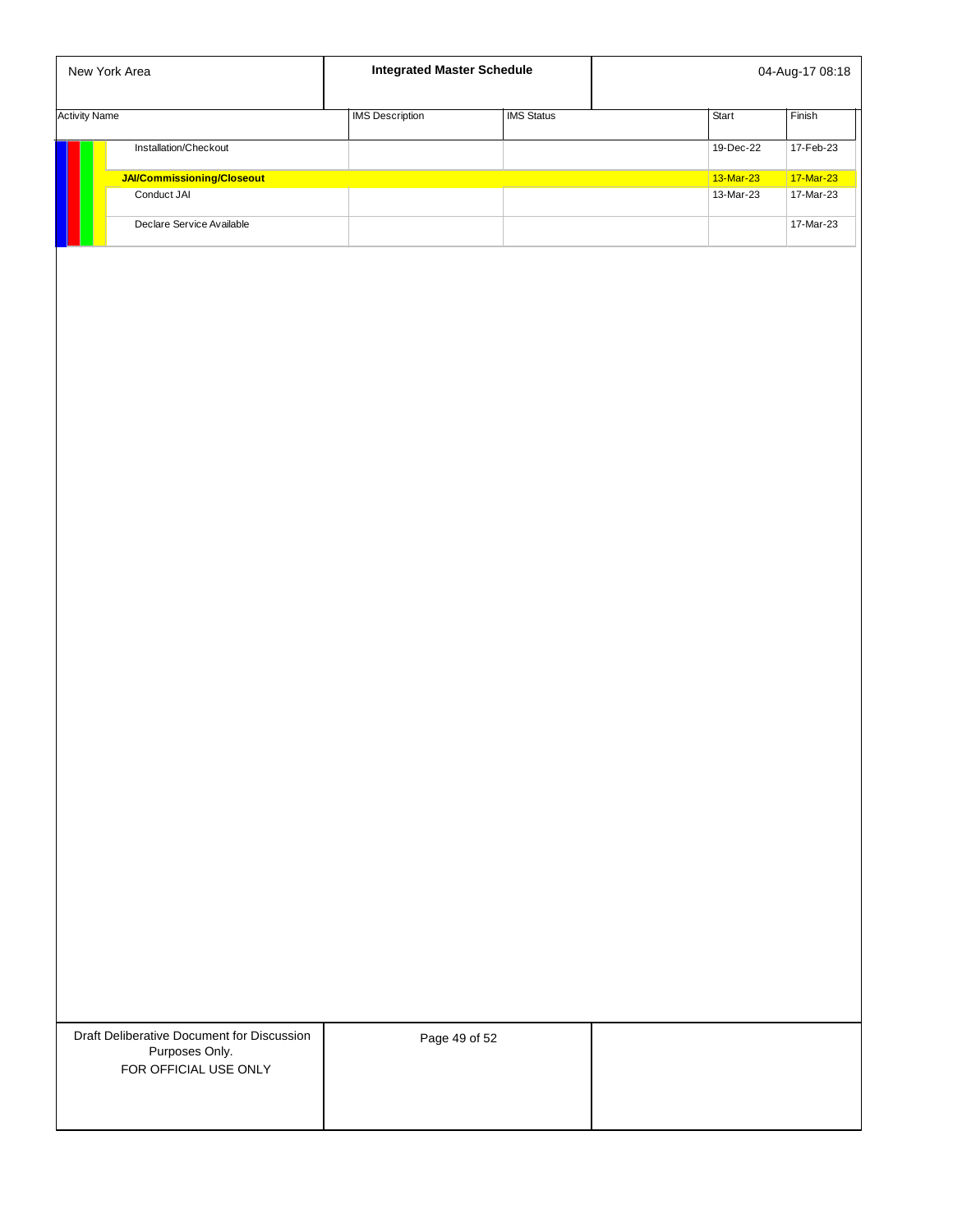| Activity Name | IMS Description | IMS Status | Start | Finish |
|---|---|---|---|---|
| Installation/Checkout | | | 19-Dec-22 | 17-Feb-23 |
| **JAI/Commissioning/Closeout** | | | 13-Mar-23 | 17-Mar-23 |
| Conduct JAI | | | 13-Mar-23 | 17-Mar-23 |
| Declare Service Available | | | | 17-Mar-23 |

Draft Deliberative Document for Discussion Purposes Only.
FOR OFFICIAL USE ONLY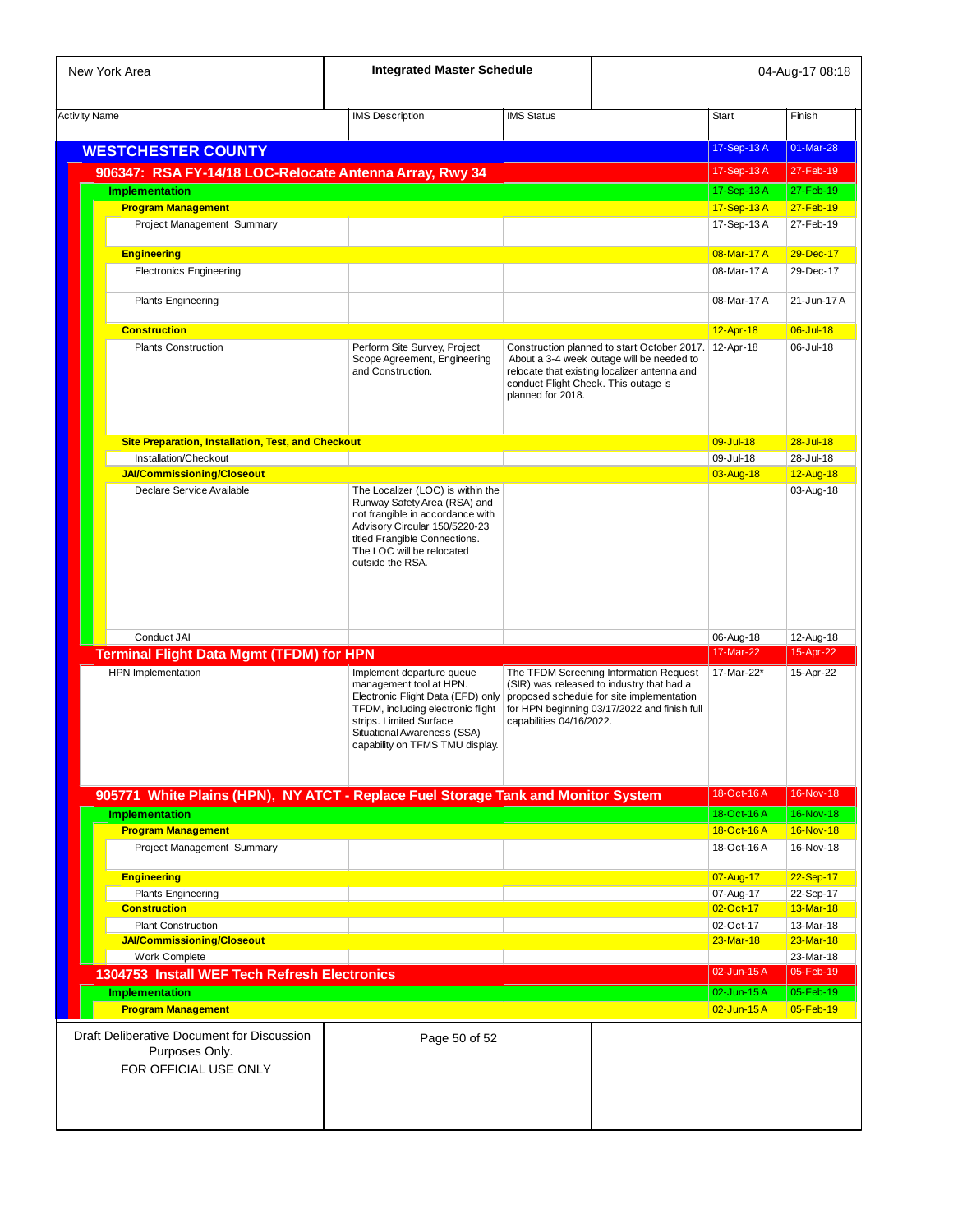| Activity Name | IMS Description | IMS Status | Start | Finish |
|---|---|---|---|---|
| **WESTCHESTER COUNTY** | | | 17-Sep-13 A | 01-Mar-28 |
| **906347: RSA FY-14/18 LOC-Relocate Antenna Array, Rwy 34** | | | 17-Sep-13 A | 27-Feb-19 |
| **Implementation** | | | 17-Sep-13 A | 27-Feb-19 |
| **Program Management** | | | 17-Sep-13 A | 27-Feb-19 |
| Project Management Summary | | | 17-Sep-13 A | 27-Feb-19 |
| **Engineering** | | | 08-Mar-17 A | 29-Dec-17 |
| Electronics Engineering | | | 08-Mar-17 A | 29-Dec-17 |
| Plants Engineering | | | 08-Mar-17 A | 21-Jun-17 A |
| **Construction** | | | 12-Apr-18 | 06-Jul-18 |
| Plants Construction | Perform Site Survey, Project Scope Agreement, Engineering and Construction. | Construction planned to start October 2017. About a 3-4 week outage will be needed to relocate that existing localizer antenna and conduct Flight Check. This outage is planned for 2018. | 12-Apr-18 | 06-Jul-18 |
| **Site Preparation, Installation, Test, and Checkout** | | | 09-Jul-18 | 28-Jul-18 |
| Installation/Checkout | | | 09-Jul-18 | 28-Jul-18 |
| **JAI/Commissioning/Closeout** | | | 03-Aug-18 | 12-Aug-18 |
| Declare Service Available | The Localizer (LOC) is within the Runway Safety Area (RSA) and not frangible in accordance with Advisory Circular 150/5220-23 titled Frangible Connections. The LOC will be relocated outside the RSA. | | | 03-Aug-18 |
| Conduct JAI | | | 06-Aug-18 | 12-Aug-18 |
| **Terminal Flight Data Mgmt (TFDM) for HPN** | | | 17-Mar-22 | 15-Apr-22 |
| HPN Implementation | Implement departure queue management tool at HPN. Electronic Flight Data (EFD) only TFDM, including electronic flight strips. Limited Surface Situational Awareness (SSA) capability on TFMS TMU display. | The TFDM Screening Information Request (SIR) was released to industry that had a proposed schedule for site implementation for HPN beginning 03/17/2022 and finish full capabilities 04/16/2022. | 17-Mar-22* | 15-Apr-22 |
| **905771 White Plains (HPN), NY ATCT - Replace Fuel Storage Tank and Monitor System** | | | 18-Oct-16 A | 16-Nov-18 |
| **Implementation** | | | 18-Oct-16 A | 16-Nov-18 |
| **Program Management** | | | 18-Oct-16 A | 16-Nov-18 |
| Project Management Summary | | | 18-Oct-16 A | 16-Nov-18 |
| **Engineering** | | | 07-Aug-17 | 22-Sep-17 |
| Plants Engineering | | | 07-Aug-17 | 22-Sep-17 |
| **Construction** | | | 02-Oct-17 | 13-Mar-18 |
| Plant Construction | | | 02-Oct-17 | 13-Mar-18 |
| **JAI/Commissioning/Closeout** | | | 23-Mar-18 | 23-Mar-18 |
| Work Complete | | | | 23-Mar-18 |
| **1304753 Install WEF Tech Refresh Electronics** | | | 02-Jun-15 A | 05-Feb-19 |
| **Implementation** | | | 02-Jun-15 A | 05-Feb-19 |
| **Program Management** | | | 02-Jun-15 A | 05-Feb-19 |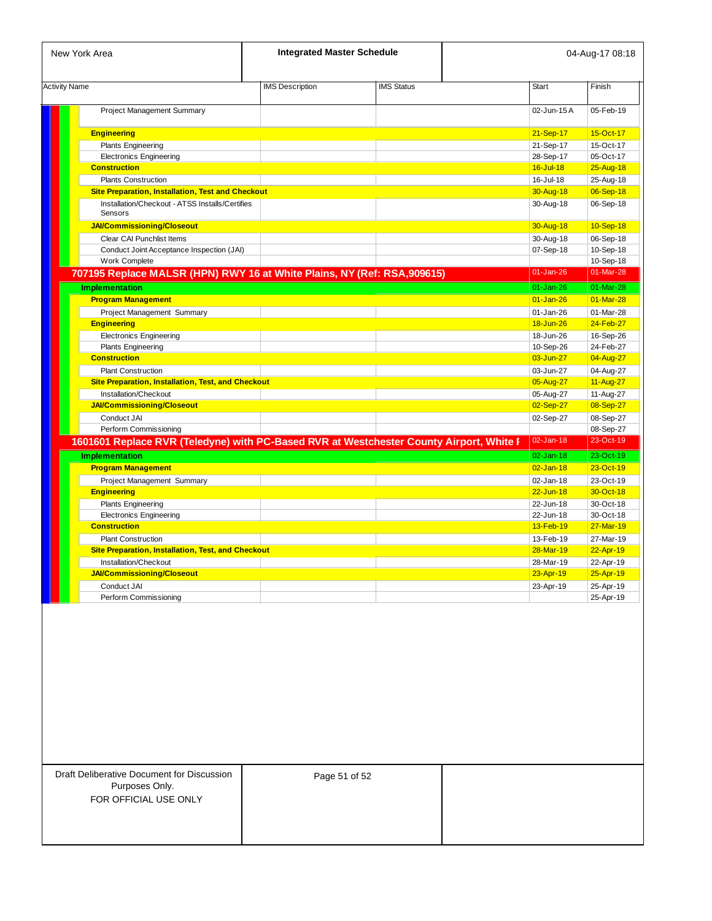| Activity Name | IMS Description | IMS Status | Start | Finish |
|---|---|---|---|---|
| Project Management Summary | | | 02-Jun-15 A | 05-Feb-19 |
| **Engineering** | | | 21-Sep-17 | 15-Oct-17 |
| Plants Engineering | | | 21-Sep-17 | 15-Oct-17 |
| Electronics Engineering | | | 28-Sep-17 | 05-Oct-17 |
| **Construction** | | | 16-Jul-18 | 25-Aug-18 |
| Plants Construction | | | 16-Jul-18 | 25-Aug-18 |
| **Site Preparation, Installation, Test and Checkout** | | | 30-Aug-18 | 06-Sep-18 |
| Installation/Checkout - ATSS Installs/Certifies Sensors | | | 30-Aug-18 | 06-Sep-18 |
| **JAI/Commissioning/Closeout** | | | 30-Aug-18 | 10-Sep-18 |
| Clear CAI Punchlist Items | | | 30-Aug-18 | 06-Sep-18 |
| Conduct Joint Acceptance Inspection (JAI) | | | 07-Sep-18 | 10-Sep-18 |
| Work Complete | | | | 10-Sep-18 |
| **707195 Replace MALSR (HPN) RWY 16 at White Plains, NY (Ref: RSA,909615)** | | | 01-Jan-26 | 01-Mar-28 |
| **Implementation** | | | 01-Jan-26 | 01-Mar-28 |
| **Program Management** | | | 01-Jan-26 | 01-Mar-28 |
| Project Management Summary | | | 01-Jan-26 | 01-Mar-28 |
| **Engineering** | | | 18-Jun-26 | 24-Feb-27 |
| Electronics Engineering | | | 18-Jun-26 | 16-Sep-26 |
| Plants Engineering | | | 10-Sep-26 | 24-Feb-27 |
| **Construction** | | | 03-Jun-27 | 04-Aug-27 |
| Plant Construction | | | 03-Jun-27 | 04-Aug-27 |
| **Site Preparation, Installation, Test, and Checkout** | | | 05-Aug-27 | 11-Aug-27 |
| Installation/Checkout | | | 05-Aug-27 | 11-Aug-27 |
| **JAI/Commissioning/Closeout** | | | 02-Sep-27 | 08-Sep-27 |
| Conduct JAI | | | 02-Sep-27 | 08-Sep-27 |
| Perform Commissioning | | | | 08-Sep-27 |
| **1601601 Replace RVR (Teledyne) with PC-Based RVR at Westchester County Airport, White I** | | | 02-Jan-18 | 23-Oct-19 |
| **Implementation** | | | 02-Jan-18 | 23-Oct-19 |
| **Program Management** | | | 02-Jan-18 | 23-Oct-19 |
| Project Management Summary | | | 02-Jan-18 | 23-Oct-19 |
| **Engineering** | | | 22-Jun-18 | 30-Oct-18 |
| Plants Engineering | | | 22-Jun-18 | 30-Oct-18 |
| Electronics Engineering | | | 22-Jun-18 | 30-Oct-18 |
| **Construction** | | | 13-Feb-19 | 27-Mar-19 |
| Plant Construction | | | 13-Feb-19 | 27-Mar-19 |
| **Site Preparation, Installation, Test, and Checkout** | | | 28-Mar-19 | 22-Apr-19 |
| Installation/Checkout | | | 28-Mar-19 | 22-Apr-19 |
| **JAI/Commissioning/Closeout** | | | 23-Apr-19 | 25-Apr-19 |
| Conduct JAI | | | 23-Apr-19 | 25-Apr-19 |
| Perform Commissioning | | | | 25-Apr-19 |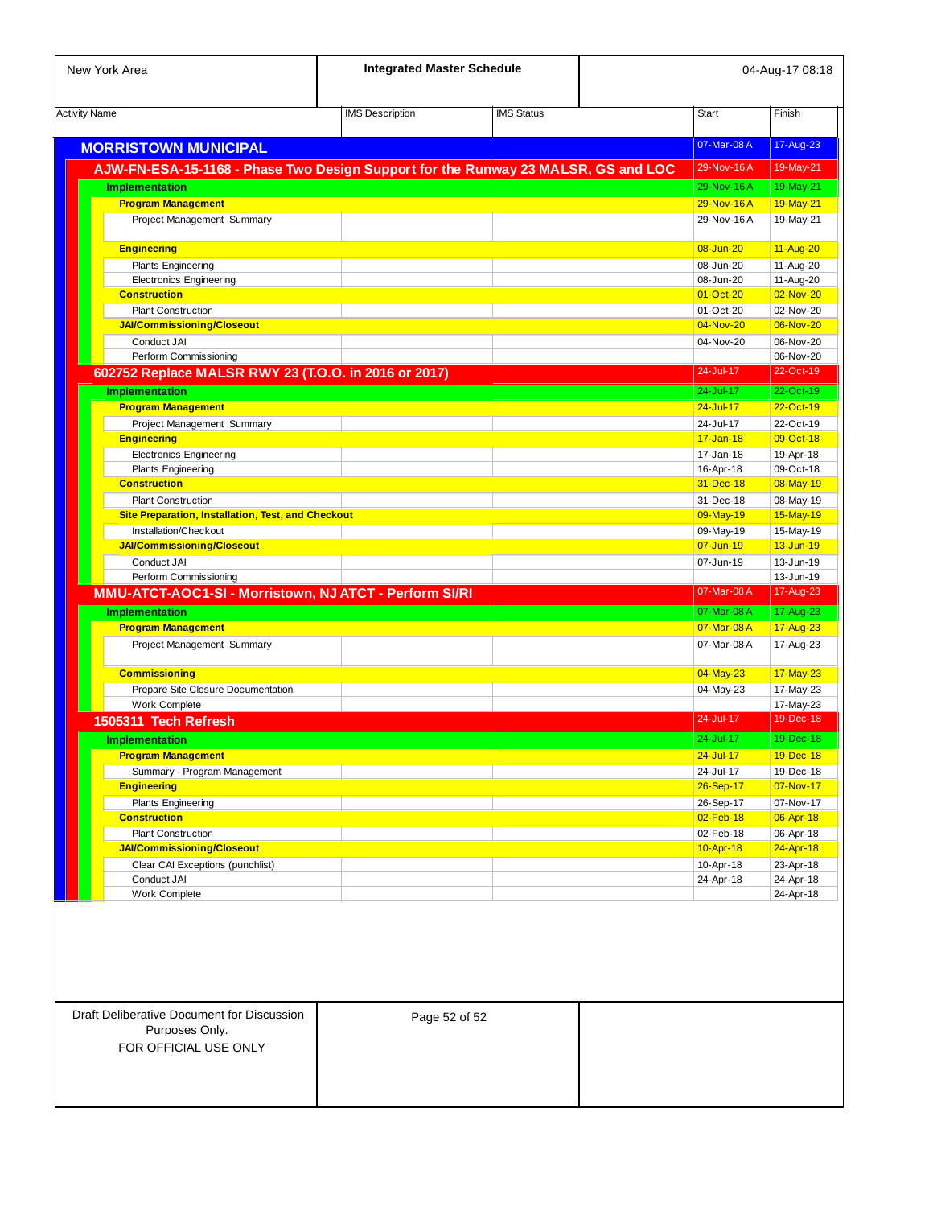| Activity Name | IMS Description | IMS Status | Start | Finish |
|---|---|---|---|---|
| **MORRISTOWN MUNICIPAL** | | | 07-Mar-08 A | 17-Aug-23 |
| **AJW-FN-ESA-15-1168 - Phase Two Design Support for the Runway 23 MALSR, GS and LOC** | | | 29-Nov-16 A | 19-May-21 |
| **Implementation** | | | 29-Nov-16 A | 19-May-21 |
| **Program Management** | | | 29-Nov-16 A | 19-May-21 |
| Project Management Summary | | | 29-Nov-16 A | 19-May-21 |
| **Engineering** | | | 08-Jun-20 | 11-Aug-20 |
| Plants Engineering | | | 08-Jun-20 | 11-Aug-20 |
| Electronics Engineering | | | 08-Jun-20 | 11-Aug-20 |
| **Construction** | | | 01-Oct-20 | 02-Nov-20 |
| Plant Construction | | | 01-Oct-20 | 02-Nov-20 |
| **JAI/Commissioning/Closeout** | | | 04-Nov-20 | 06-Nov-20 |
| Conduct JAI | | | 04-Nov-20 | 06-Nov-20 |
| Perform Commissioning | | | | 06-Nov-20 |
| **602752 Replace MALSR RWY 23 (T.O.O. in 2016 or 2017)** | | | 24-Jul-17 | 22-Oct-19 |
| **Implementation** | | | 24-Jul-17 | 22-Oct-19 |
| **Program Management** | | | 24-Jul-17 | 22-Oct-19 |
| Project Management Summary | | | 24-Jul-17 | 22-Oct-19 |
| **Engineering** | | | 17-Jan-18 | 09-Oct-18 |
| Electronics Engineering | | | 17-Jan-18 | 19-Apr-18 |
| Plants Engineering | | | 16-Apr-18 | 09-Oct-18 |
| **Construction** | | | 31-Dec-18 | 08-May-19 |
| Plant Construction | | | 31-Dec-18 | 08-May-19 |
| **Site Preparation, Installation, Test, and Checkout** | | | 09-May-19 | 15-May-19 |
| Installation/Checkout | | | 09-May-19 | 15-May-19 |
| **JAI/Commissioning/Closeout** | | | 07-Jun-19 | 13-Jun-19 |
| Conduct JAI | | | 07-Jun-19 | 13-Jun-19 |
| Perform Commissioning | | | | 13-Jun-19 |
| **MMU-ATCT-AOC1-SI - Morristown, NJ ATCT - Perform SI/RI** | | | 07-Mar-08 A | 17-Aug-23 |
| **Implementation** | | | 07-Mar-08 A | 17-Aug-23 |
| **Program Management** | | | 07-Mar-08 A | 17-Aug-23 |
| Project Management Summary | | | 07-Mar-08 A | 17-Aug-23 |
| **Commissioning** | | | 04-May-23 | 17-May-23 |
| Prepare Site Closure Documentation | | | 04-May-23 | 17-May-23 |
| Work Complete | | | | 17-May-23 |
| **1505311 Tech Refresh** | | | 24-Jul-17 | 19-Dec-18 |
| **Implementation** | | | 24-Jul-17 | 19-Dec-18 |
| **Program Management** | | | 24-Jul-17 | 19-Dec-18 |
| Summary - Program Management | | | 24-Jul-17 | 19-Dec-18 |
| **Engineering** | | | 26-Sep-17 | 07-Nov-17 |
| Plants Engineering | | | 26-Sep-17 | 07-Nov-17 |
| **Construction** | | | 02-Feb-18 | 06-Apr-18 |
| Plant Construction | | | 02-Feb-18 | 06-Apr-18 |
| **JAI/Commissioning/Closeout** | | | 10-Apr-18 | 24-Apr-18 |
| Clear CAI Exceptions (punchlist) | | | 10-Apr-18 | 23-Apr-18 |
| Conduct JAI | | | 24-Apr-18 | 24-Apr-18 |
| Work Complete | | | | 24-Apr-18 |